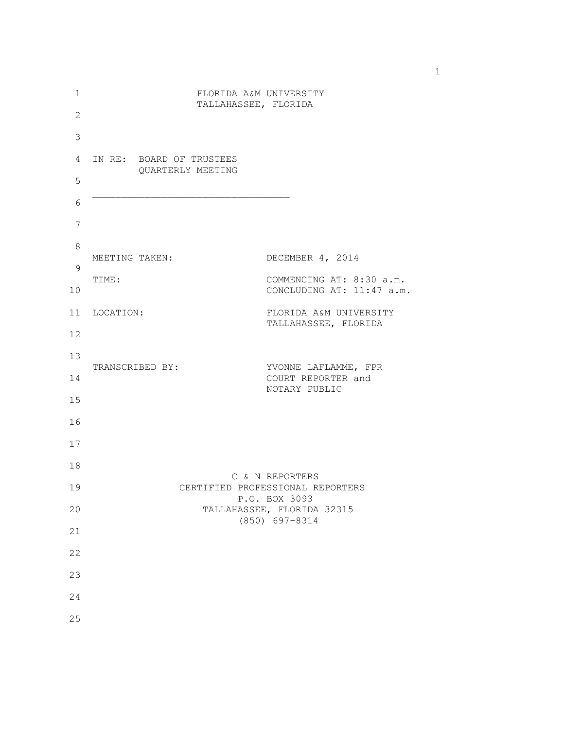FLORIDA A&M UNIVERSITY
TALLAHASSEE, FLORIDA

IN RE: BOARD OF TRUSTEES
QUARTERLY MEETING

---

MEETING TAKEN: DECEMBER 4, 2014

TIME: COMMENCING AT: 8:30 a.m.
CONCLUDING AT: 11:47 a.m.

LOCATION: FLORIDA A&M UNIVERSITY
TALLAHASSEE, FLORIDA

TRANSCRIBED BY: YVONNE LAFLAMME, FPR
COURT REPORTER and
NOTARY PUBLIC

C & N REPORTERS
CERTIFIED PROFESSIONAL REPORTERS
P.O. BOX 3093
TALLAHASSEE, FLORIDA 32315
(850) 697-8314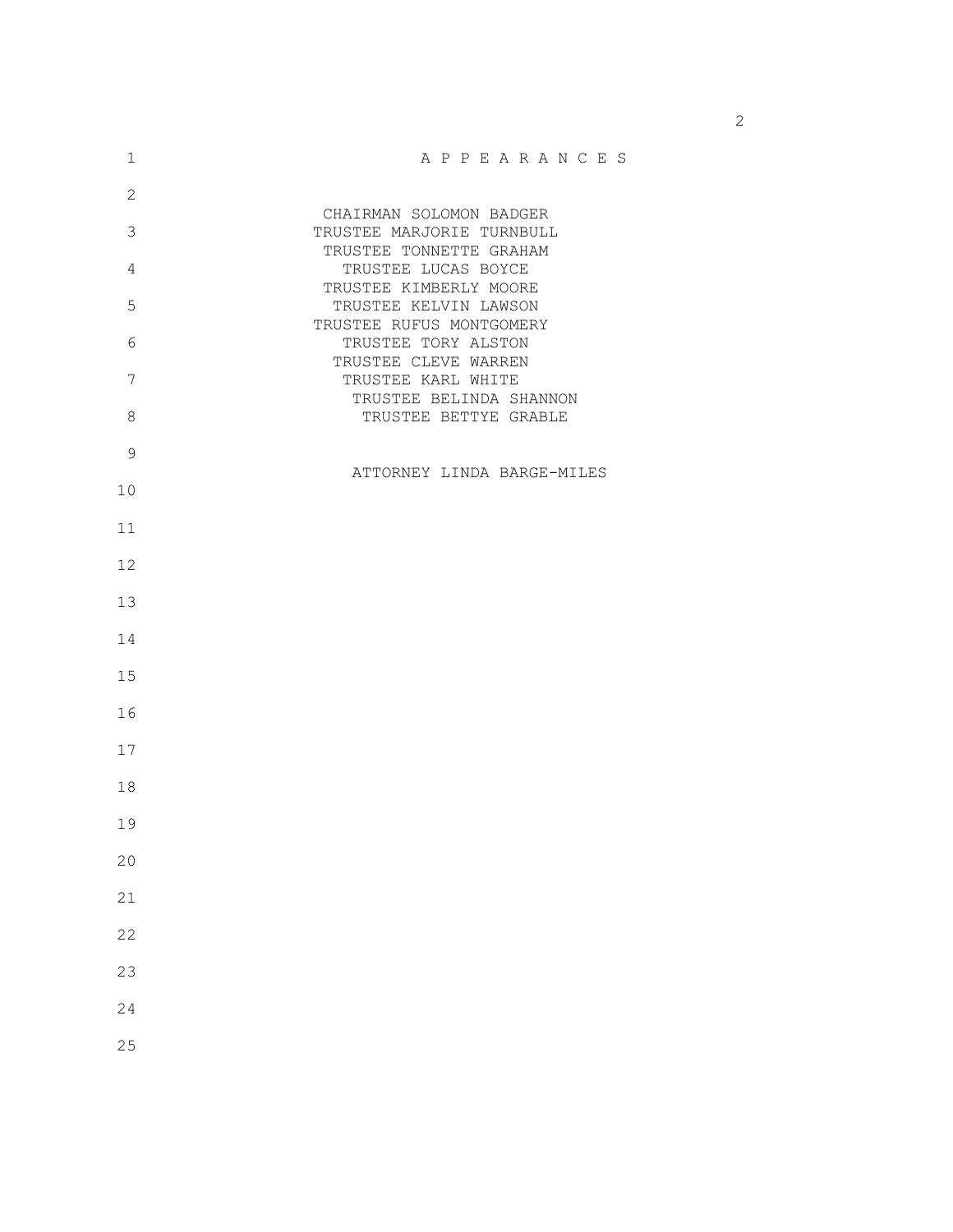# A P P E A R A N C E S

CHAIRMAN SOLOMON BADGER
TRUSTEE MARJORIE TURNBULL
TRUSTEE TONNETTE GRAHAM
TRUSTEE LUCAS BOYCE
TRUSTEE KIMBERLY MOORE
TRUSTEE KELVIN LAWSON
TRUSTEE RUFUS MONTGOMERY
TRUSTEE TORY ALSTON
TRUSTEE CLEVE WARREN
TRUSTEE KARL WHITE
TRUSTEE BELINDA SHANNON
TRUSTEE BETTYE GRABLE

ATTORNEY LINDA BARGE-MILES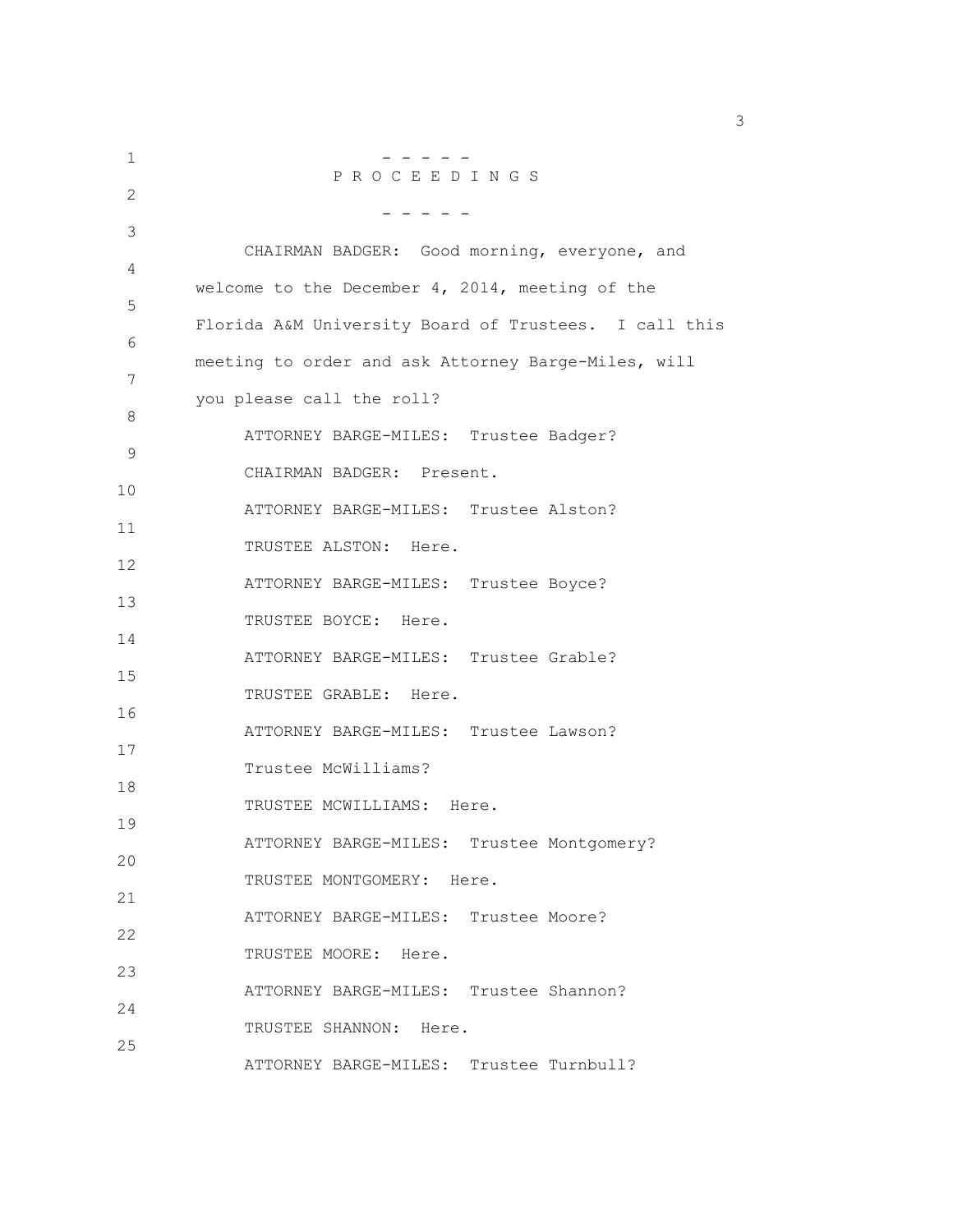- - - - -

P R O C E E D I N G S

- - - - -

CHAIRMAN BADGER: Good morning, everyone, and welcome to the December 4, 2014, meeting of the Florida A&M University Board of Trustees. I call this meeting to order and ask Attorney Barge-Miles, will you please call the roll?

ATTORNEY BARGE-MILES: Trustee Badger?

CHAIRMAN BADGER: Present.

ATTORNEY BARGE-MILES: Trustee Alston?

TRUSTEE ALSTON: Here.

ATTORNEY BARGE-MILES: Trustee Boyce?

TRUSTEE BOYCE: Here.

ATTORNEY BARGE-MILES: Trustee Grable?

TRUSTEE GRABLE: Here.

ATTORNEY BARGE-MILES: Trustee Lawson? Trustee McWilliams?

TRUSTEE MCWILLIAMS: Here.

ATTORNEY BARGE-MILES: Trustee Montgomery?

TRUSTEE MONTGOMERY: Here.

ATTORNEY BARGE-MILES: Trustee Moore?

TRUSTEE MOORE: Here.

ATTORNEY BARGE-MILES: Trustee Shannon?

TRUSTEE SHANNON: Here.

ATTORNEY BARGE-MILES: Trustee Turnbull?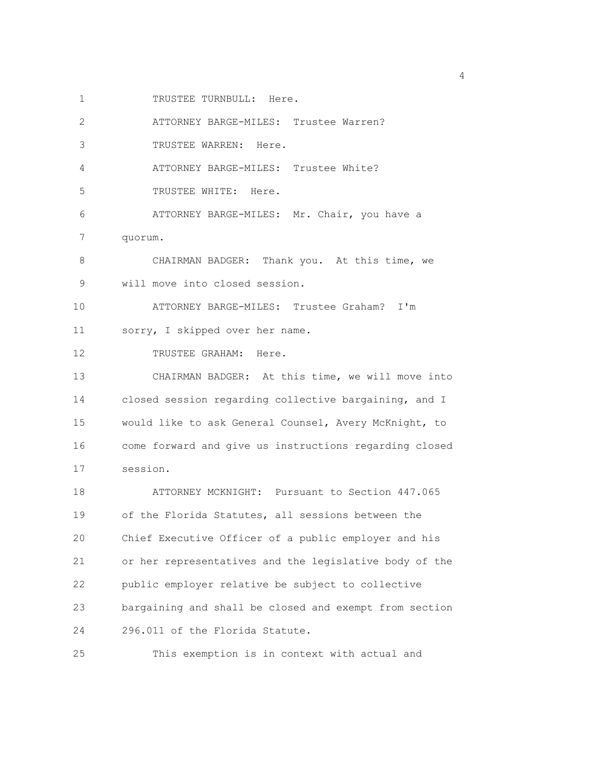TRUSTEE TURNBULL: Here.

ATTORNEY BARGE-MILES: Trustee Warren?

TRUSTEE WARREN: Here.

ATTORNEY BARGE-MILES: Trustee White?

TRUSTEE WHITE: Here.

ATTORNEY BARGE-MILES: Mr. Chair, you have a quorum.

CHAIRMAN BADGER: Thank you. At this time, we will move into closed session.

ATTORNEY BARGE-MILES: Trustee Graham? I'm sorry, I skipped over her name.

TRUSTEE GRAHAM: Here.

CHAIRMAN BADGER: At this time, we will move into closed session regarding collective bargaining, and I would like to ask General Counsel, Avery McKnight, to come forward and give us instructions regarding closed session.

ATTORNEY MCKNIGHT: Pursuant to Section 447.065 of the Florida Statutes, all sessions between the Chief Executive Officer of a public employer and his or her representatives and the legislative body of the public employer relative be subject to collective bargaining and shall be closed and exempt from section 296.011 of the Florida Statute.

This exemption is in context with actual and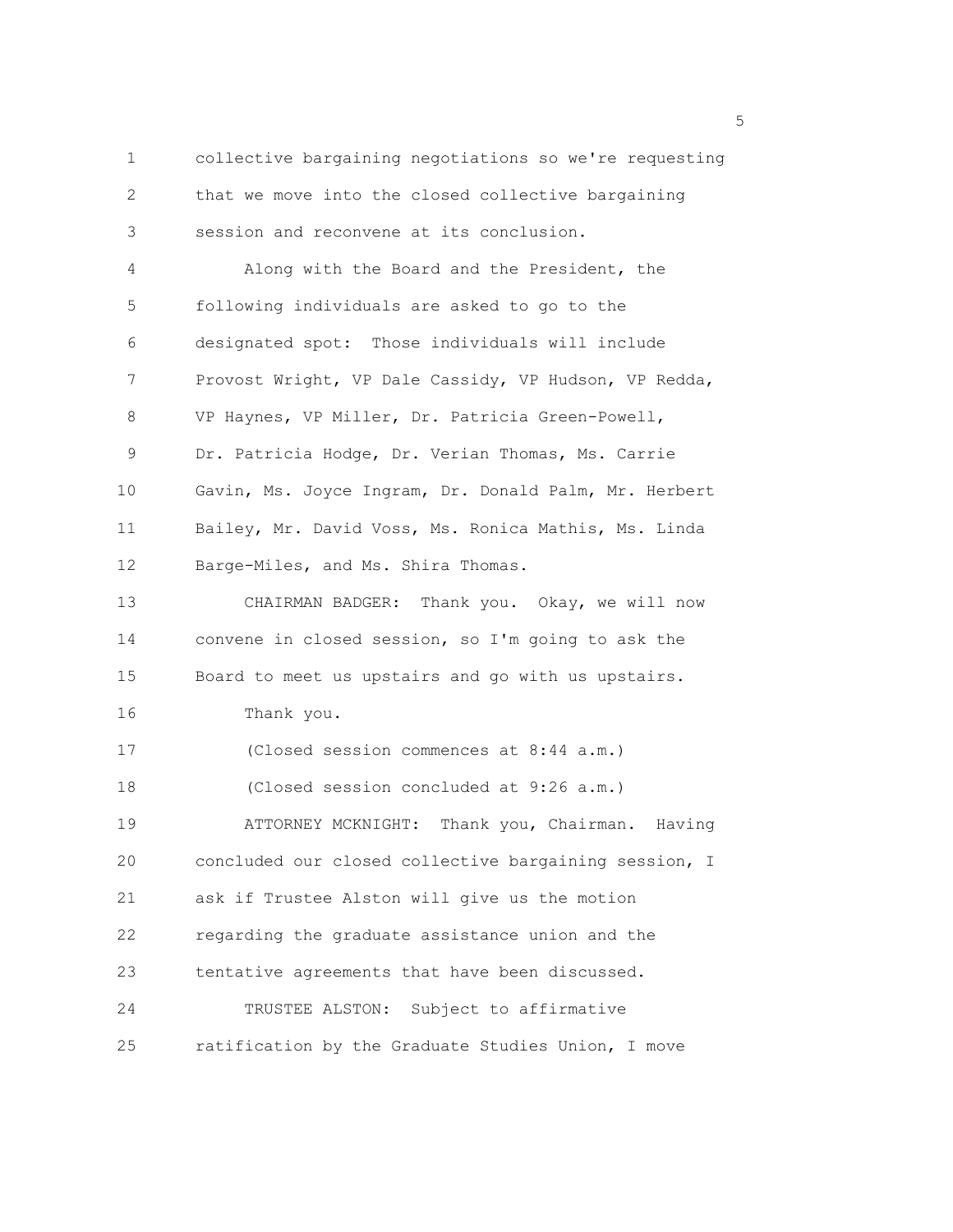collective bargaining negotiations so we're requesting that we move into the closed collective bargaining session and reconvene at its conclusion.

Along with the Board and the President, the following individuals are asked to go to the designated spot: Those individuals will include Provost Wright, VP Dale Cassidy, VP Hudson, VP Redda, VP Haynes, VP Miller, Dr. Patricia Green-Powell, Dr. Patricia Hodge, Dr. Verian Thomas, Ms. Carrie Gavin, Ms. Joyce Ingram, Dr. Donald Palm, Mr. Herbert Bailey, Mr. David Voss, Ms. Ronica Mathis, Ms. Linda Barge-Miles, and Ms. Shira Thomas.

CHAIRMAN BADGER: Thank you. Okay, we will now convene in closed session, so I'm going to ask the Board to meet us upstairs and go with us upstairs.

Thank you.

(Closed session commences at 8:44 a.m.)

(Closed session concluded at 9:26 a.m.)

ATTORNEY MCKNIGHT: Thank you, Chairman. Having concluded our closed collective bargaining session, I ask if Trustee Alston will give us the motion regarding the graduate assistance union and the tentative agreements that have been discussed.

TRUSTEE ALSTON: Subject to affirmative ratification by the Graduate Studies Union, I move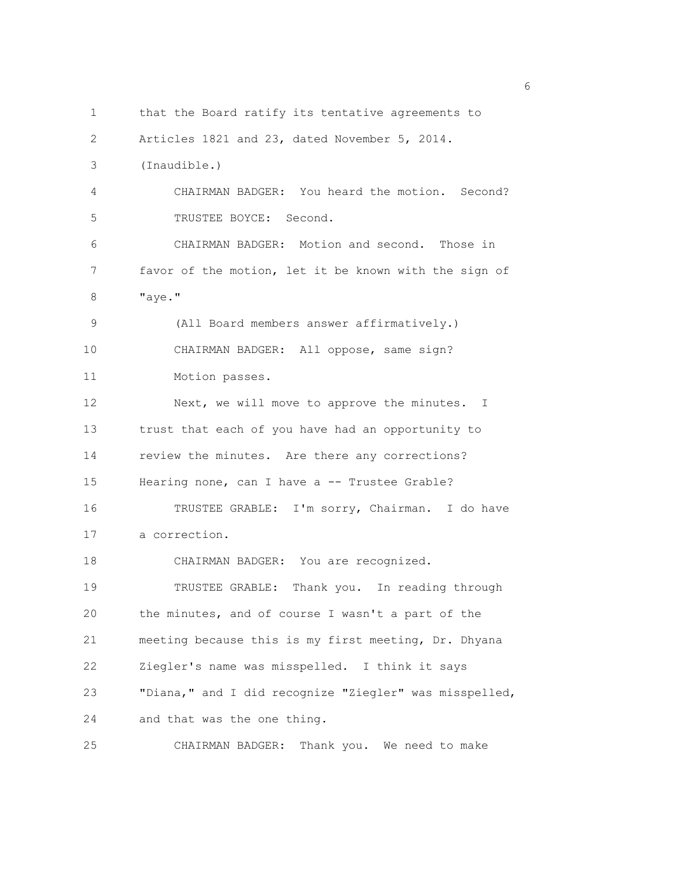that the Board ratify its tentative agreements to Articles 1821 and 23, dated November 5, 2014. (Inaudible.)

CHAIRMAN BADGER: You heard the motion. Second?

TRUSTEE BOYCE: Second.

CHAIRMAN BADGER: Motion and second. Those in favor of the motion, let it be known with the sign of "aye."

(All Board members answer affirmatively.)

CHAIRMAN BADGER: All oppose, same sign? Motion passes.

Next, we will move to approve the minutes. I trust that each of you have had an opportunity to review the minutes. Are there any corrections? Hearing none, can I have a -- Trustee Grable?

TRUSTEE GRABLE: I'm sorry, Chairman. I do have a correction.

CHAIRMAN BADGER: You are recognized.

TRUSTEE GRABLE: Thank you. In reading through the minutes, and of course I wasn't a part of the meeting because this is my first meeting, Dr. Dhyana Ziegler's name was misspelled. I think it says "Diana," and I did recognize "Ziegler" was misspelled, and that was the one thing.

CHAIRMAN BADGER: Thank you. We need to make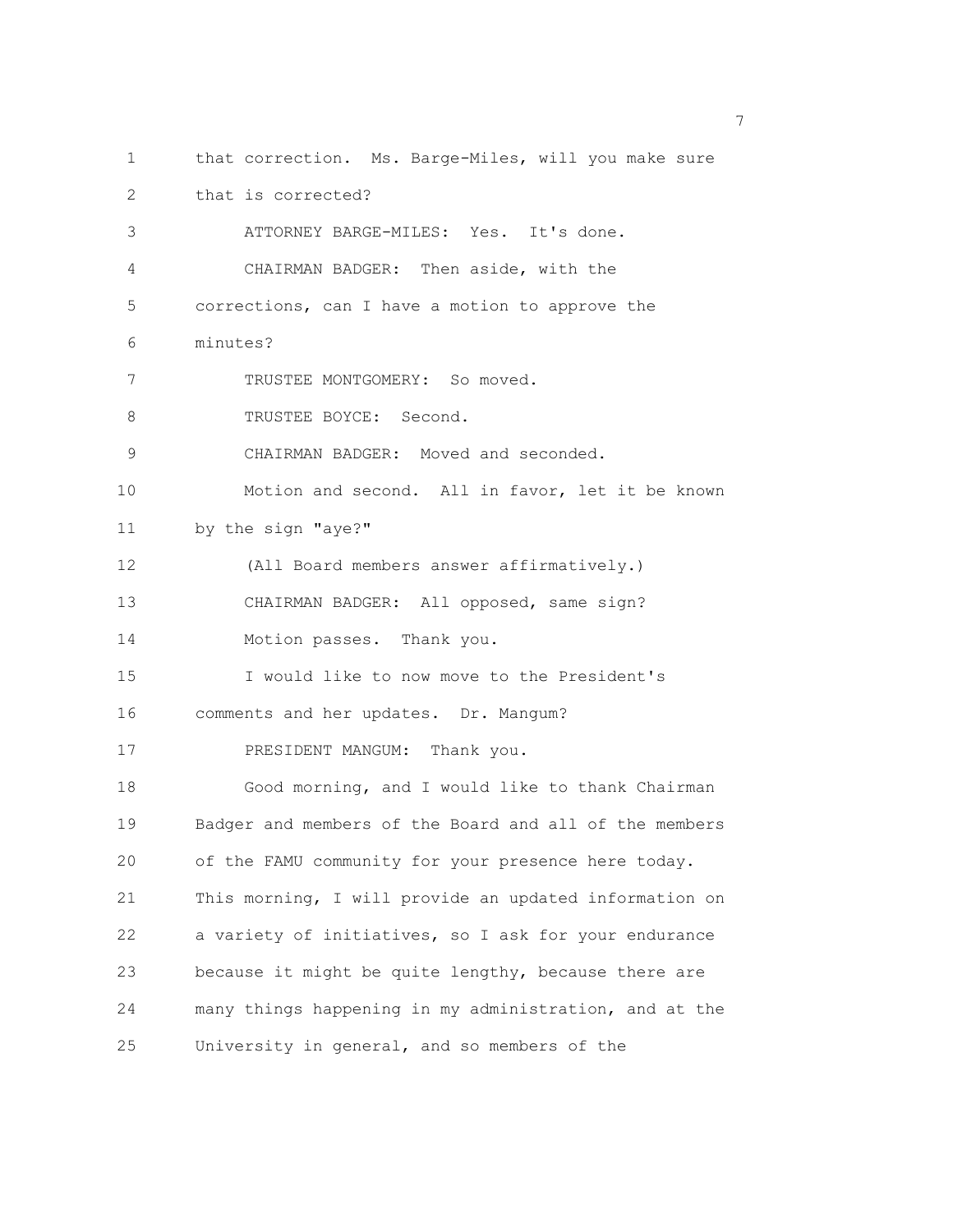that correction. Ms. Barge-Miles, will you make sure that is corrected?

ATTORNEY BARGE-MILES: Yes. It's done.

CHAIRMAN BADGER: Then aside, with the corrections, can I have a motion to approve the minutes?

TRUSTEE MONTGOMERY: So moved.

TRUSTEE BOYCE: Second.

CHAIRMAN BADGER: Moved and seconded.

Motion and second. All in favor, let it be known by the sign "aye?"

(All Board members answer affirmatively.)

CHAIRMAN BADGER: All opposed, same sign?

Motion passes. Thank you.

I would like to now move to the President's comments and her updates. Dr. Mangum?

PRESIDENT MANGUM: Thank you.

Good morning, and I would like to thank Chairman Badger and members of the Board and all of the members of the FAMU community for your presence here today. This morning, I will provide an updated information on a variety of initiatives, so I ask for your endurance because it might be quite lengthy, because there are many things happening in my administration, and at the University in general, and so members of the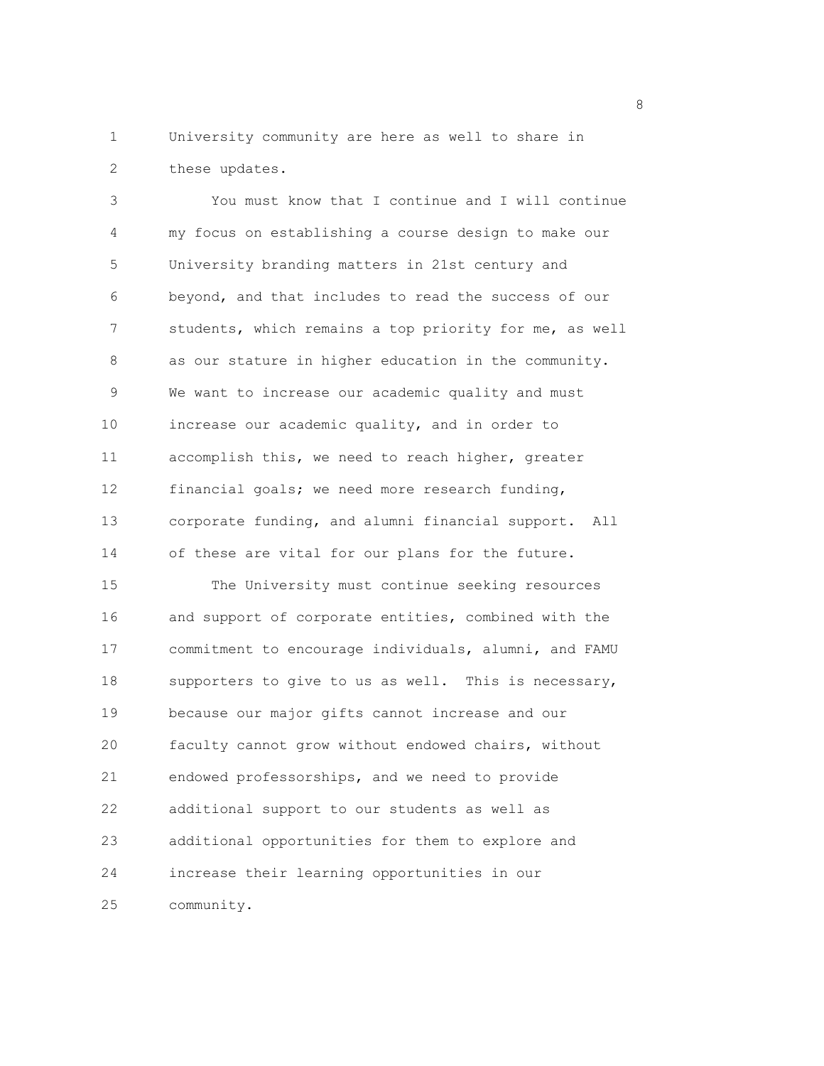University community are here as well to share in these updates.

You must know that I continue and I will continue my focus on establishing a course design to make our University branding matters in 21st century and beyond, and that includes to read the success of our students, which remains a top priority for me, as well as our stature in higher education in the community. We want to increase our academic quality and must increase our academic quality, and in order to accomplish this, we need to reach higher, greater financial goals; we need more research funding, corporate funding, and alumni financial support. All of these are vital for our plans for the future.

The University must continue seeking resources and support of corporate entities, combined with the commitment to encourage individuals, alumni, and FAMU supporters to give to us as well. This is necessary, because our major gifts cannot increase and our faculty cannot grow without endowed chairs, without endowed professorships, and we need to provide additional support to our students as well as additional opportunities for them to explore and increase their learning opportunities in our community.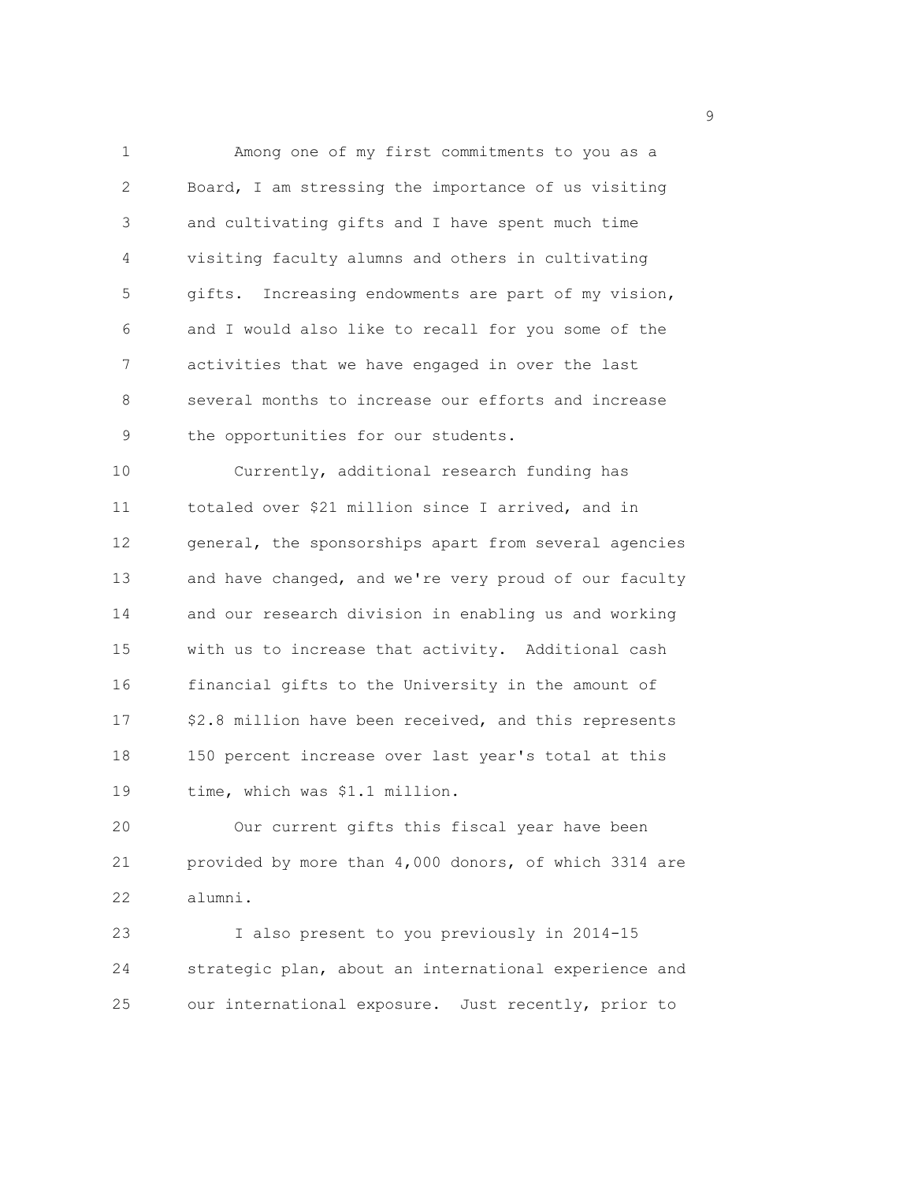Among one of my first commitments to you as a Board, I am stressing the importance of us visiting and cultivating gifts and I have spent much time visiting faculty alumns and others in cultivating gifts. Increasing endowments are part of my vision, and I would also like to recall for you some of the activities that we have engaged in over the last several months to increase our efforts and increase the opportunities for our students.

Currently, additional research funding has totaled over $21 million since I arrived, and in general, the sponsorships apart from several agencies and have changed, and we're very proud of our faculty and our research division in enabling us and working with us to increase that activity. Additional cash financial gifts to the University in the amount of $2.8 million have been received, and this represents 150 percent increase over last year's total at this time, which was $1.1 million.

Our current gifts this fiscal year have been provided by more than 4,000 donors, of which 3314 are alumni.

I also present to you previously in 2014-15 strategic plan, about an international experience and our international exposure. Just recently, prior to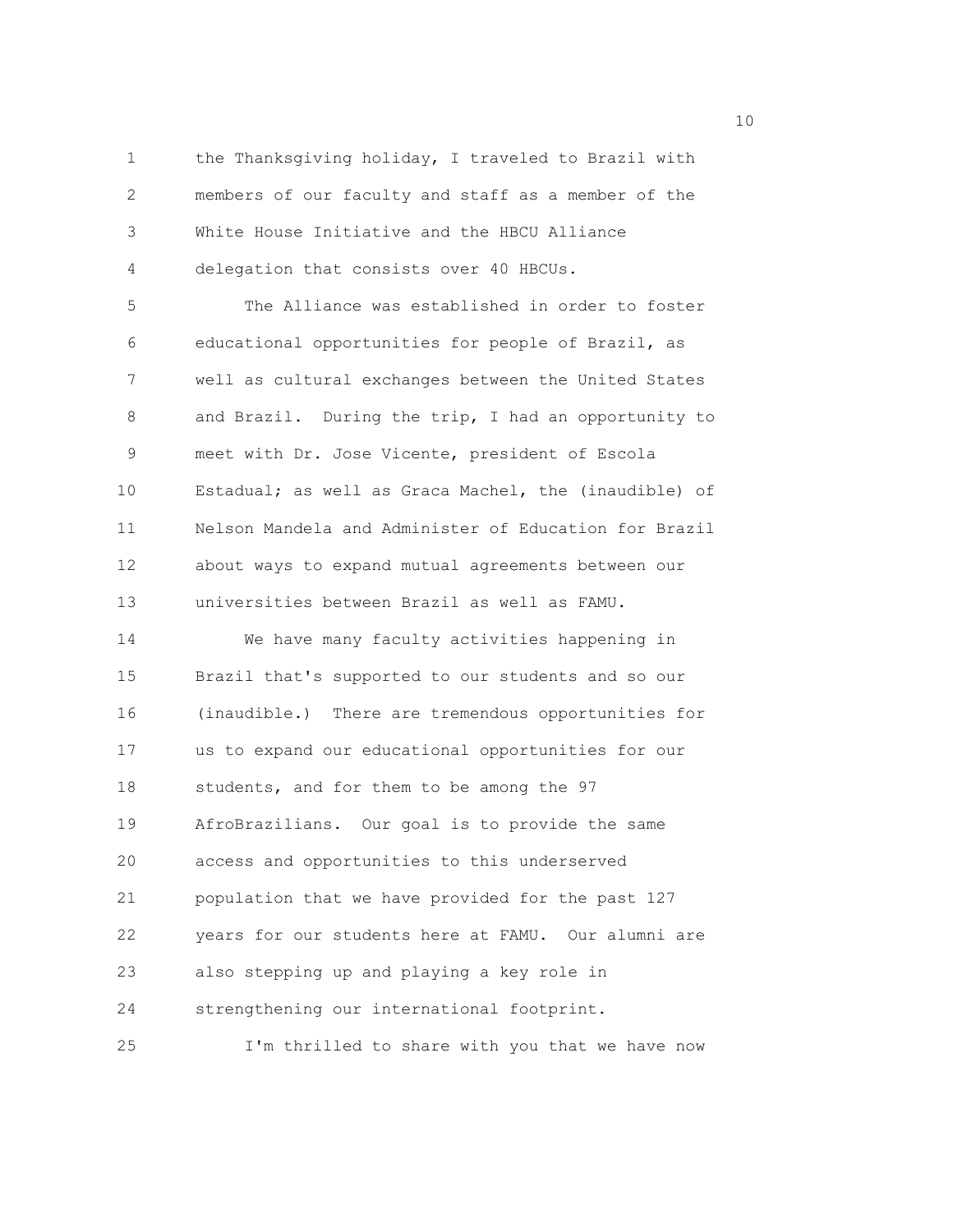the Thanksgiving holiday, I traveled to Brazil with members of our faculty and staff as a member of the White House Initiative and the HBCU Alliance delegation that consists over 40 HBCUs.

The Alliance was established in order to foster educational opportunities for people of Brazil, as well as cultural exchanges between the United States and Brazil. During the trip, I had an opportunity to meet with Dr. Jose Vicente, president of Escola Estadual; as well as Graca Machel, the (inaudible) of Nelson Mandela and Administer of Education for Brazil about ways to expand mutual agreements between our universities between Brazil as well as FAMU.

We have many faculty activities happening in Brazil that's supported to our students and so our (inaudible.) There are tremendous opportunities for us to expand our educational opportunities for our students, and for them to be among the 97 AfroBrazilians. Our goal is to provide the same access and opportunities to this underserved population that we have provided for the past 127 years for our students here at FAMU. Our alumni are also stepping up and playing a key role in strengthening our international footprint.

I'm thrilled to share with you that we have now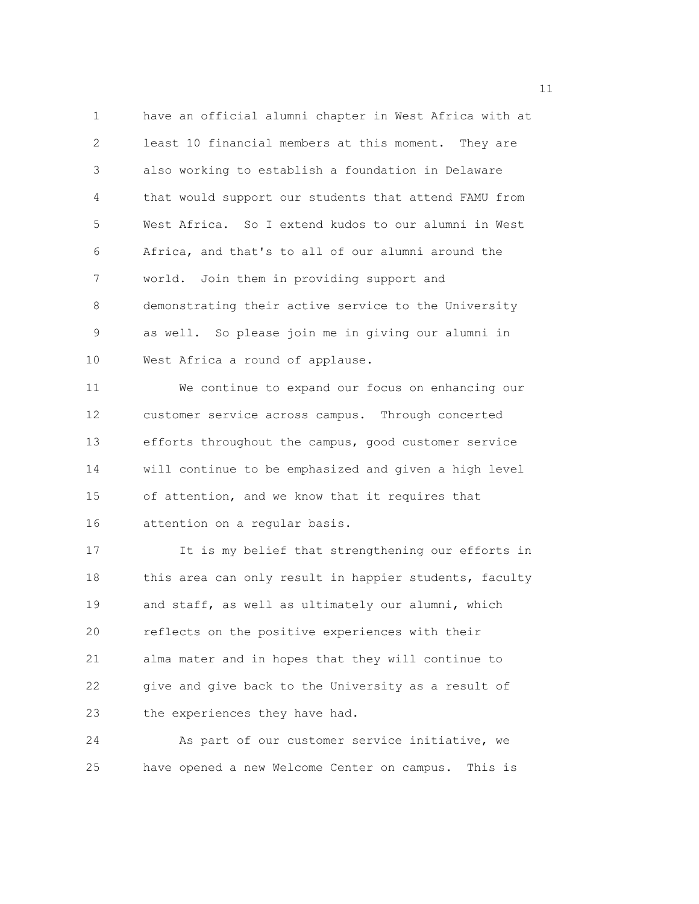have an official alumni chapter in West Africa with at least 10 financial members at this moment. They are also working to establish a foundation in Delaware that would support our students that attend FAMU from West Africa. So I extend kudos to our alumni in West Africa, and that's to all of our alumni around the world. Join them in providing support and demonstrating their active service to the University as well. So please join me in giving our alumni in West Africa a round of applause.

We continue to expand our focus on enhancing our customer service across campus. Through concerted efforts throughout the campus, good customer service will continue to be emphasized and given a high level of attention, and we know that it requires that attention on a regular basis.

It is my belief that strengthening our efforts in this area can only result in happier students, faculty and staff, as well as ultimately our alumni, which reflects on the positive experiences with their alma mater and in hopes that they will continue to give and give back to the University as a result of the experiences they have had.

As part of our customer service initiative, we have opened a new Welcome Center on campus. This is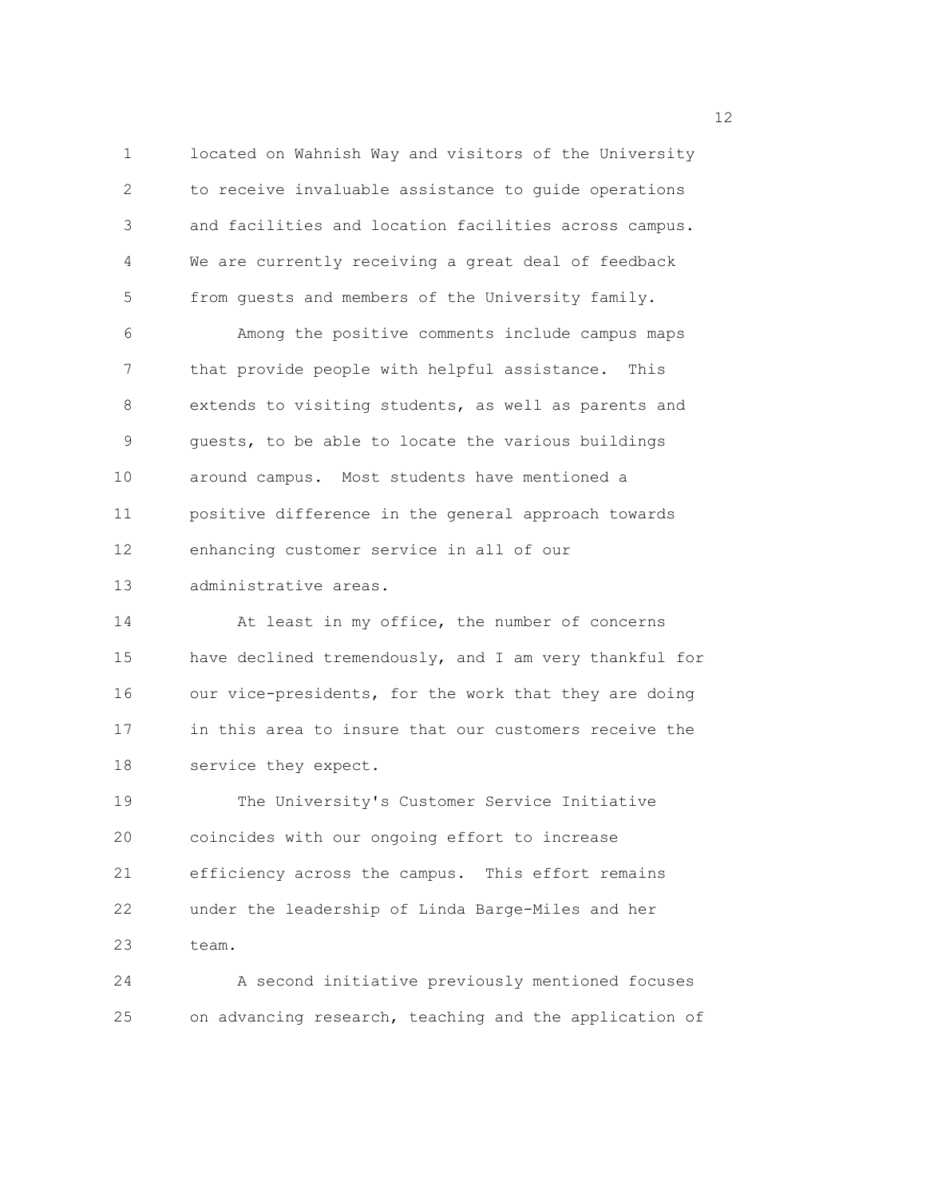located on Wahnish Way and visitors of the University to receive invaluable assistance to guide operations and facilities and location facilities across campus. We are currently receiving a great deal of feedback from guests and members of the University family.

Among the positive comments include campus maps that provide people with helpful assistance. This extends to visiting students, as well as parents and guests, to be able to locate the various buildings around campus. Most students have mentioned a positive difference in the general approach towards enhancing customer service in all of our administrative areas.

At least in my office, the number of concerns have declined tremendously, and I am very thankful for our vice-presidents, for the work that they are doing in this area to insure that our customers receive the service they expect.

The University's Customer Service Initiative coincides with our ongoing effort to increase efficiency across the campus. This effort remains under the leadership of Linda Barge-Miles and her team.

A second initiative previously mentioned focuses on advancing research, teaching and the application of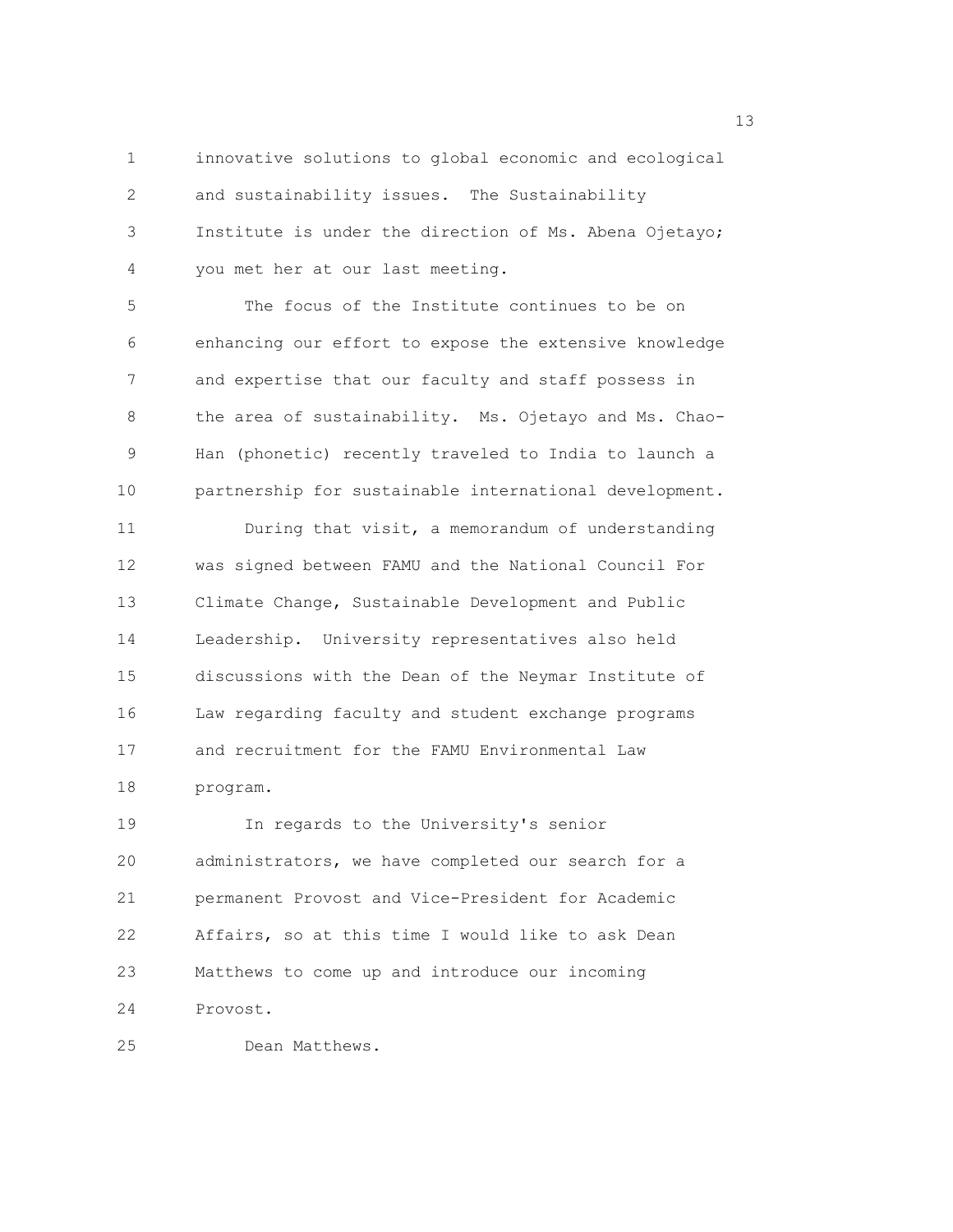innovative solutions to global economic and ecological and sustainability issues. The Sustainability Institute is under the direction of Ms. Abena Ojetayo; you met her at our last meeting.

The focus of the Institute continues to be on enhancing our effort to expose the extensive knowledge and expertise that our faculty and staff possess in the area of sustainability. Ms. Ojetayo and Ms. Chao-Han (phonetic) recently traveled to India to launch a partnership for sustainable international development.

During that visit, a memorandum of understanding was signed between FAMU and the National Council For Climate Change, Sustainable Development and Public Leadership. University representatives also held discussions with the Dean of the Neymar Institute of Law regarding faculty and student exchange programs and recruitment for the FAMU Environmental Law program.

In regards to the University's senior administrators, we have completed our search for a permanent Provost and Vice-President for Academic Affairs, so at this time I would like to ask Dean Matthews to come up and introduce our incoming Provost.

Dean Matthews.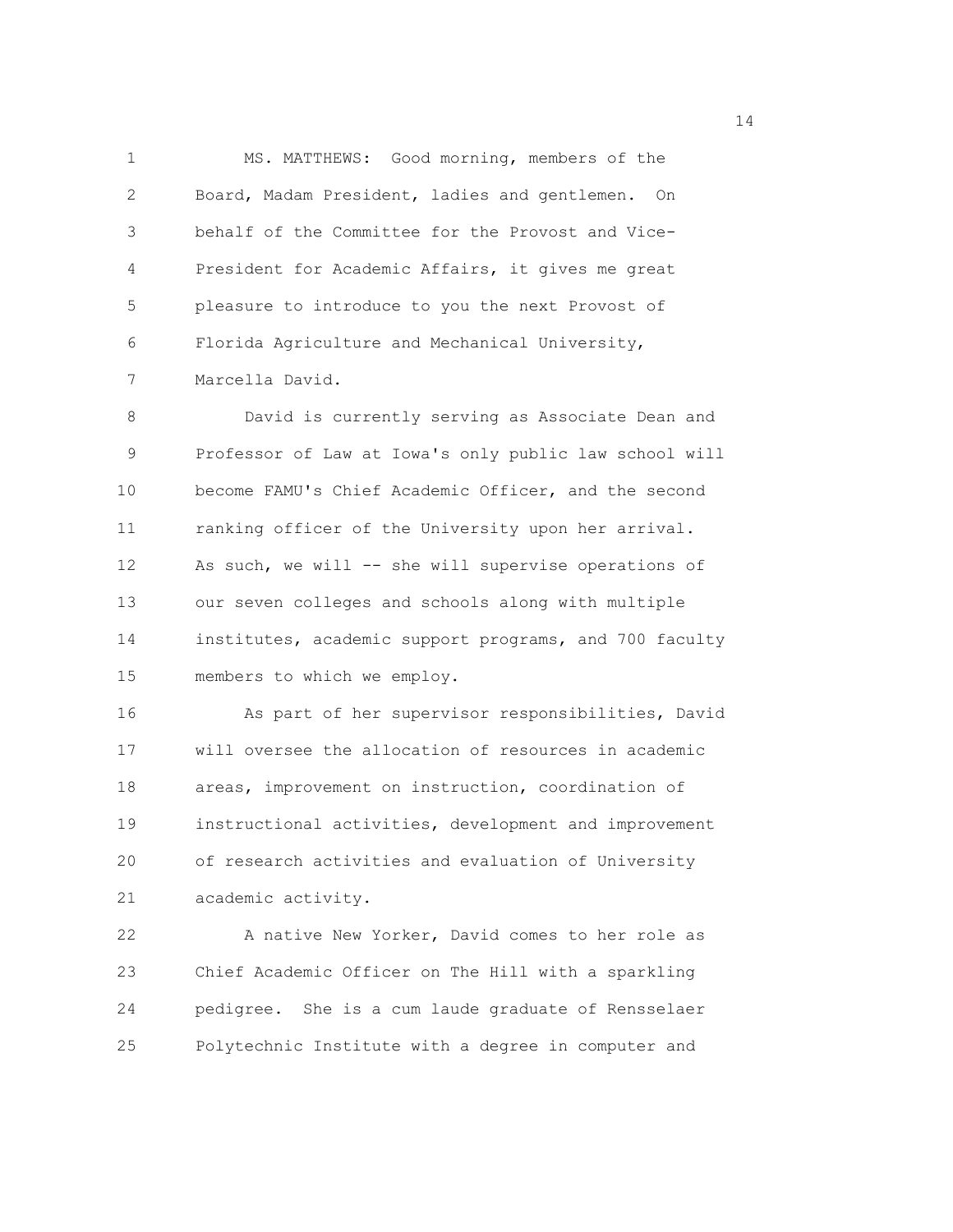MS. MATTHEWS: Good morning, members of the Board, Madam President, ladies and gentlemen. On behalf of the Committee for the Provost and Vice-President for Academic Affairs, it gives me great pleasure to introduce to you the next Provost of Florida Agriculture and Mechanical University, Marcella David.

David is currently serving as Associate Dean and Professor of Law at Iowa's only public law school will become FAMU's Chief Academic Officer, and the second ranking officer of the University upon her arrival. As such, we will -- she will supervise operations of our seven colleges and schools along with multiple institutes, academic support programs, and 700 faculty members to which we employ.

As part of her supervisor responsibilities, David will oversee the allocation of resources in academic areas, improvement on instruction, coordination of instructional activities, development and improvement of research activities and evaluation of University academic activity.

A native New Yorker, David comes to her role as Chief Academic Officer on The Hill with a sparkling pedigree. She is a cum laude graduate of Rensselaer Polytechnic Institute with a degree in computer and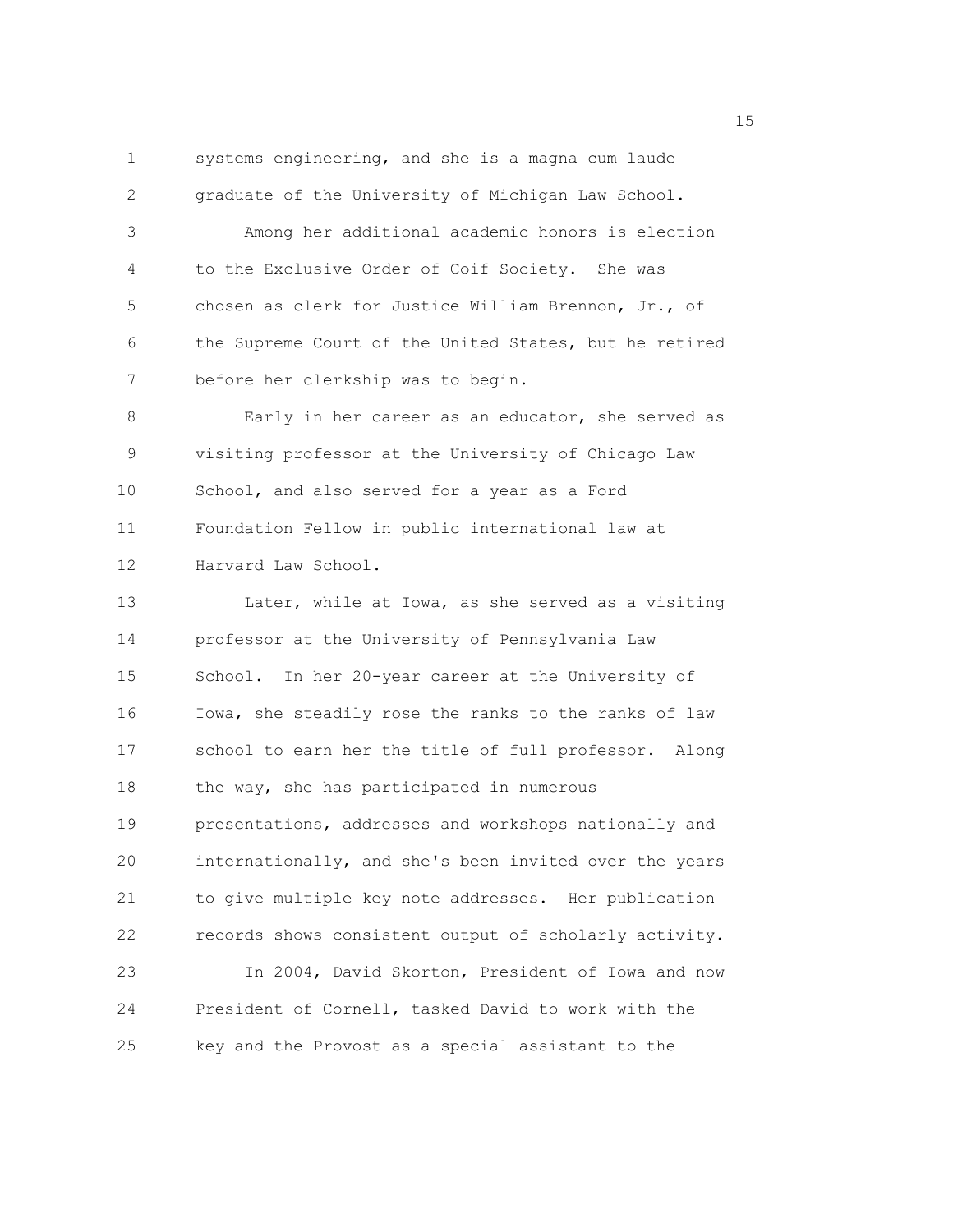systems engineering, and she is a magna cum laude graduate of the University of Michigan Law School.

Among her additional academic honors is election to the Exclusive Order of Coif Society. She was chosen as clerk for Justice William Brennon, Jr., of the Supreme Court of the United States, but he retired before her clerkship was to begin.

Early in her career as an educator, she served as visiting professor at the University of Chicago Law School, and also served for a year as a Ford Foundation Fellow in public international law at Harvard Law School.

Later, while at Iowa, as she served as a visiting professor at the University of Pennsylvania Law School. In her 20-year career at the University of Iowa, she steadily rose the ranks to the ranks of law school to earn her the title of full professor. Along the way, she has participated in numerous presentations, addresses and workshops nationally and internationally, and she's been invited over the years to give multiple key note addresses. Her publication records shows consistent output of scholarly activity.

In 2004, David Skorton, President of Iowa and now President of Cornell, tasked David to work with the key and the Provost as a special assistant to the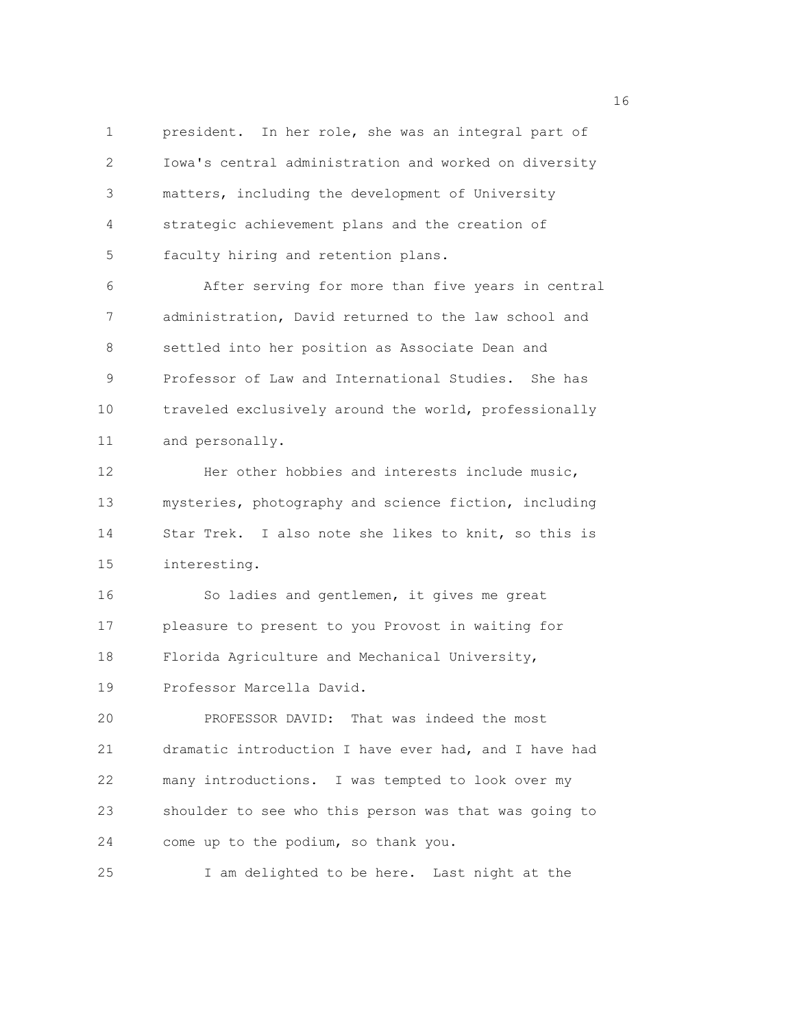president. In her role, she was an integral part of Iowa's central administration and worked on diversity matters, including the development of University strategic achievement plans and the creation of faculty hiring and retention plans.

After serving for more than five years in central administration, David returned to the law school and settled into her position as Associate Dean and Professor of Law and International Studies. She has traveled exclusively around the world, professionally and personally.

Her other hobbies and interests include music, mysteries, photography and science fiction, including Star Trek. I also note she likes to knit, so this is interesting.

So ladies and gentlemen, it gives me great pleasure to present to you Provost in waiting for Florida Agriculture and Mechanical University, Professor Marcella David.

PROFESSOR DAVID: That was indeed the most dramatic introduction I have ever had, and I have had many introductions. I was tempted to look over my shoulder to see who this person was that was going to come up to the podium, so thank you.

I am delighted to be here. Last night at the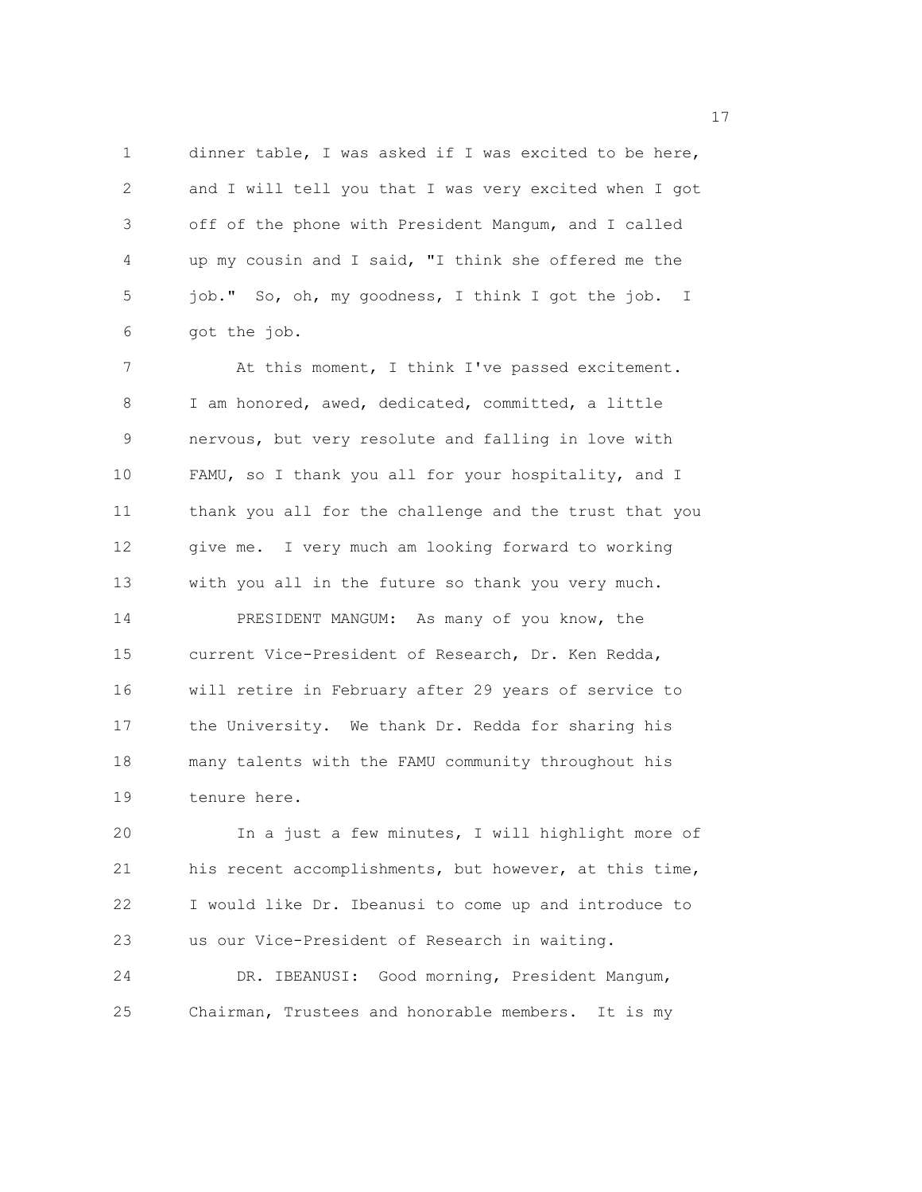dinner table, I was asked if I was excited to be here, and I will tell you that I was very excited when I got off of the phone with President Mangum, and I called up my cousin and I said, "I think she offered me the job." So, oh, my goodness, I think I got the job. I got the job.

At this moment, I think I've passed excitement. I am honored, awed, dedicated, committed, a little nervous, but very resolute and falling in love with FAMU, so I thank you all for your hospitality, and I thank you all for the challenge and the trust that you give me. I very much am looking forward to working with you all in the future so thank you very much.

PRESIDENT MANGUM: As many of you know, the current Vice-President of Research, Dr. Ken Redda, will retire in February after 29 years of service to the University. We thank Dr. Redda for sharing his many talents with the FAMU community throughout his tenure here.

In a just a few minutes, I will highlight more of his recent accomplishments, but however, at this time, I would like Dr. Ibeanusi to come up and introduce to us our Vice-President of Research in waiting.

DR. IBEANUSI: Good morning, President Mangum, Chairman, Trustees and honorable members. It is my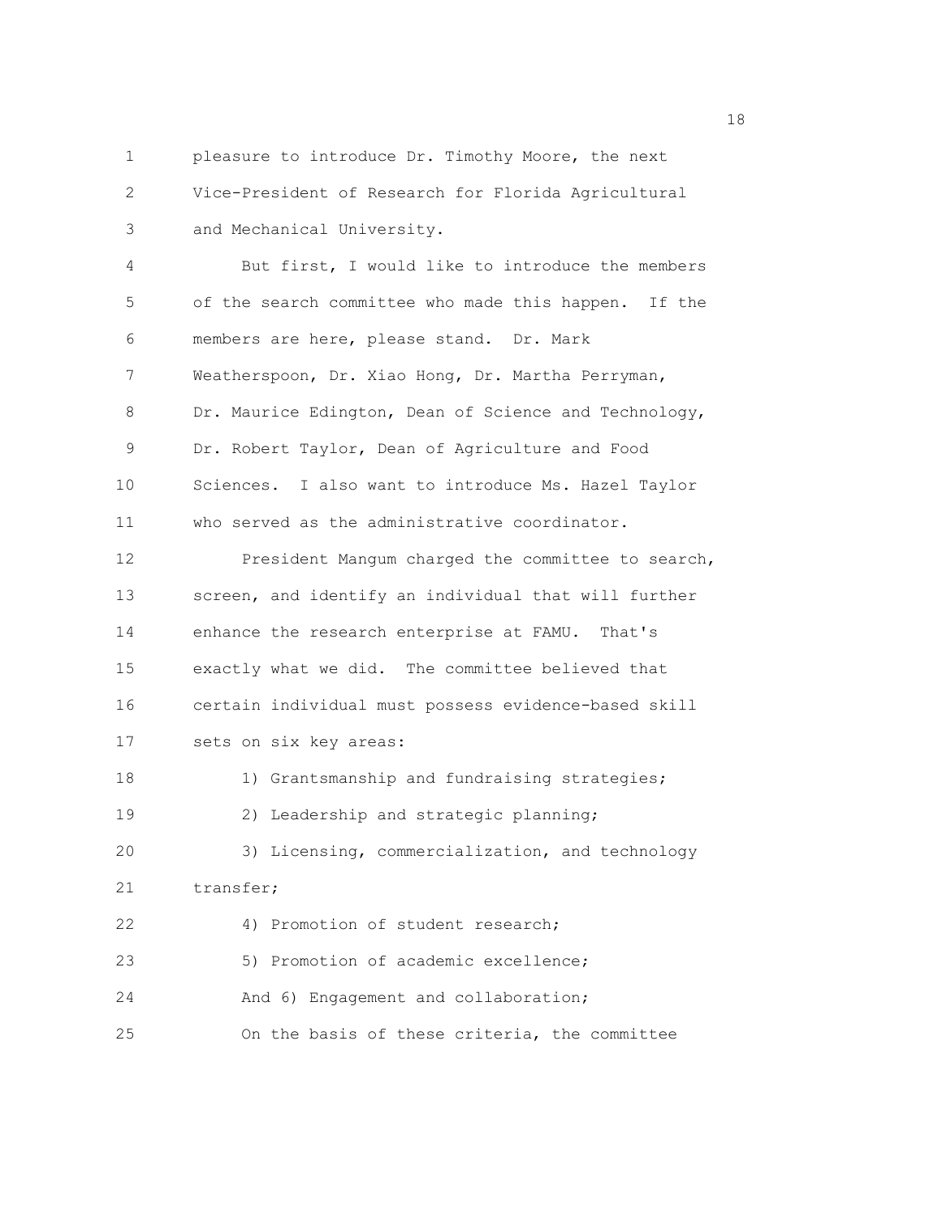pleasure to introduce Dr. Timothy Moore, the next Vice-President of Research for Florida Agricultural and Mechanical University.

But first, I would like to introduce the members of the search committee who made this happen. If the members are here, please stand. Dr. Mark Weatherspoon, Dr. Xiao Hong, Dr. Martha Perryman, Dr. Maurice Edington, Dean of Science and Technology, Dr. Robert Taylor, Dean of Agriculture and Food Sciences. I also want to introduce Ms. Hazel Taylor who served as the administrative coordinator.

President Mangum charged the committee to search, screen, and identify an individual that will further enhance the research enterprise at FAMU. That's exactly what we did. The committee believed that certain individual must possess evidence-based skill sets on six key areas:

1) Grantsmanship and fundraising strategies;

2) Leadership and strategic planning;

3) Licensing, commercialization, and technology transfer;

4) Promotion of student research;

5) Promotion of academic excellence;

And 6) Engagement and collaboration;

On the basis of these criteria, the committee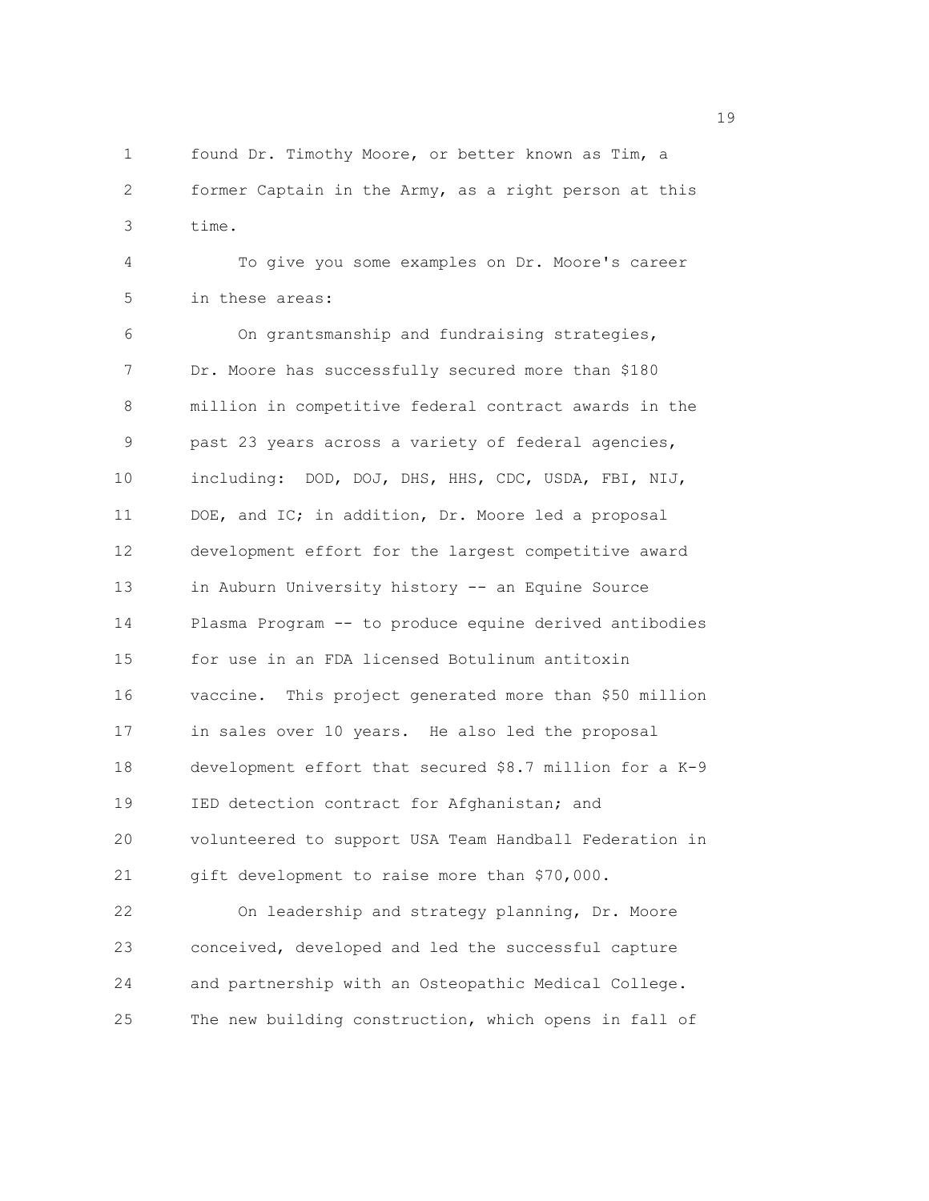found Dr. Timothy Moore, or better known as Tim, a former Captain in the Army, as a right person at this time.

To give you some examples on Dr. Moore's career in these areas:

On grantsmanship and fundraising strategies, Dr. Moore has successfully secured more than $180 million in competitive federal contract awards in the past 23 years across a variety of federal agencies, including: DOD, DOJ, DHS, HHS, CDC, USDA, FBI, NIJ, DOE, and IC; in addition, Dr. Moore led a proposal development effort for the largest competitive award in Auburn University history -- an Equine Source Plasma Program -- to produce equine derived antibodies for use in an FDA licensed Botulinum antitoxin vaccine. This project generated more than $50 million in sales over 10 years. He also led the proposal development effort that secured $8.7 million for a K-9 IED detection contract for Afghanistan; and volunteered to support USA Team Handball Federation in gift development to raise more than $70,000.

On leadership and strategy planning, Dr. Moore conceived, developed and led the successful capture and partnership with an Osteopathic Medical College. The new building construction, which opens in fall of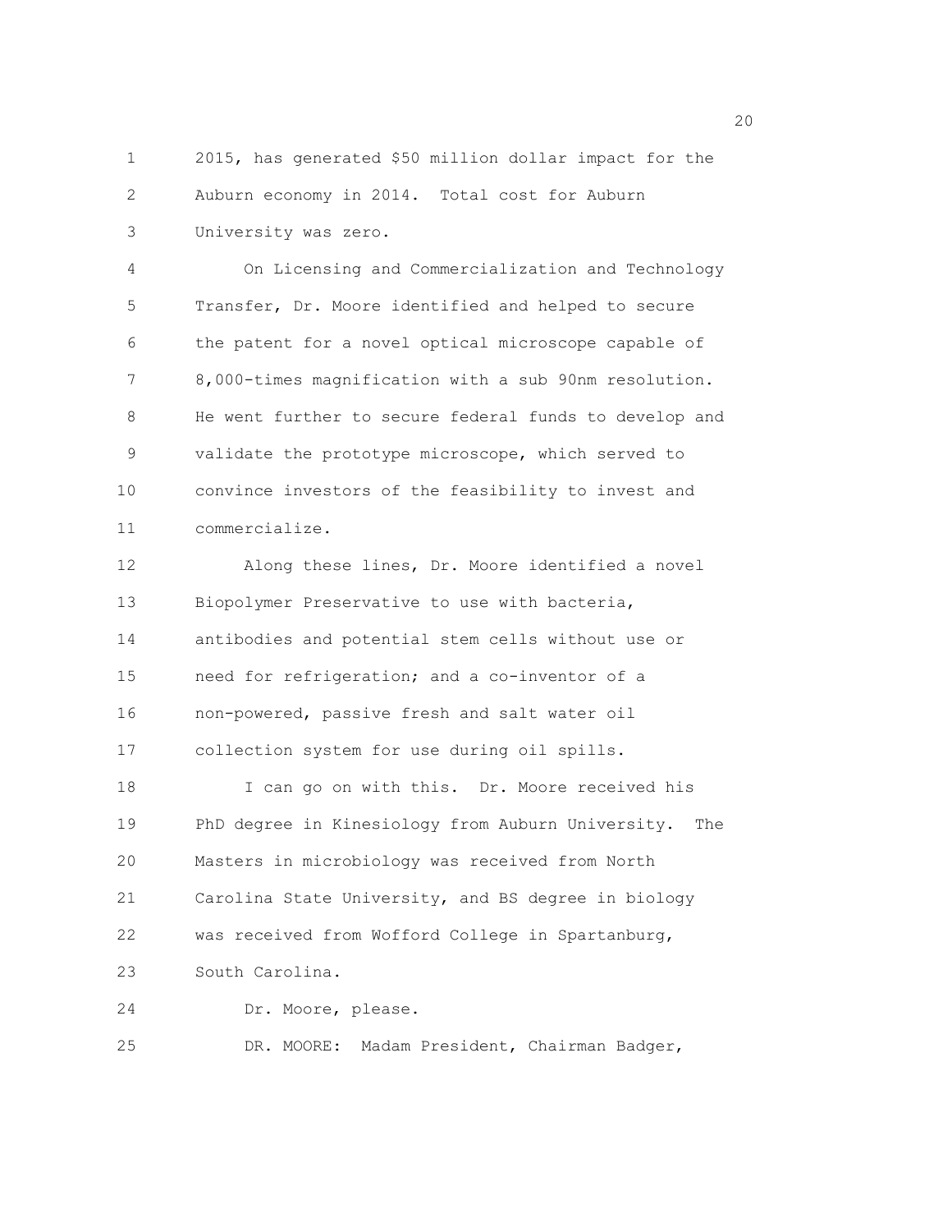2015, has generated $50 million dollar impact for the Auburn economy in 2014. Total cost for Auburn University was zero.

On Licensing and Commercialization and Technology Transfer, Dr. Moore identified and helped to secure the patent for a novel optical microscope capable of 8,000-times magnification with a sub 90nm resolution. He went further to secure federal funds to develop and validate the prototype microscope, which served to convince investors of the feasibility to invest and commercialize.

Along these lines, Dr. Moore identified a novel Biopolymer Preservative to use with bacteria, antibodies and potential stem cells without use or need for refrigeration; and a co-inventor of a non-powered, passive fresh and salt water oil collection system for use during oil spills.

I can go on with this. Dr. Moore received his PhD degree in Kinesiology from Auburn University. The Masters in microbiology was received from North Carolina State University, and BS degree in biology was received from Wofford College in Spartanburg, South Carolina.

Dr. Moore, please.

DR. MOORE: Madam President, Chairman Badger,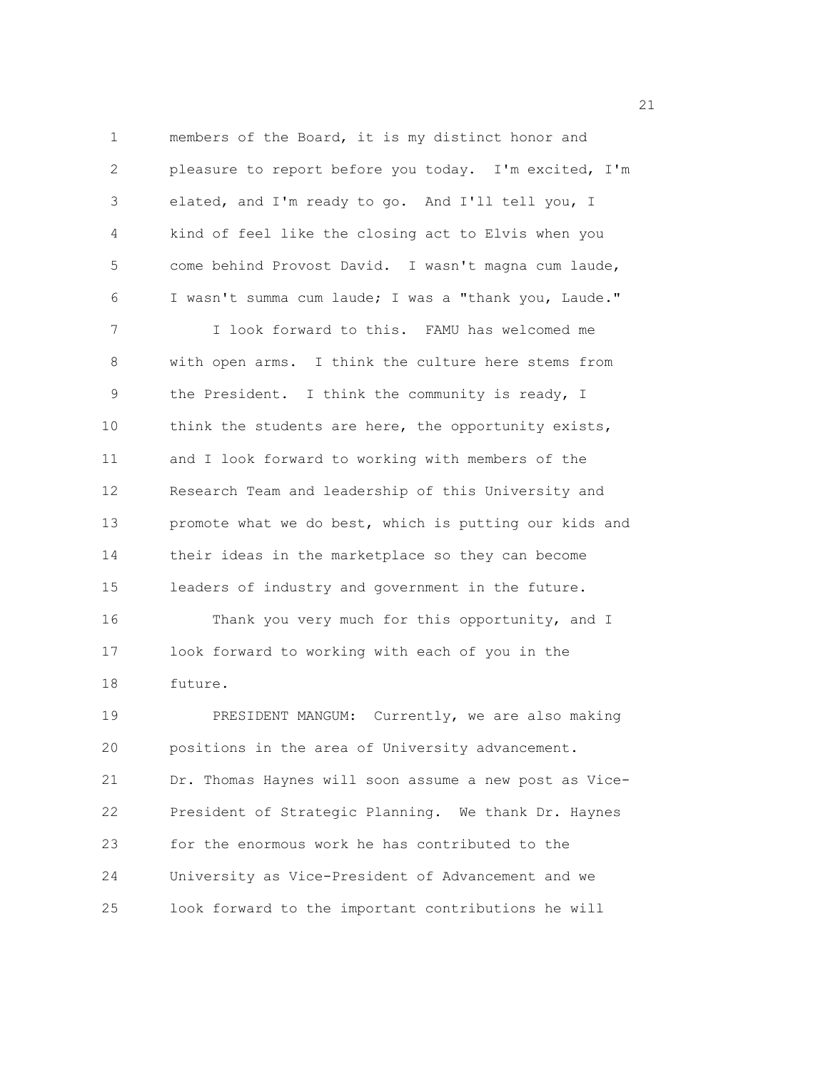members of the Board, it is my distinct honor and pleasure to report before you today. I'm excited, I'm elated, and I'm ready to go. And I'll tell you, I kind of feel like the closing act to Elvis when you come behind Provost David. I wasn't magna cum laude, I wasn't summa cum laude; I was a "thank you, Laude."

I look forward to this. FAMU has welcomed me with open arms. I think the culture here stems from the President. I think the community is ready, I think the students are here, the opportunity exists, and I look forward to working with members of the Research Team and leadership of this University and promote what we do best, which is putting our kids and their ideas in the marketplace so they can become leaders of industry and government in the future.

Thank you very much for this opportunity, and I look forward to working with each of you in the future.

PRESIDENT MANGUM: Currently, we are also making positions in the area of University advancement. Dr. Thomas Haynes will soon assume a new post as Vice-President of Strategic Planning. We thank Dr. Haynes for the enormous work he has contributed to the University as Vice-President of Advancement and we look forward to the important contributions he will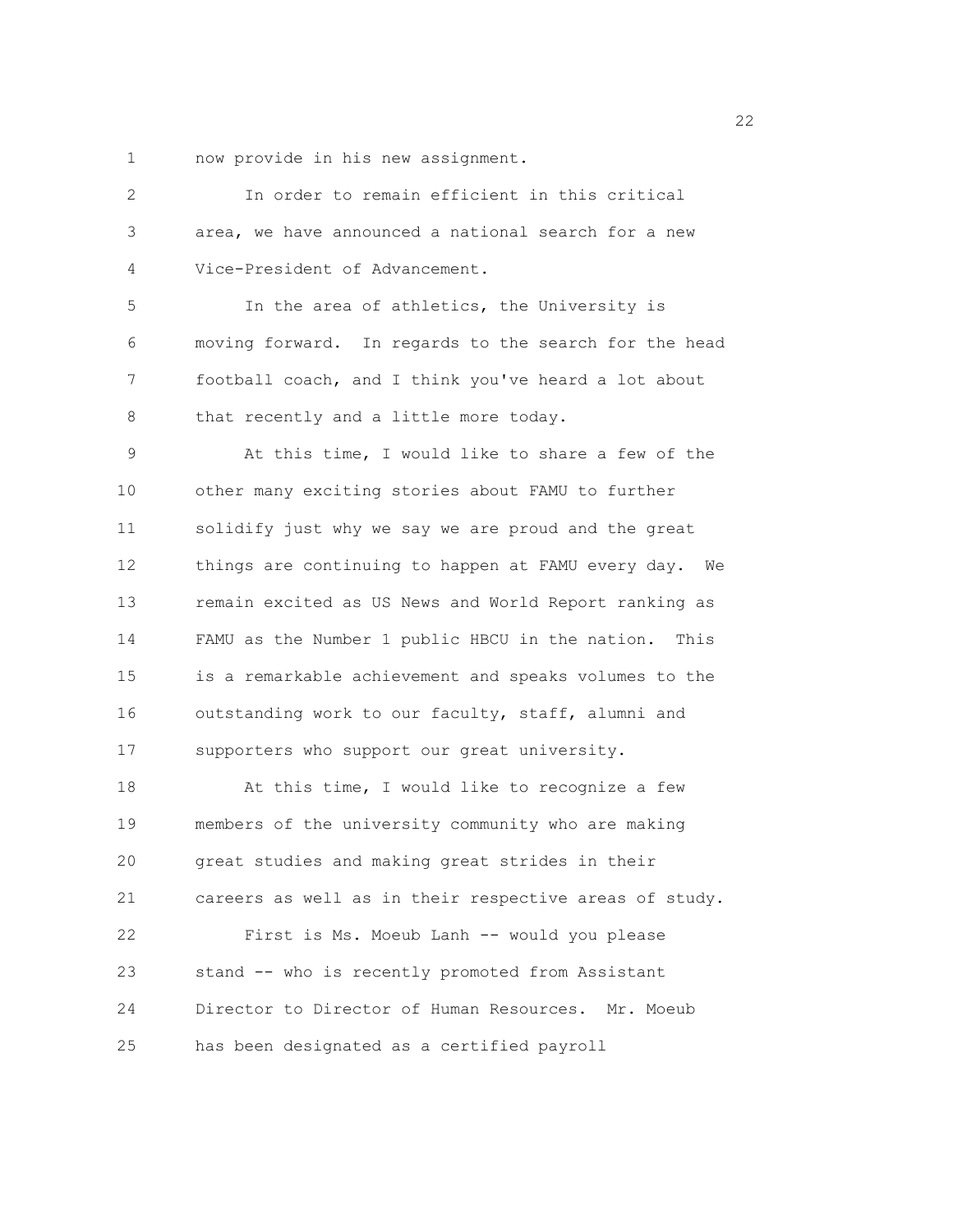now provide in his new assignment.

In order to remain efficient in this critical area, we have announced a national search for a new Vice-President of Advancement.

In the area of athletics, the University is moving forward. In regards to the search for the head football coach, and I think you've heard a lot about that recently and a little more today.

At this time, I would like to share a few of the other many exciting stories about FAMU to further solidify just why we say we are proud and the great things are continuing to happen at FAMU every day. We remain excited as US News and World Report ranking as FAMU as the Number 1 public HBCU in the nation. This is a remarkable achievement and speaks volumes to the outstanding work to our faculty, staff, alumni and supporters who support our great university.

At this time, I would like to recognize a few members of the university community who are making great studies and making great strides in their careers as well as in their respective areas of study.

First is Ms. Moeub Lanh -- would you please stand -- who is recently promoted from Assistant Director to Director of Human Resources. Mr. Moeub has been designated as a certified payroll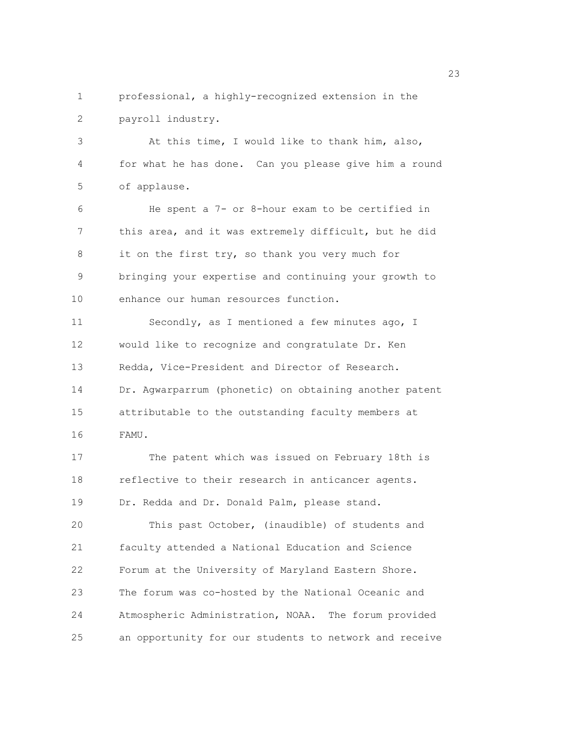professional, a highly-recognized extension in the payroll industry.

At this time, I would like to thank him, also, for what he has done. Can you please give him a round of applause.

He spent a 7- or 8-hour exam to be certified in this area, and it was extremely difficult, but he did it on the first try, so thank you very much for bringing your expertise and continuing your growth to enhance our human resources function.

Secondly, as I mentioned a few minutes ago, I would like to recognize and congratulate Dr. Ken Redda, Vice-President and Director of Research. Dr. Agwarparrum (phonetic) on obtaining another patent attributable to the outstanding faculty members at FAMU.

The patent which was issued on February 18th is reflective to their research in anticancer agents. Dr. Redda and Dr. Donald Palm, please stand.

This past October, (inaudible) of students and faculty attended a National Education and Science Forum at the University of Maryland Eastern Shore. The forum was co-hosted by the National Oceanic and Atmospheric Administration, NOAA. The forum provided an opportunity for our students to network and receive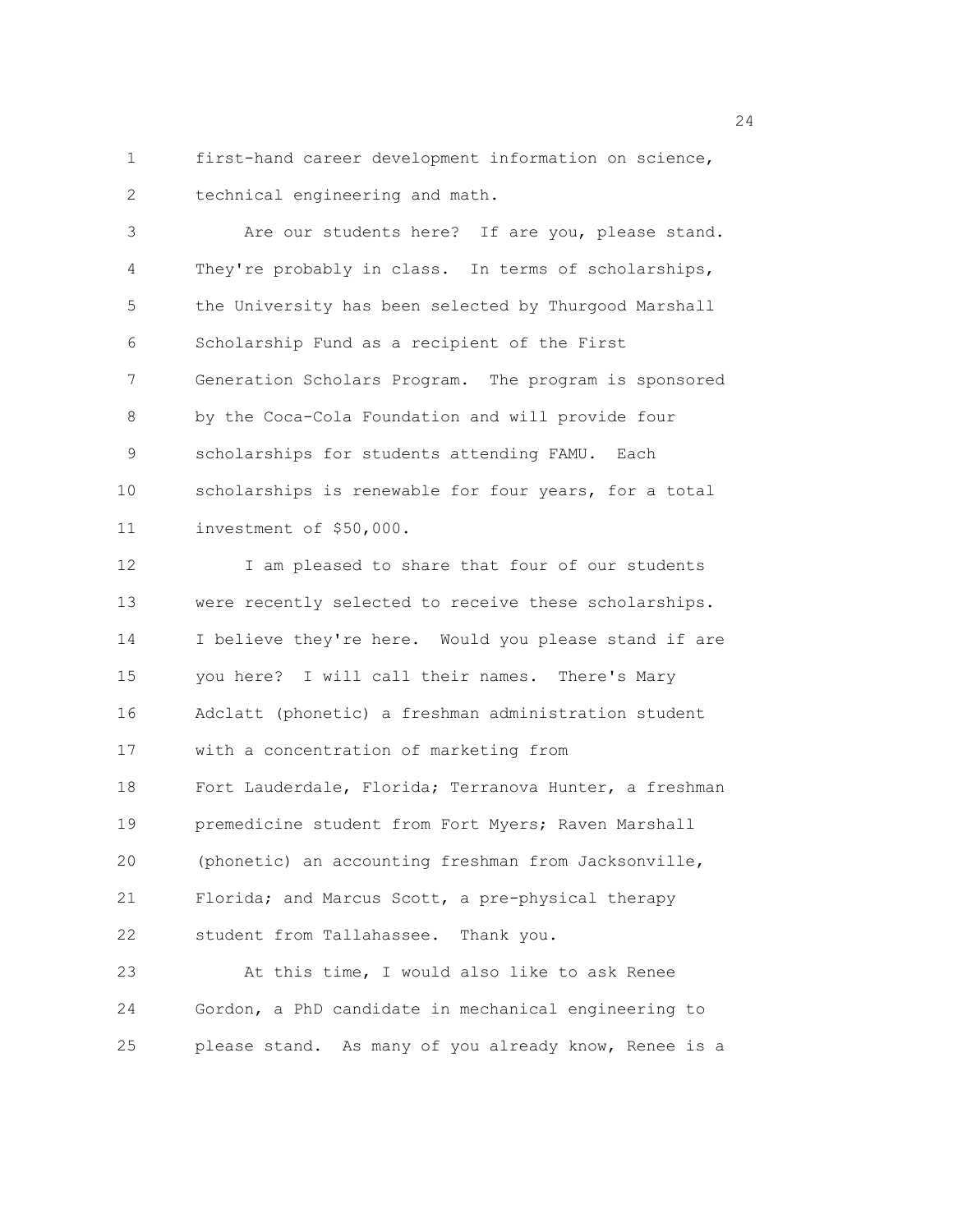first-hand career development information on science, technical engineering and math.

Are our students here? If are you, please stand. They're probably in class. In terms of scholarships, the University has been selected by Thurgood Marshall Scholarship Fund as a recipient of the First Generation Scholars Program. The program is sponsored by the Coca-Cola Foundation and will provide four scholarships for students attending FAMU. Each scholarships is renewable for four years, for a total investment of $50,000.

I am pleased to share that four of our students were recently selected to receive these scholarships. I believe they're here. Would you please stand if are you here? I will call their names. There's Mary Adclatt (phonetic) a freshman administration student with a concentration of marketing from Fort Lauderdale, Florida; Terranova Hunter, a freshman premedicine student from Fort Myers; Raven Marshall (phonetic) an accounting freshman from Jacksonville, Florida; and Marcus Scott, a pre-physical therapy student from Tallahassee. Thank you.

At this time, I would also like to ask Renee Gordon, a PhD candidate in mechanical engineering to please stand. As many of you already know, Renee is a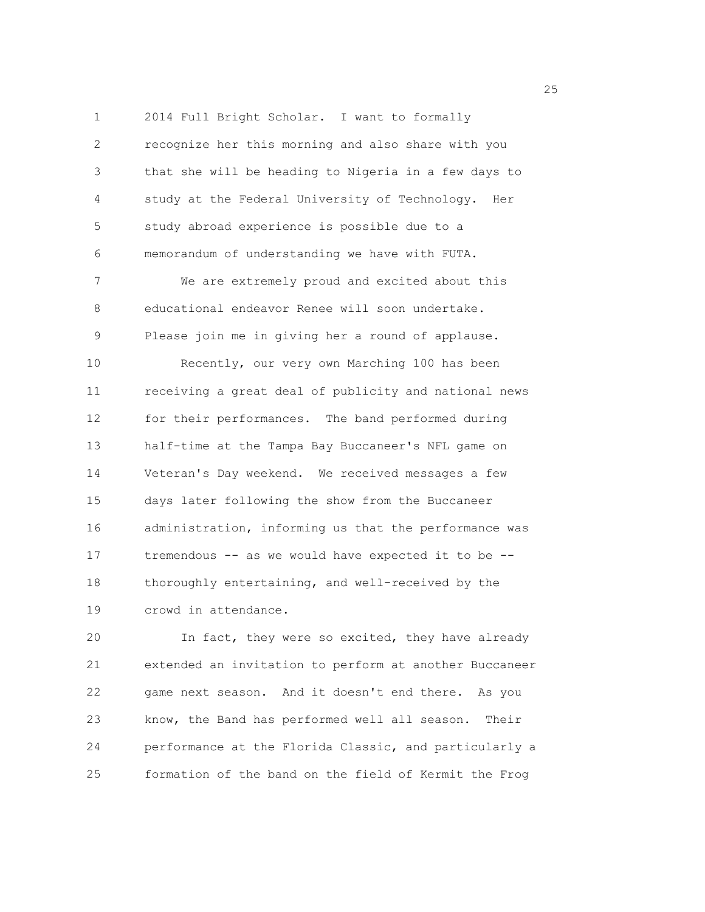2014 Full Bright Scholar. I want to formally recognize her this morning and also share with you that she will be heading to Nigeria in a few days to study at the Federal University of Technology. Her study abroad experience is possible due to a memorandum of understanding we have with FUTA.

We are extremely proud and excited about this educational endeavor Renee will soon undertake. Please join me in giving her a round of applause.

Recently, our very own Marching 100 has been receiving a great deal of publicity and national news for their performances. The band performed during half-time at the Tampa Bay Buccaneer's NFL game on Veteran's Day weekend. We received messages a few days later following the show from the Buccaneer administration, informing us that the performance was tremendous -- as we would have expected it to be -- thoroughly entertaining, and well-received by the crowd in attendance.

In fact, they were so excited, they have already extended an invitation to perform at another Buccaneer game next season. And it doesn't end there. As you know, the Band has performed well all season. Their performance at the Florida Classic, and particularly a formation of the band on the field of Kermit the Frog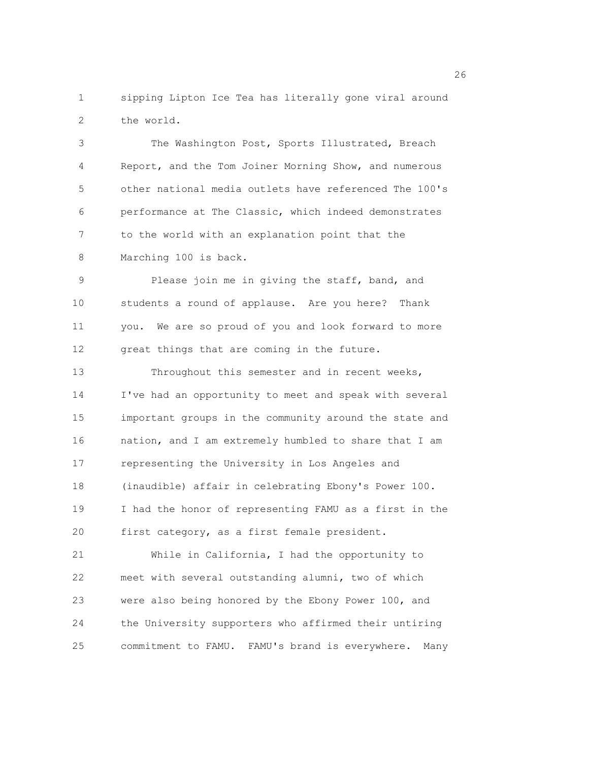sipping Lipton Ice Tea has literally gone viral around the world.

The Washington Post, Sports Illustrated, Breach Report, and the Tom Joiner Morning Show, and numerous other national media outlets have referenced The 100's performance at The Classic, which indeed demonstrates to the world with an explanation point that the Marching 100 is back.

Please join me in giving the staff, band, and students a round of applause. Are you here? Thank you. We are so proud of you and look forward to more great things that are coming in the future.

Throughout this semester and in recent weeks, I've had an opportunity to meet and speak with several important groups in the community around the state and nation, and I am extremely humbled to share that I am representing the University in Los Angeles and (inaudible) affair in celebrating Ebony's Power 100. I had the honor of representing FAMU as a first in the first category, as a first female president.

While in California, I had the opportunity to meet with several outstanding alumni, two of which were also being honored by the Ebony Power 100, and the University supporters who affirmed their untiring commitment to FAMU. FAMU's brand is everywhere. Many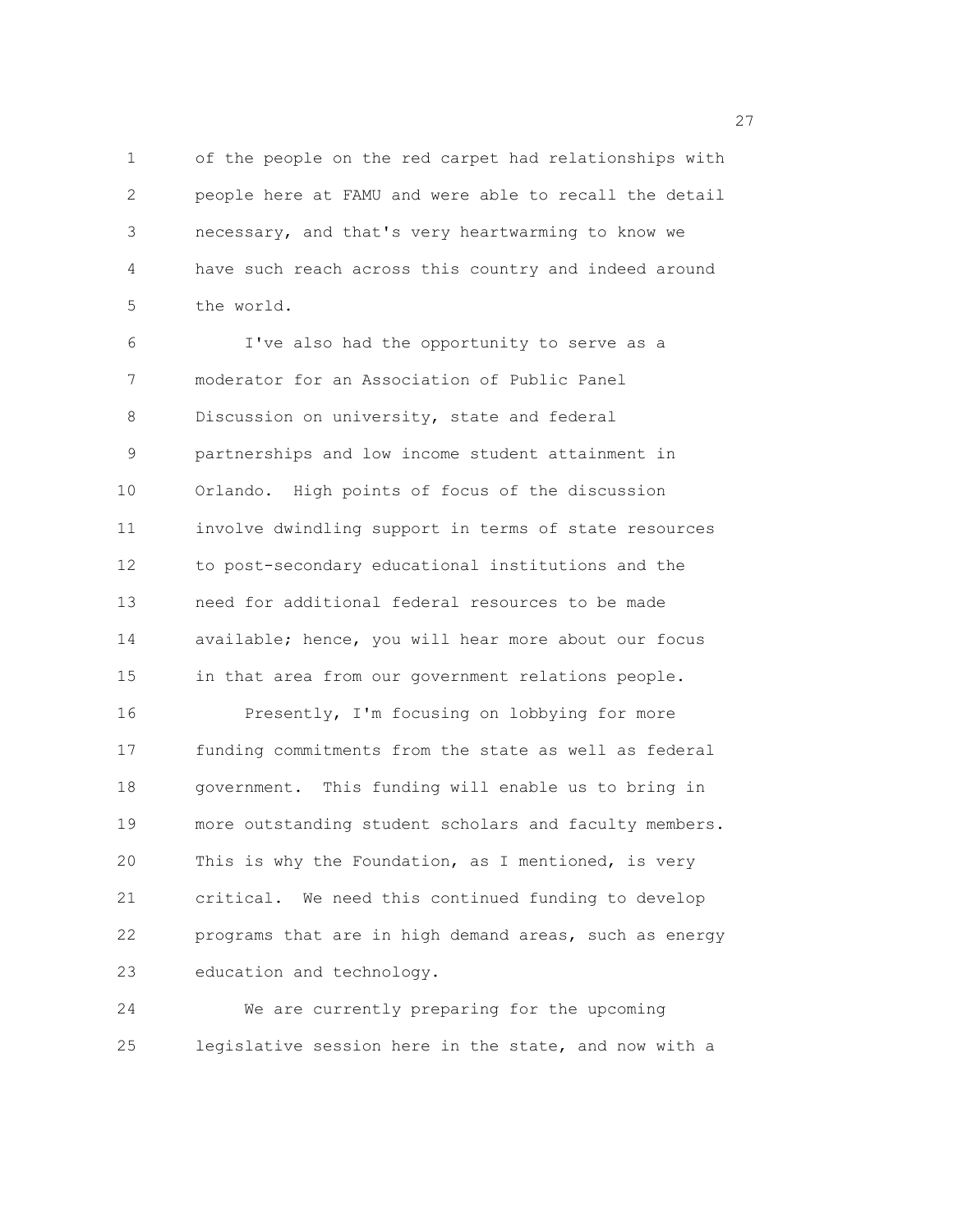of the people on the red carpet had relationships with people here at FAMU and were able to recall the detail necessary, and that's very heartwarming to know we have such reach across this country and indeed around the world.

I've also had the opportunity to serve as a moderator for an Association of Public Panel Discussion on university, state and federal partnerships and low income student attainment in Orlando. High points of focus of the discussion involve dwindling support in terms of state resources to post-secondary educational institutions and the need for additional federal resources to be made available; hence, you will hear more about our focus in that area from our government relations people.

Presently, I'm focusing on lobbying for more funding commitments from the state as well as federal government. This funding will enable us to bring in more outstanding student scholars and faculty members. This is why the Foundation, as I mentioned, is very critical. We need this continued funding to develop programs that are in high demand areas, such as energy education and technology.

We are currently preparing for the upcoming legislative session here in the state, and now with a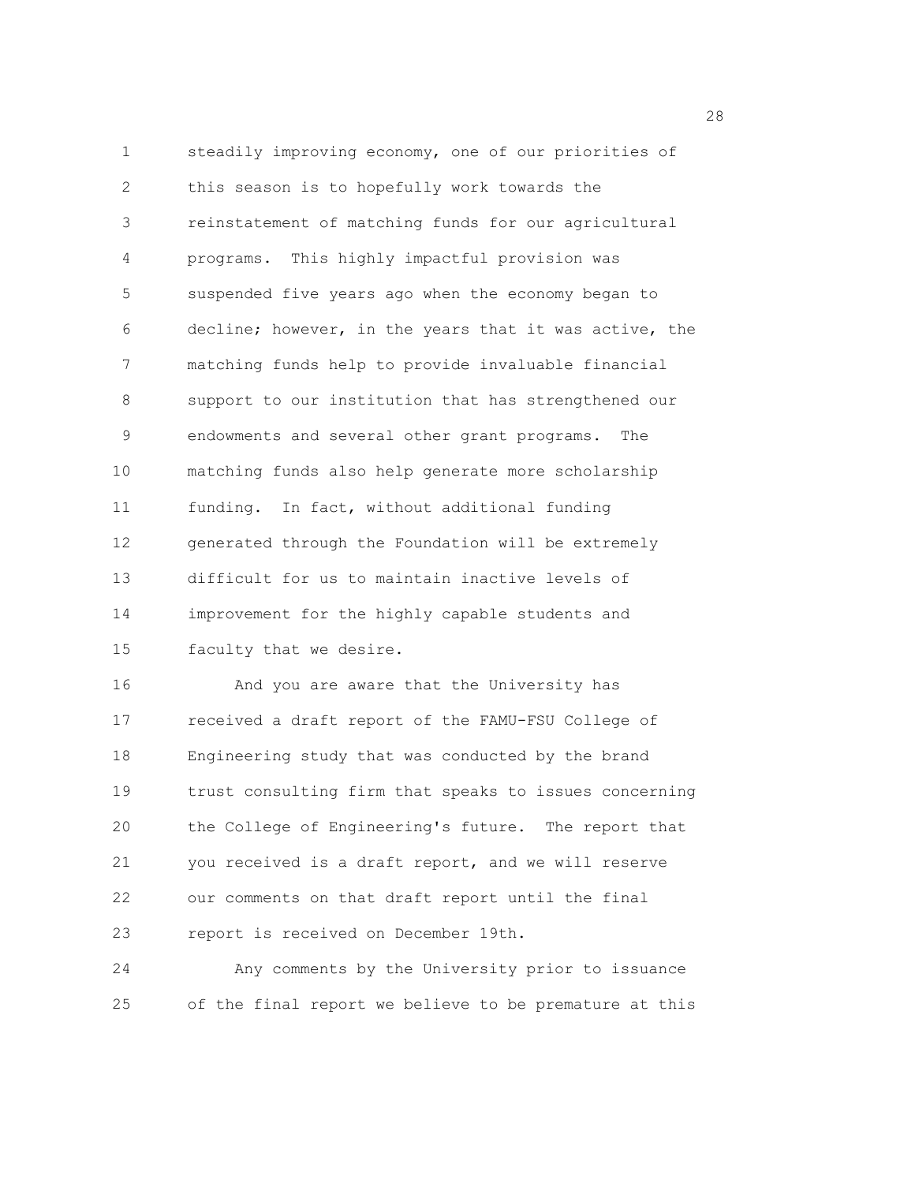steadily improving economy, one of our priorities of this season is to hopefully work towards the reinstatement of matching funds for our agricultural programs. This highly impactful provision was suspended five years ago when the economy began to decline; however, in the years that it was active, the matching funds help to provide invaluable financial support to our institution that has strengthened our endowments and several other grant programs. The matching funds also help generate more scholarship funding. In fact, without additional funding generated through the Foundation will be extremely difficult for us to maintain inactive levels of improvement for the highly capable students and faculty that we desire.

And you are aware that the University has received a draft report of the FAMU-FSU College of Engineering study that was conducted by the brand trust consulting firm that speaks to issues concerning the College of Engineering's future. The report that you received is a draft report, and we will reserve our comments on that draft report until the final report is received on December 19th.

Any comments by the University prior to issuance of the final report we believe to be premature at this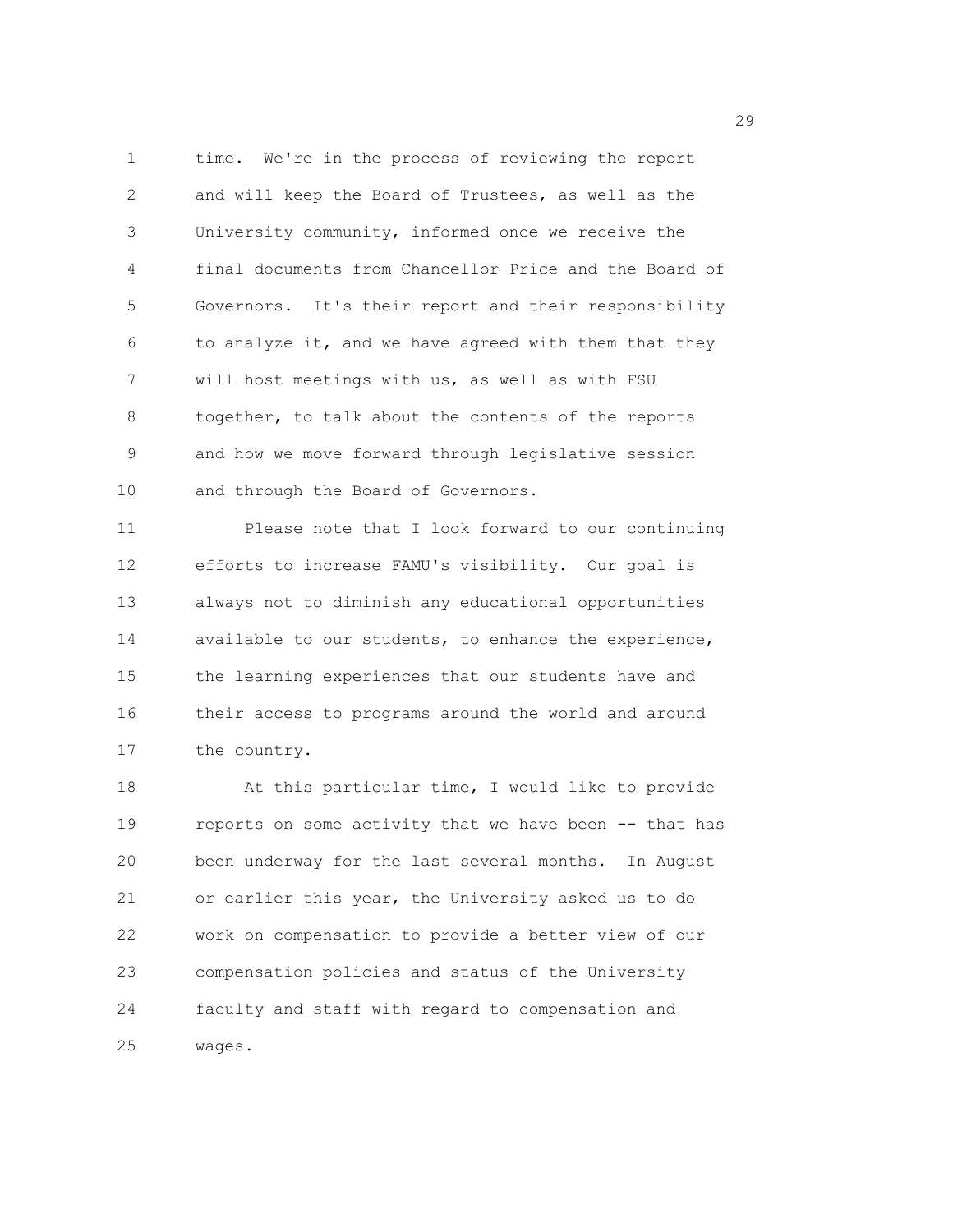time. We're in the process of reviewing the report and will keep the Board of Trustees, as well as the University community, informed once we receive the final documents from Chancellor Price and the Board of Governors. It's their report and their responsibility to analyze it, and we have agreed with them that they will host meetings with us, as well as with FSU together, to talk about the contents of the reports and how we move forward through legislative session and through the Board of Governors.

Please note that I look forward to our continuing efforts to increase FAMU's visibility. Our goal is always not to diminish any educational opportunities available to our students, to enhance the experience, the learning experiences that our students have and their access to programs around the world and around the country.

At this particular time, I would like to provide reports on some activity that we have been -- that has been underway for the last several months. In August or earlier this year, the University asked us to do work on compensation to provide a better view of our compensation policies and status of the University faculty and staff with regard to compensation and wages.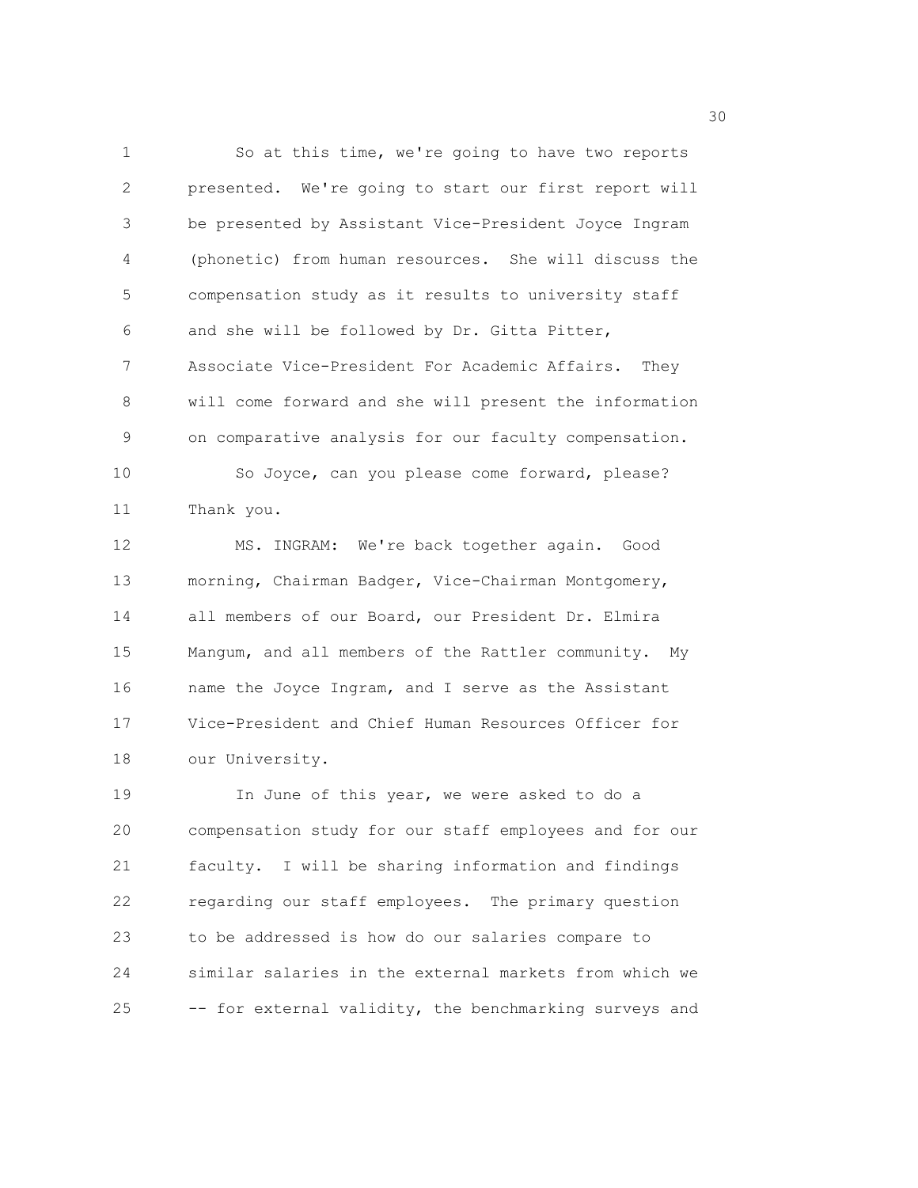So at this time, we're going to have two reports presented. We're going to start our first report will be presented by Assistant Vice-President Joyce Ingram (phonetic) from human resources. She will discuss the compensation study as it results to university staff and she will be followed by Dr. Gitta Pitter, Associate Vice-President For Academic Affairs. They will come forward and she will present the information on comparative analysis for our faculty compensation.

So Joyce, can you please come forward, please? Thank you.

MS. INGRAM: We're back together again. Good morning, Chairman Badger, Vice-Chairman Montgomery, all members of our Board, our President Dr. Elmira Mangum, and all members of the Rattler community. My name the Joyce Ingram, and I serve as the Assistant Vice-President and Chief Human Resources Officer for our University.

In June of this year, we were asked to do a compensation study for our staff employees and for our faculty. I will be sharing information and findings regarding our staff employees. The primary question to be addressed is how do our salaries compare to similar salaries in the external markets from which we -- for external validity, the benchmarking surveys and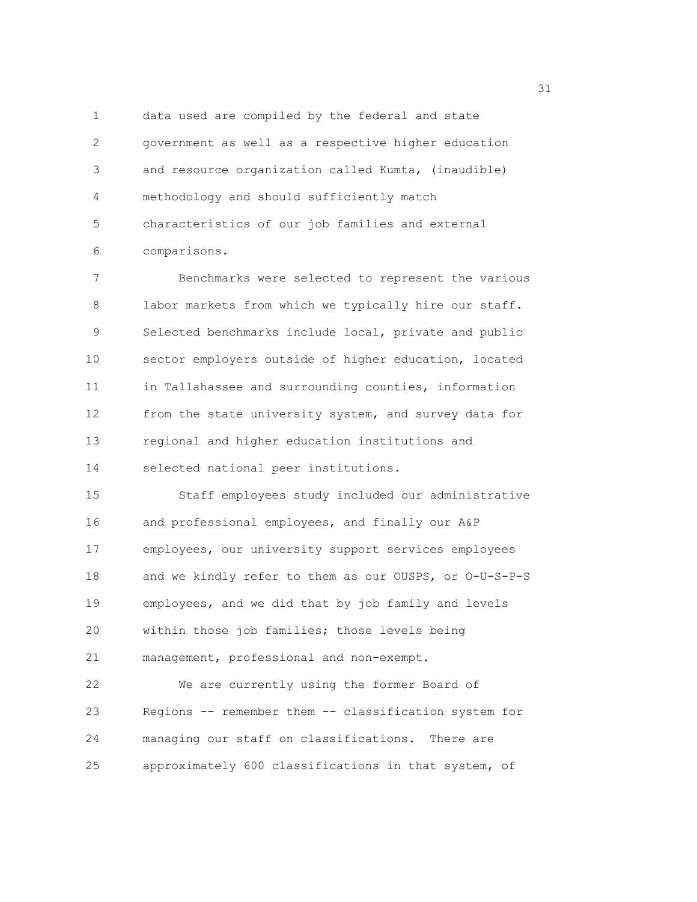data used are compiled by the federal and state government as well as a respective higher education and resource organization called Kumta, (inaudible) methodology and should sufficiently match characteristics of our job families and external comparisons.

Benchmarks were selected to represent the various labor markets from which we typically hire our staff. Selected benchmarks include local, private and public sector employers outside of higher education, located in Tallahassee and surrounding counties, information from the state university system, and survey data for regional and higher education institutions and selected national peer institutions.

Staff employees study included our administrative and professional employees, and finally our A&P employees, our university support services employees and we kindly refer to them as our OUSPS, or O-U-S-P-S employees, and we did that by job family and levels within those job families; those levels being management, professional and non-exempt.

We are currently using the former Board of Regions -- remember them -- classification system for managing our staff on classifications. There are approximately 600 classifications in that system, of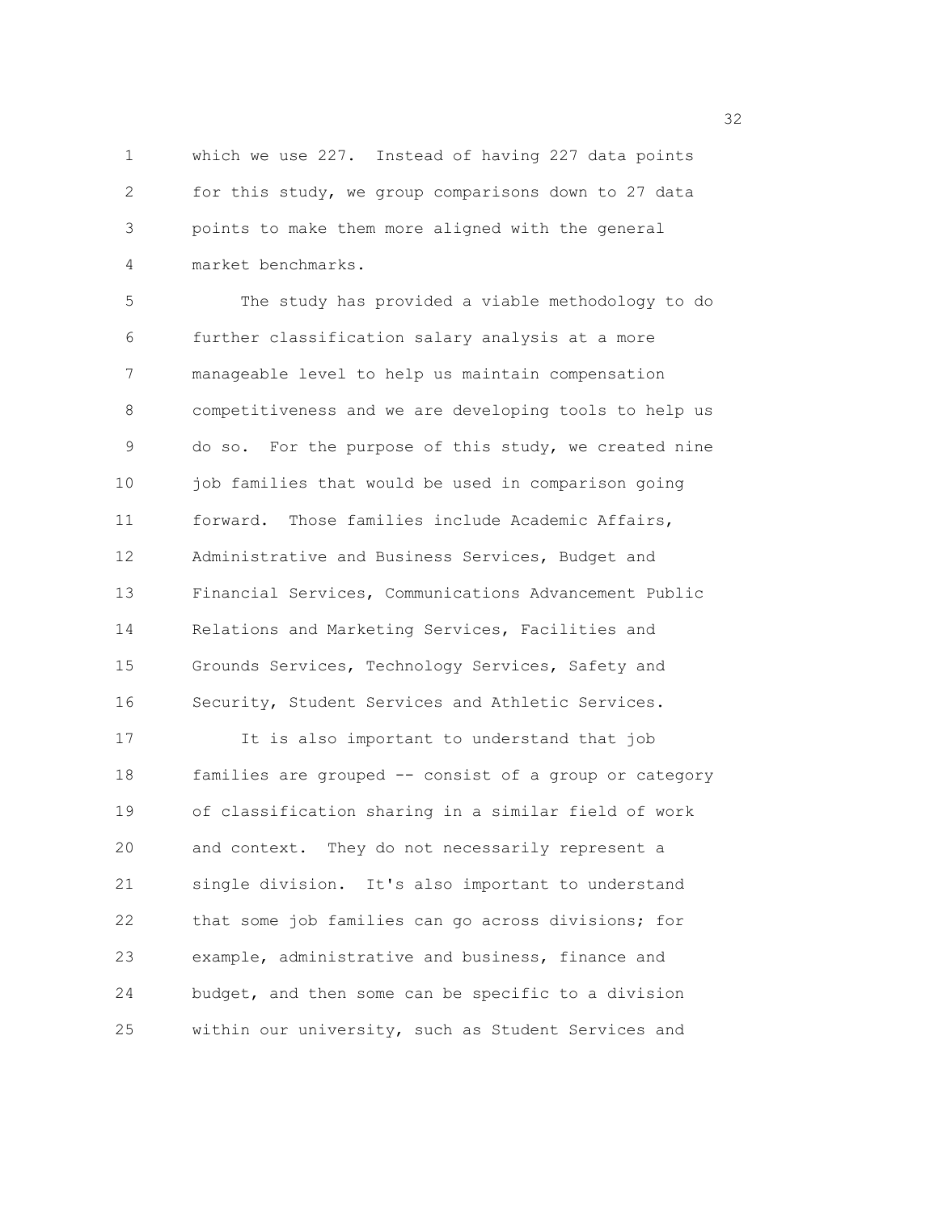which we use 227. Instead of having 227 data points for this study, we group comparisons down to 27 data points to make them more aligned with the general market benchmarks.

The study has provided a viable methodology to do further classification salary analysis at a more manageable level to help us maintain compensation competitiveness and we are developing tools to help us do so. For the purpose of this study, we created nine job families that would be used in comparison going forward. Those families include Academic Affairs, Administrative and Business Services, Budget and Financial Services, Communications Advancement Public Relations and Marketing Services, Facilities and Grounds Services, Technology Services, Safety and Security, Student Services and Athletic Services.

It is also important to understand that job families are grouped -- consist of a group or category of classification sharing in a similar field of work and context. They do not necessarily represent a single division. It's also important to understand that some job families can go across divisions; for example, administrative and business, finance and budget, and then some can be specific to a division within our university, such as Student Services and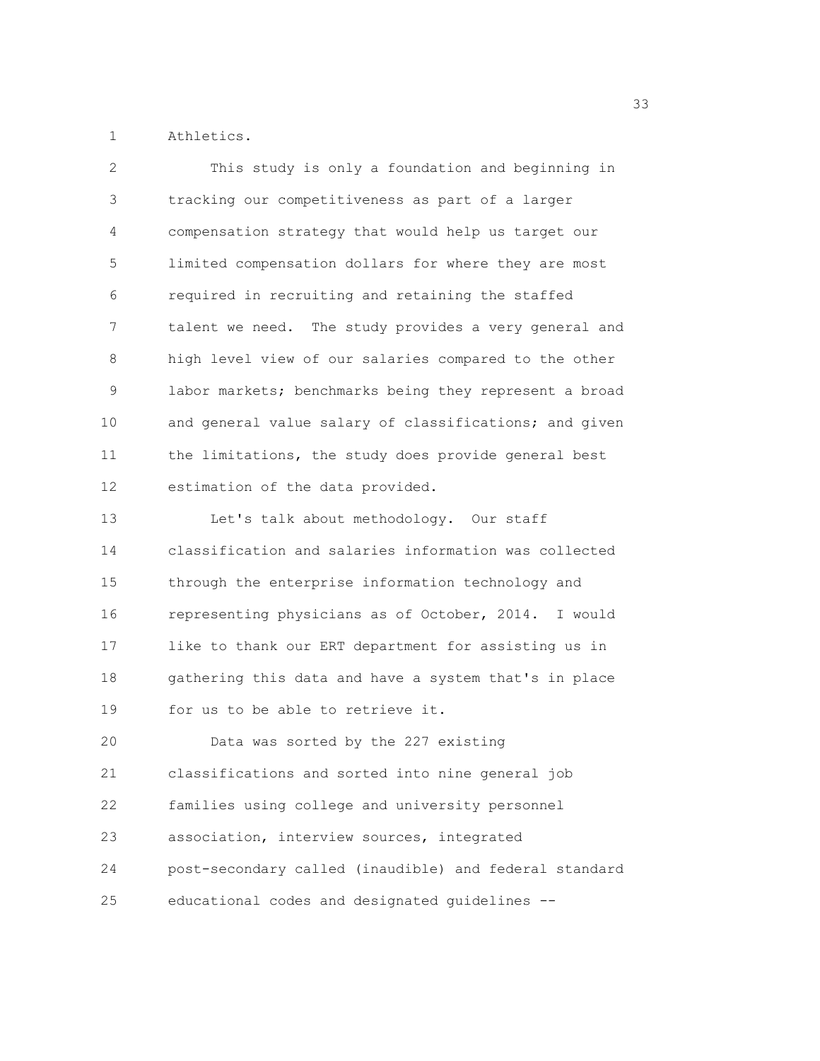Athletics.

This study is only a foundation and beginning in tracking our competitiveness as part of a larger compensation strategy that would help us target our limited compensation dollars for where they are most required in recruiting and retaining the staffed talent we need. The study provides a very general and high level view of our salaries compared to the other labor markets; benchmarks being they represent a broad and general value salary of classifications; and given the limitations, the study does provide general best estimation of the data provided.

Let's talk about methodology. Our staff classification and salaries information was collected through the enterprise information technology and representing physicians as of October, 2014. I would like to thank our ERT department for assisting us in gathering this data and have a system that's in place for us to be able to retrieve it.

Data was sorted by the 227 existing classifications and sorted into nine general job families using college and university personnel association, interview sources, integrated post-secondary called (inaudible) and federal standard educational codes and designated guidelines --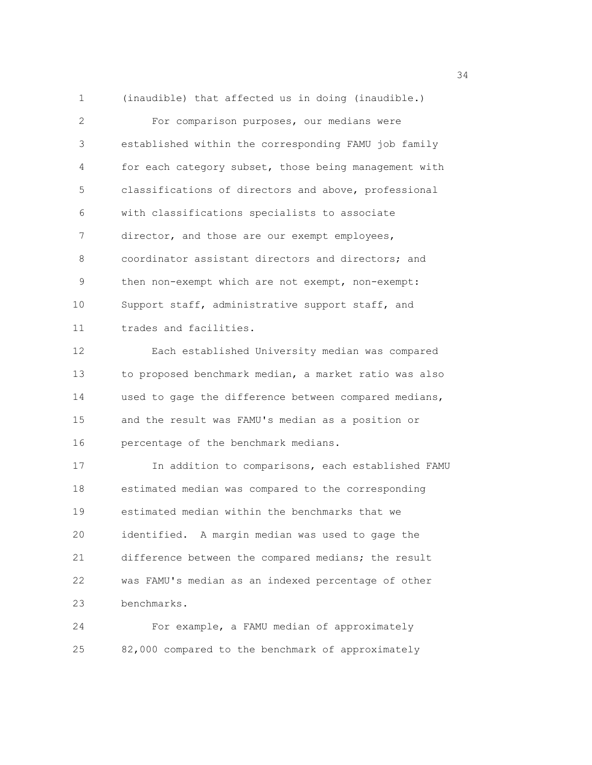(inaudible) that affected us in doing (inaudible.)

For comparison purposes, our medians were established within the corresponding FAMU job family for each category subset, those being management with classifications of directors and above, professional with classifications specialists to associate director, and those are our exempt employees, coordinator assistant directors and directors; and then non-exempt which are not exempt, non-exempt: Support staff, administrative support staff, and trades and facilities.

Each established University median was compared to proposed benchmark median, a market ratio was also used to gage the difference between compared medians, and the result was FAMU's median as a position or percentage of the benchmark medians.

In addition to comparisons, each established FAMU estimated median was compared to the corresponding estimated median within the benchmarks that we identified. A margin median was used to gage the difference between the compared medians; the result was FAMU's median as an indexed percentage of other benchmarks.

For example, a FAMU median of approximately 82,000 compared to the benchmark of approximately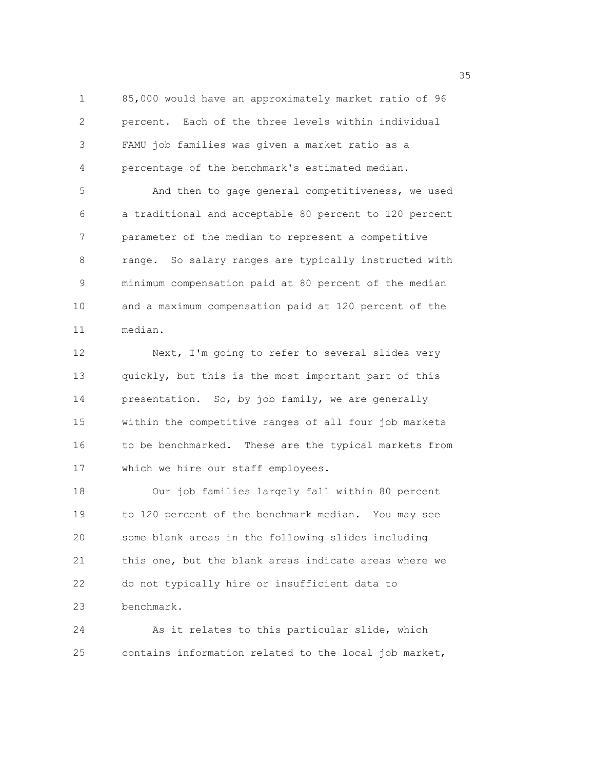85,000 would have an approximately market ratio of 96 percent. Each of the three levels within individual FAMU job families was given a market ratio as a percentage of the benchmark's estimated median.

And then to gage general competitiveness, we used a traditional and acceptable 80 percent to 120 percent parameter of the median to represent a competitive range. So salary ranges are typically instructed with minimum compensation paid at 80 percent of the median and a maximum compensation paid at 120 percent of the median.

Next, I'm going to refer to several slides very quickly, but this is the most important part of this presentation. So, by job family, we are generally within the competitive ranges of all four job markets to be benchmarked. These are the typical markets from which we hire our staff employees.

Our job families largely fall within 80 percent to 120 percent of the benchmark median. You may see some blank areas in the following slides including this one, but the blank areas indicate areas where we do not typically hire or insufficient data to benchmark.

As it relates to this particular slide, which contains information related to the local job market,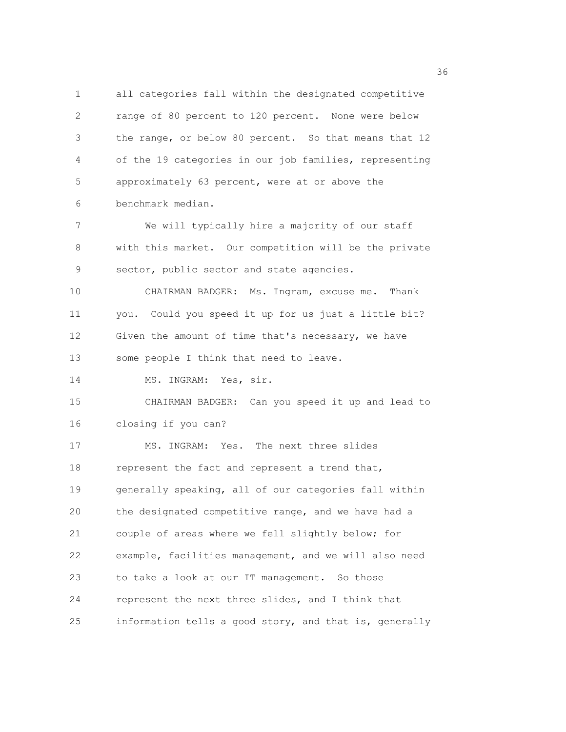all categories fall within the designated competitive range of 80 percent to 120 percent. None were below the range, or below 80 percent. So that means that 12 of the 19 categories in our job families, representing approximately 63 percent, were at or above the benchmark median.

We will typically hire a majority of our staff with this market. Our competition will be the private sector, public sector and state agencies.

CHAIRMAN BADGER: Ms. Ingram, excuse me. Thank you. Could you speed it up for us just a little bit? Given the amount of time that's necessary, we have some people I think that need to leave.

MS. INGRAM: Yes, sir.

CHAIRMAN BADGER: Can you speed it up and lead to closing if you can?

MS. INGRAM: Yes. The next three slides represent the fact and represent a trend that, generally speaking, all of our categories fall within the designated competitive range, and we have had a couple of areas where we fell slightly below; for example, facilities management, and we will also need to take a look at our IT management. So those represent the next three slides, and I think that information tells a good story, and that is, generally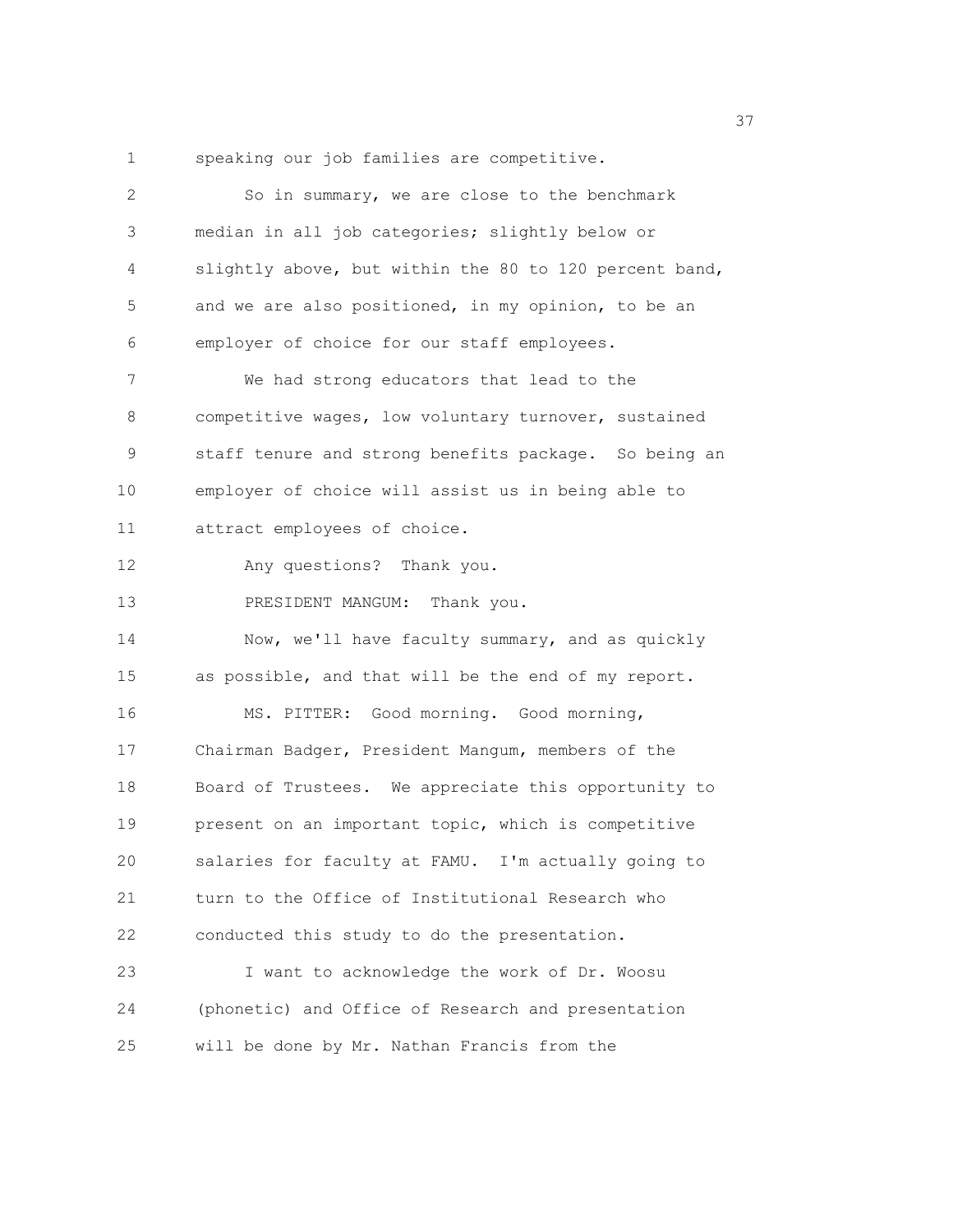speaking our job families are competitive.

So in summary, we are close to the benchmark median in all job categories; slightly below or slightly above, but within the 80 to 120 percent band, and we are also positioned, in my opinion, to be an employer of choice for our staff employees.

We had strong educators that lead to the competitive wages, low voluntary turnover, sustained staff tenure and strong benefits package. So being an employer of choice will assist us in being able to attract employees of choice.

Any questions? Thank you.

PRESIDENT MANGUM: Thank you.

Now, we'll have faculty summary, and as quickly as possible, and that will be the end of my report.

MS. PITTER: Good morning. Good morning, Chairman Badger, President Mangum, members of the Board of Trustees. We appreciate this opportunity to present on an important topic, which is competitive salaries for faculty at FAMU. I'm actually going to turn to the Office of Institutional Research who conducted this study to do the presentation.

I want to acknowledge the work of Dr. Woosu (phonetic) and Office of Research and presentation will be done by Mr. Nathan Francis from the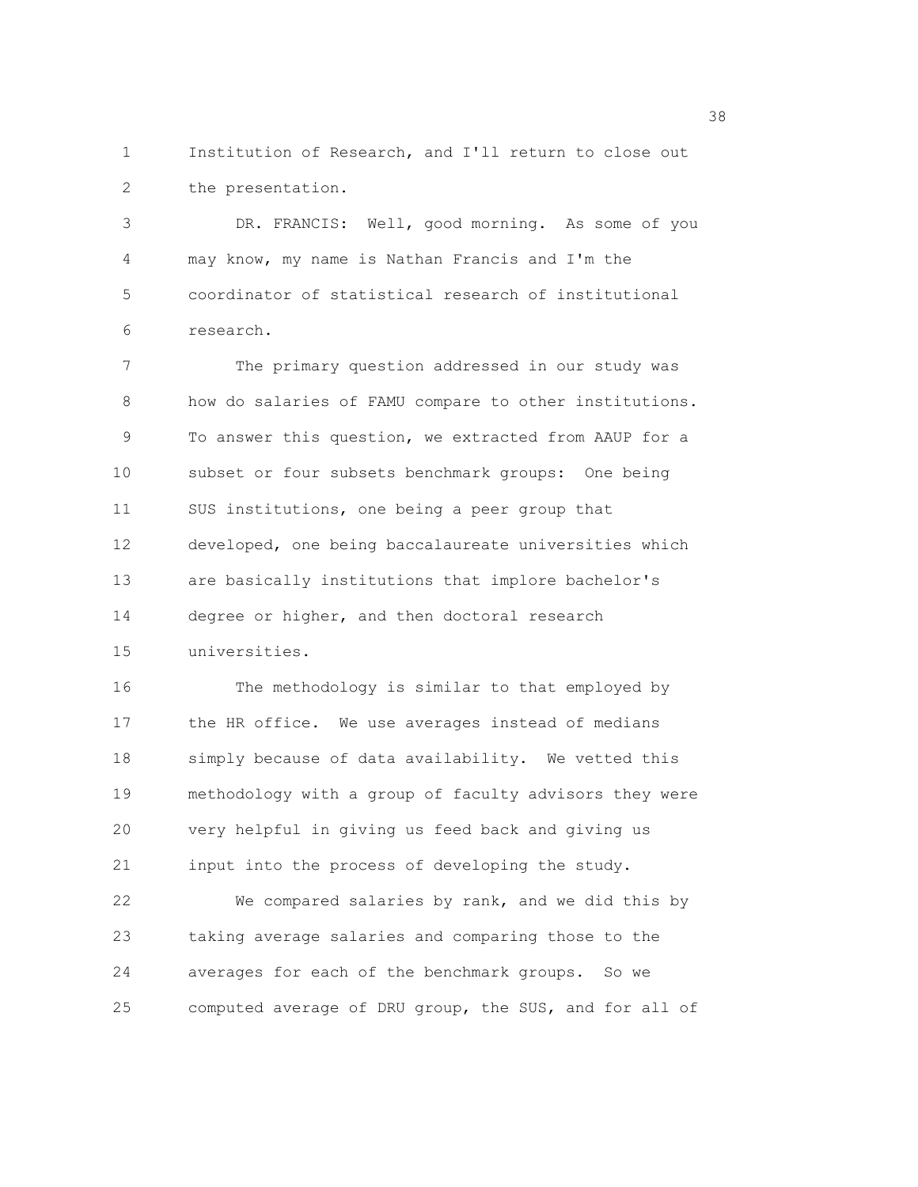Institution of Research, and I'll return to close out the presentation.

DR. FRANCIS: Well, good morning. As some of you may know, my name is Nathan Francis and I'm the coordinator of statistical research of institutional research.

The primary question addressed in our study was how do salaries of FAMU compare to other institutions. To answer this question, we extracted from AAUP for a subset or four subsets benchmark groups: One being SUS institutions, one being a peer group that developed, one being baccalaureate universities which are basically institutions that implore bachelor's degree or higher, and then doctoral research universities.

The methodology is similar to that employed by the HR office. We use averages instead of medians simply because of data availability. We vetted this methodology with a group of faculty advisors they were very helpful in giving us feed back and giving us input into the process of developing the study.

We compared salaries by rank, and we did this by taking average salaries and comparing those to the averages for each of the benchmark groups. So we computed average of DRU group, the SUS, and for all of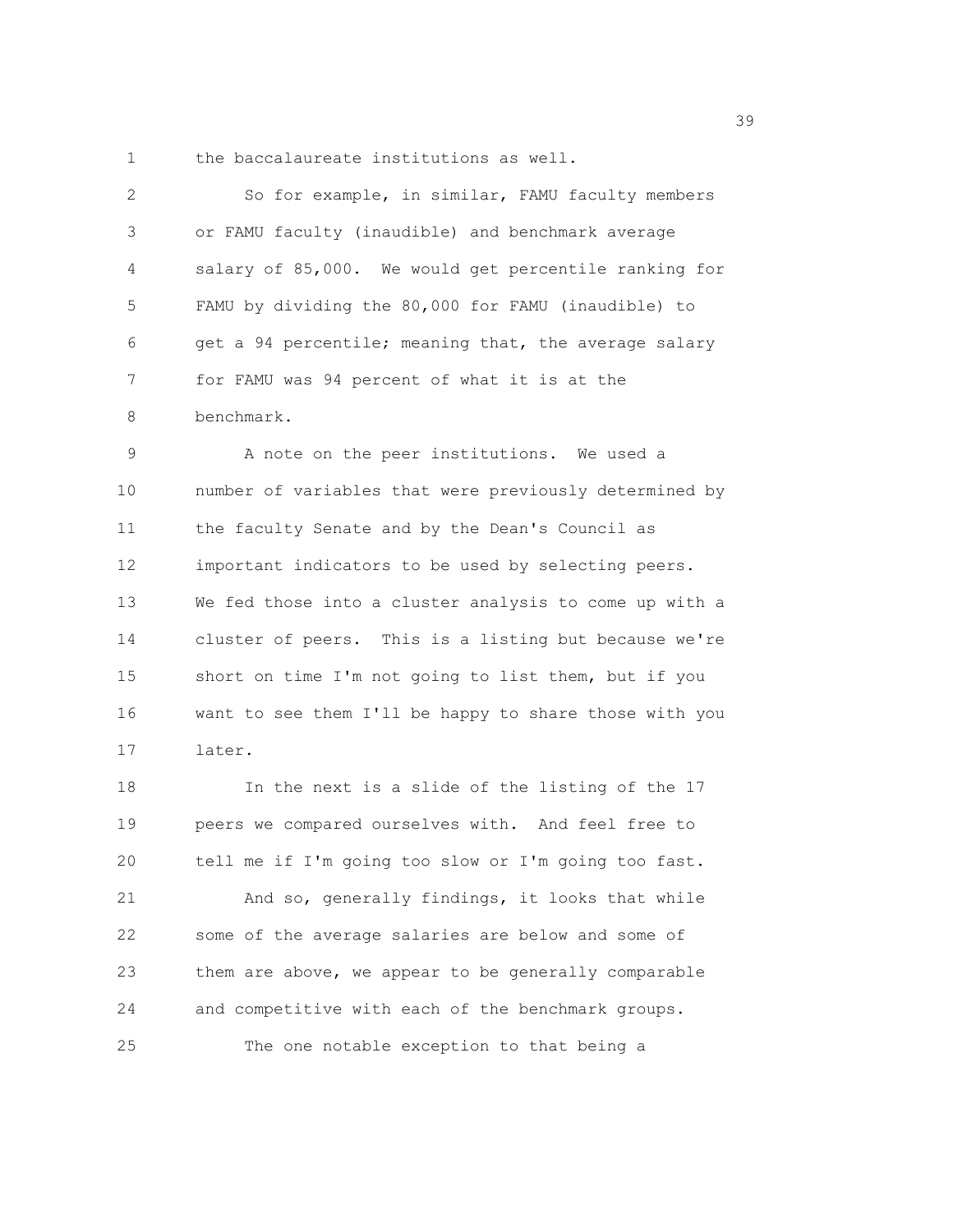the baccalaureate institutions as well.

So for example, in similar, FAMU faculty members or FAMU faculty (inaudible) and benchmark average salary of 85,000. We would get percentile ranking for FAMU by dividing the 80,000 for FAMU (inaudible) to get a 94 percentile; meaning that, the average salary for FAMU was 94 percent of what it is at the benchmark.

A note on the peer institutions. We used a number of variables that were previously determined by the faculty Senate and by the Dean's Council as important indicators to be used by selecting peers. We fed those into a cluster analysis to come up with a cluster of peers. This is a listing but because we're short on time I'm not going to list them, but if you want to see them I'll be happy to share those with you later.

In the next is a slide of the listing of the 17 peers we compared ourselves with. And feel free to tell me if I'm going too slow or I'm going too fast.

And so, generally findings, it looks that while some of the average salaries are below and some of them are above, we appear to be generally comparable and competitive with each of the benchmark groups.

The one notable exception to that being a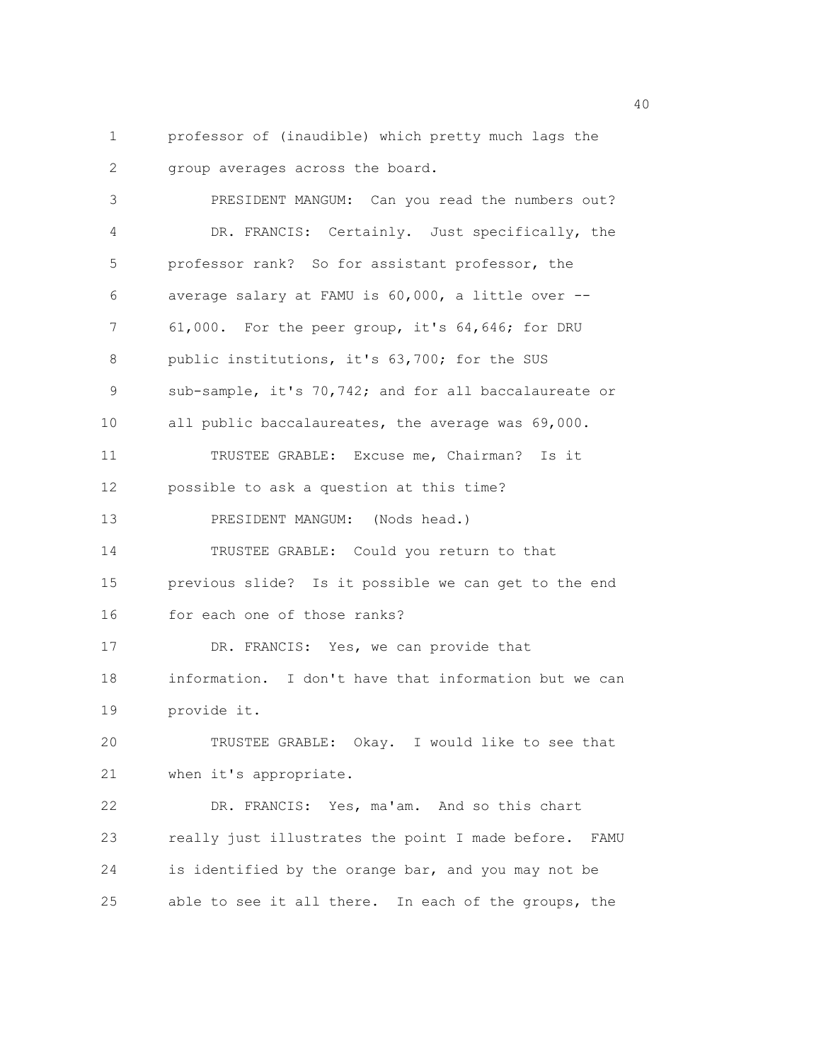1 professor of (inaudible) which pretty much lags the
2 group averages across the board.

3 PRESIDENT MANGUM: Can you read the numbers out?

4 DR. FRANCIS: Certainly. Just specifically, the
5 professor rank? So for assistant professor, the
6 average salary at FAMU is 60,000, a little over --
7 61,000. For the peer group, it's 64,646; for DRU
8 public institutions, it's 63,700; for the SUS
9 sub-sample, it's 70,742; and for all baccalaureate or
10 all public baccalaureates, the average was 69,000.

11 TRUSTEE GRABLE: Excuse me, Chairman? Is it
12 possible to ask a question at this time?

13 PRESIDENT MANGUM: (Nods head.)

14 TRUSTEE GRABLE: Could you return to that
15 previous slide? Is it possible we can get to the end
16 for each one of those ranks?

17 DR. FRANCIS: Yes, we can provide that
18 information. I don't have that information but we can
19 provide it.

20 TRUSTEE GRABLE: Okay. I would like to see that
21 when it's appropriate.

22 DR. FRANCIS: Yes, ma'am. And so this chart
23 really just illustrates the point I made before. FAMU
24 is identified by the orange bar, and you may not be
25 able to see it all there. In each of the groups, the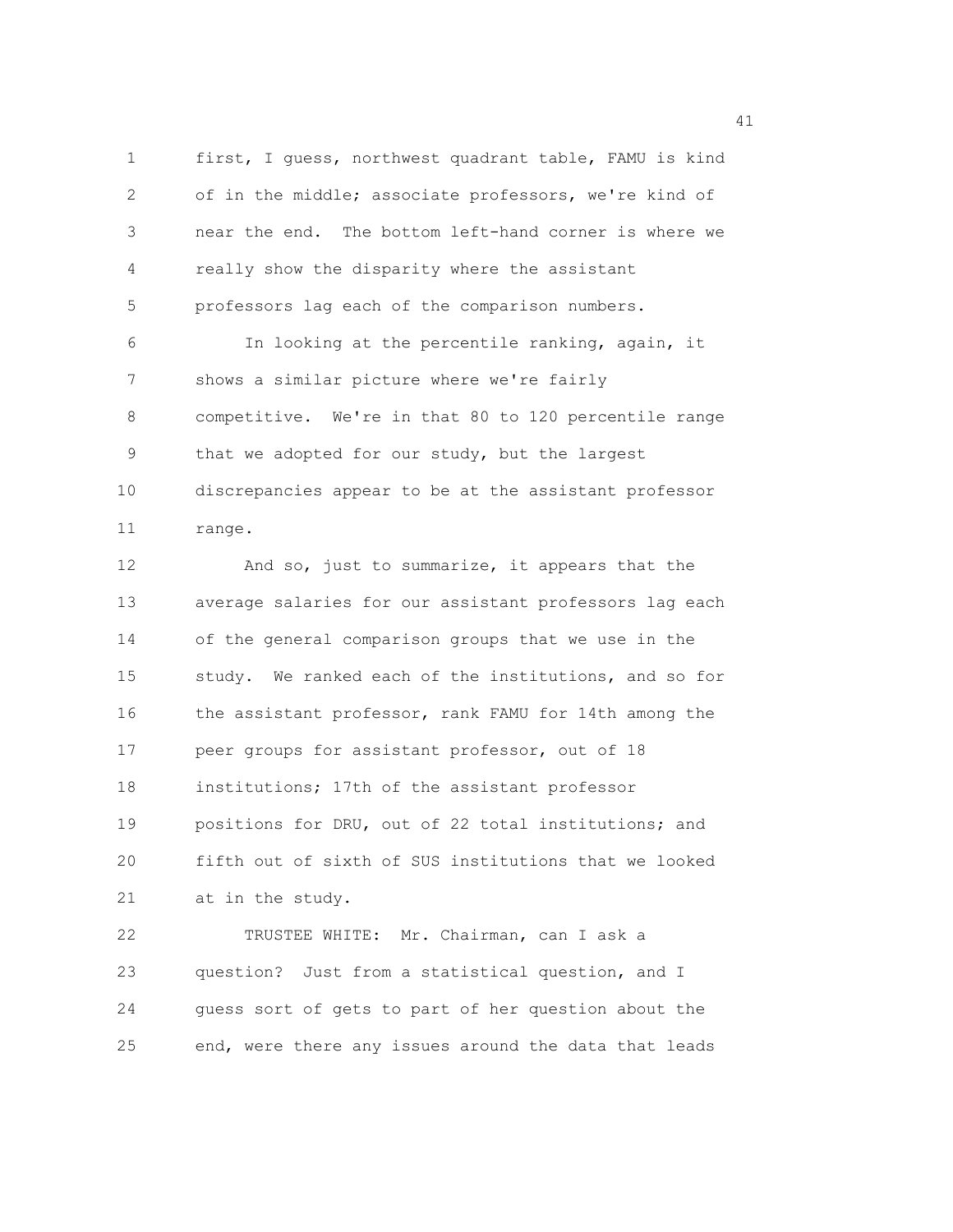first, I guess, northwest quadrant table, FAMU is kind of in the middle; associate professors, we're kind of near the end. The bottom left-hand corner is where we really show the disparity where the assistant professors lag each of the comparison numbers.

In looking at the percentile ranking, again, it shows a similar picture where we're fairly competitive. We're in that 80 to 120 percentile range that we adopted for our study, but the largest discrepancies appear to be at the assistant professor range.

And so, just to summarize, it appears that the average salaries for our assistant professors lag each of the general comparison groups that we use in the study. We ranked each of the institutions, and so for the assistant professor, rank FAMU for 14th among the peer groups for assistant professor, out of 18 institutions; 17th of the assistant professor positions for DRU, out of 22 total institutions; and fifth out of sixth of SUS institutions that we looked at in the study.

TRUSTEE WHITE: Mr. Chairman, can I ask a question? Just from a statistical question, and I guess sort of gets to part of her question about the end, were there any issues around the data that leads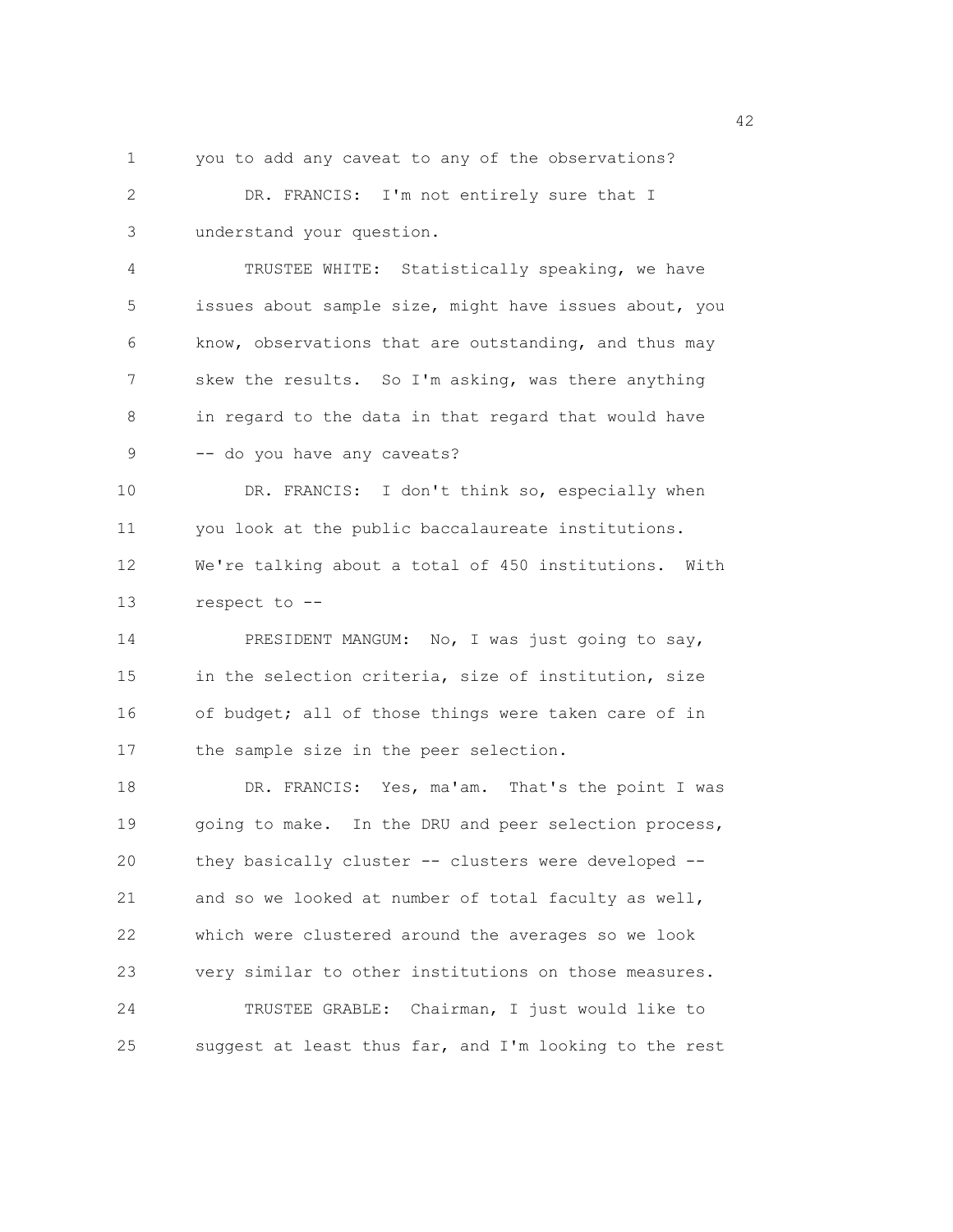you to add any caveat to any of the observations?

DR. FRANCIS: I'm not entirely sure that I understand your question.

TRUSTEE WHITE: Statistically speaking, we have issues about sample size, might have issues about, you know, observations that are outstanding, and thus may skew the results. So I'm asking, was there anything in regard to the data in that regard that would have -- do you have any caveats?

DR. FRANCIS: I don't think so, especially when you look at the public baccalaureate institutions. We're talking about a total of 450 institutions. With respect to --

PRESIDENT MANGUM: No, I was just going to say, in the selection criteria, size of institution, size of budget; all of those things were taken care of in the sample size in the peer selection.

DR. FRANCIS: Yes, ma'am. That's the point I was going to make. In the DRU and peer selection process, they basically cluster -- clusters were developed -- and so we looked at number of total faculty as well, which were clustered around the averages so we look very similar to other institutions on those measures.

TRUSTEE GRABLE: Chairman, I just would like to suggest at least thus far, and I'm looking to the rest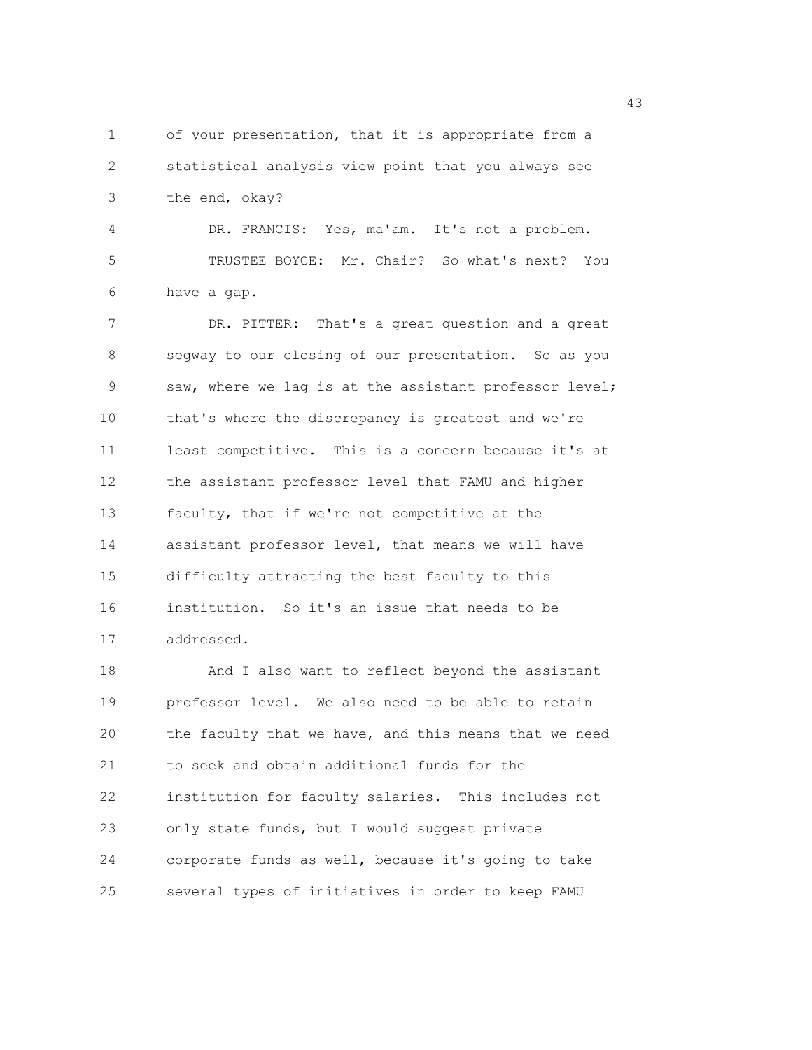of your presentation, that it is appropriate from a statistical analysis view point that you always see the end, okay?

DR. FRANCIS: Yes, ma'am. It's not a problem.

TRUSTEE BOYCE: Mr. Chair? So what's next? You have a gap.

DR. PITTER: That's a great question and a great segway to our closing of our presentation. So as you saw, where we lag is at the assistant professor level; that's where the discrepancy is greatest and we're least competitive. This is a concern because it's at the assistant professor level that FAMU and higher faculty, that if we're not competitive at the assistant professor level, that means we will have difficulty attracting the best faculty to this institution. So it's an issue that needs to be addressed.

And I also want to reflect beyond the assistant professor level. We also need to be able to retain the faculty that we have, and this means that we need to seek and obtain additional funds for the institution for faculty salaries. This includes not only state funds, but I would suggest private corporate funds as well, because it's going to take several types of initiatives in order to keep FAMU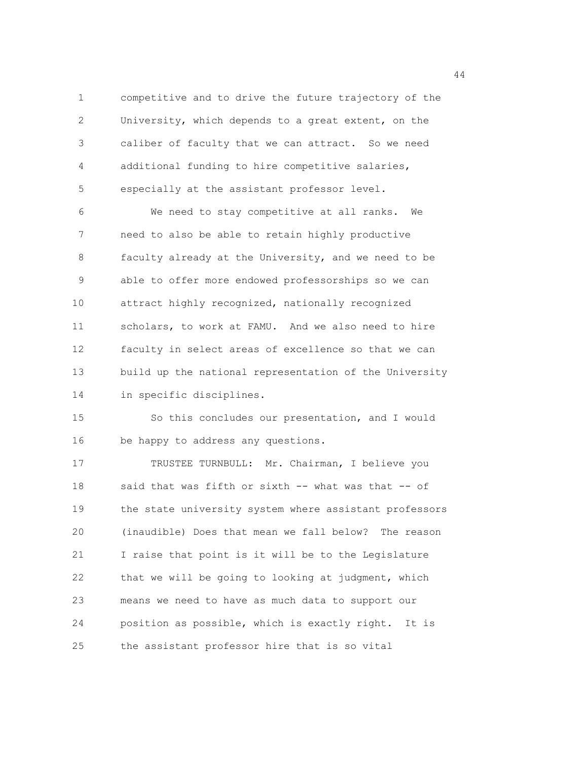competitive and to drive the future trajectory of the University, which depends to a great extent, on the caliber of faculty that we can attract. So we need additional funding to hire competitive salaries, especially at the assistant professor level.

We need to stay competitive at all ranks. We need to also be able to retain highly productive faculty already at the University, and we need to be able to offer more endowed professorships so we can attract highly recognized, nationally recognized scholars, to work at FAMU. And we also need to hire faculty in select areas of excellence so that we can build up the national representation of the University in specific disciplines.

So this concludes our presentation, and I would be happy to address any questions.

TRUSTEE TURNBULL: Mr. Chairman, I believe you said that was fifth or sixth -- what was that -- of the state university system where assistant professors (inaudible) Does that mean we fall below? The reason I raise that point is it will be to the Legislature that we will be going to looking at judgment, which means we need to have as much data to support our position as possible, which is exactly right. It is the assistant professor hire that is so vital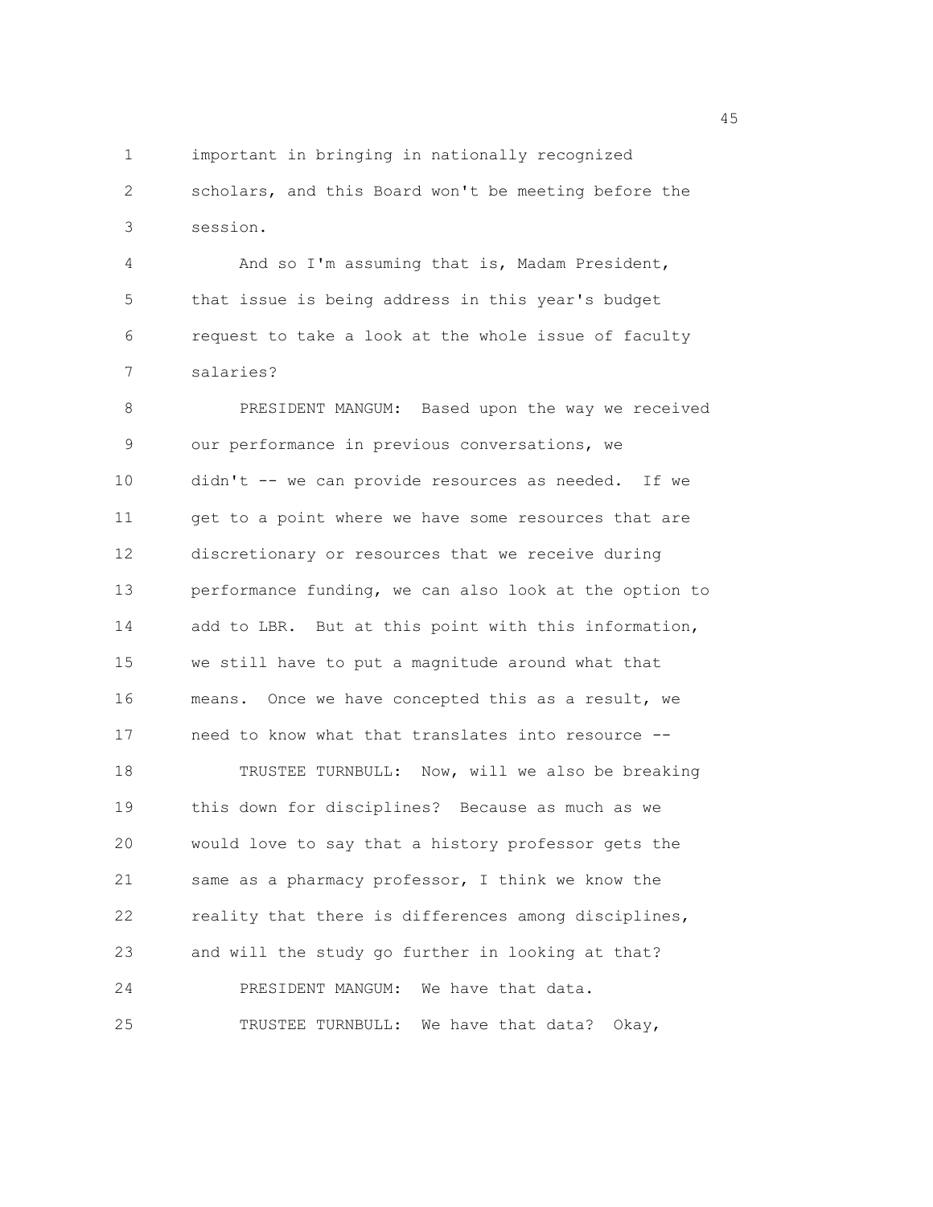important in bringing in nationally recognized scholars, and this Board won't be meeting before the session.

And so I'm assuming that is, Madam President, that issue is being address in this year's budget request to take a look at the whole issue of faculty salaries?

PRESIDENT MANGUM: Based upon the way we received our performance in previous conversations, we didn't -- we can provide resources as needed. If we get to a point where we have some resources that are discretionary or resources that we receive during performance funding, we can also look at the option to add to LBR. But at this point with this information, we still have to put a magnitude around what that means. Once we have concepted this as a result, we need to know what that translates into resource --

TRUSTEE TURNBULL: Now, will we also be breaking this down for disciplines? Because as much as we would love to say that a history professor gets the same as a pharmacy professor, I think we know the reality that there is differences among disciplines, and will the study go further in looking at that?

PRESIDENT MANGUM: We have that data.

TRUSTEE TURNBULL: We have that data? Okay,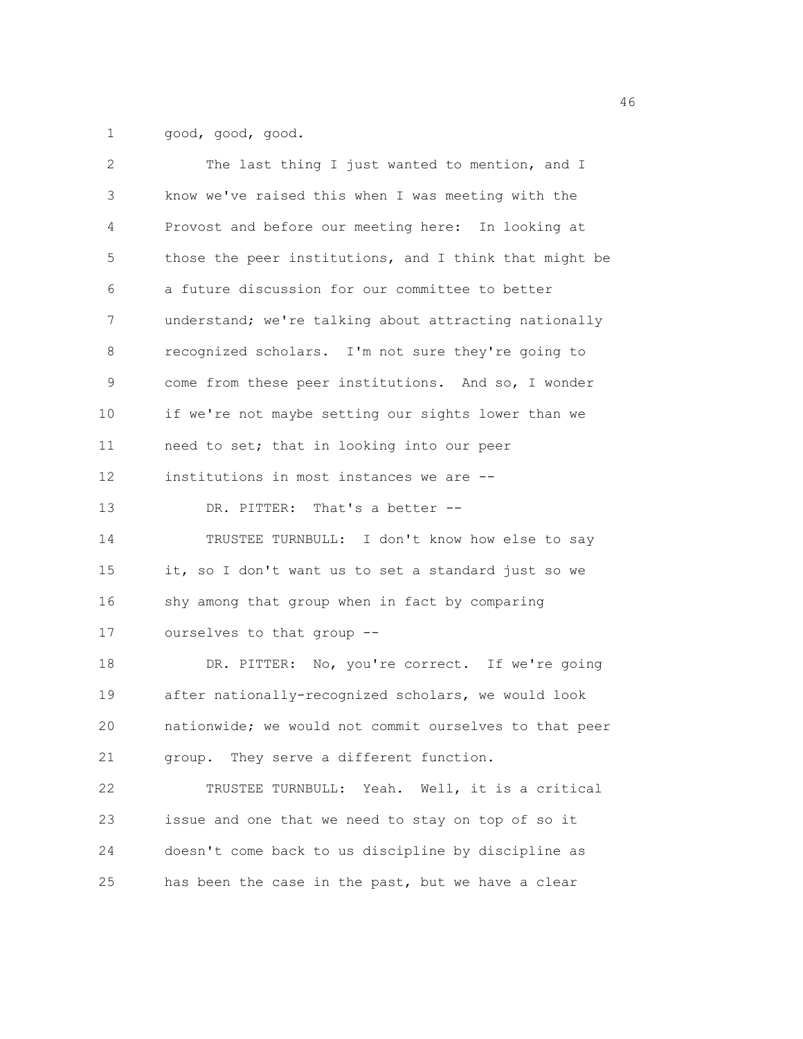good, good, good.

The last thing I just wanted to mention, and I know we've raised this when I was meeting with the Provost and before our meeting here: In looking at those the peer institutions, and I think that might be a future discussion for our committee to better understand; we're talking about attracting nationally recognized scholars. I'm not sure they're going to come from these peer institutions. And so, I wonder if we're not maybe setting our sights lower than we need to set; that in looking into our peer institutions in most instances we are --

DR. PITTER: That's a better --

TRUSTEE TURNBULL: I don't know how else to say it, so I don't want us to set a standard just so we shy among that group when in fact by comparing ourselves to that group --

DR. PITTER: No, you're correct. If we're going after nationally-recognized scholars, we would look nationwide; we would not commit ourselves to that peer group. They serve a different function.

TRUSTEE TURNBULL: Yeah. Well, it is a critical issue and one that we need to stay on top of so it doesn't come back to us discipline by discipline as has been the case in the past, but we have a clear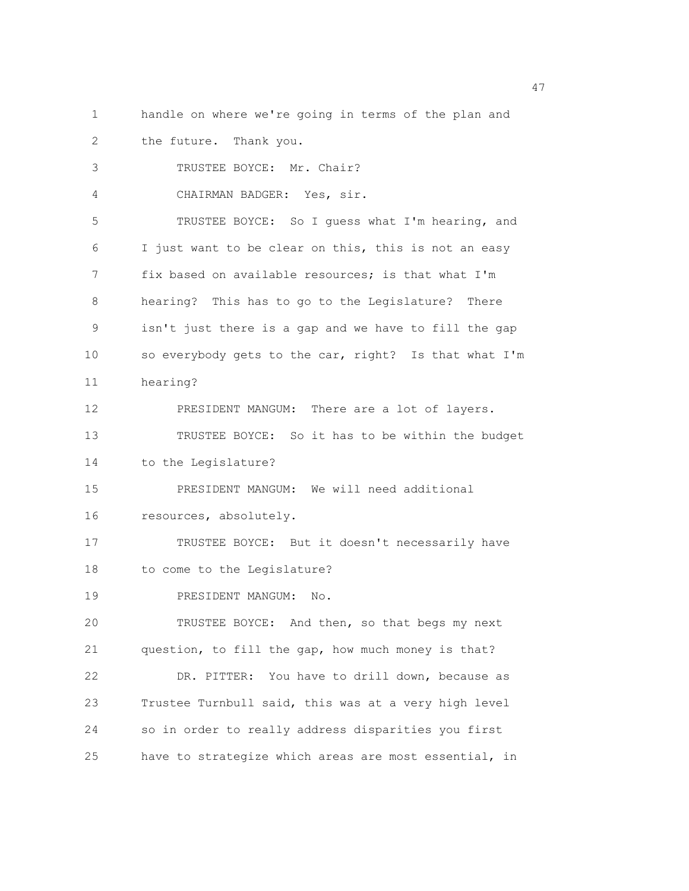handle on where we're going in terms of the plan and the future. Thank you.

TRUSTEE BOYCE: Mr. Chair?

CHAIRMAN BADGER: Yes, sir.

TRUSTEE BOYCE: So I guess what I'm hearing, and I just want to be clear on this, this is not an easy fix based on available resources; is that what I'm hearing? This has to go to the Legislature? There isn't just there is a gap and we have to fill the gap so everybody gets to the car, right? Is that what I'm hearing?

PRESIDENT MANGUM: There are a lot of layers.

TRUSTEE BOYCE: So it has to be within the budget to the Legislature?

PRESIDENT MANGUM: We will need additional resources, absolutely.

TRUSTEE BOYCE: But it doesn't necessarily have to come to the Legislature?

PRESIDENT MANGUM: No.

TRUSTEE BOYCE: And then, so that begs my next question, to fill the gap, how much money is that?

DR. PITTER: You have to drill down, because as Trustee Turnbull said, this was at a very high level so in order to really address disparities you first have to strategize which areas are most essential, in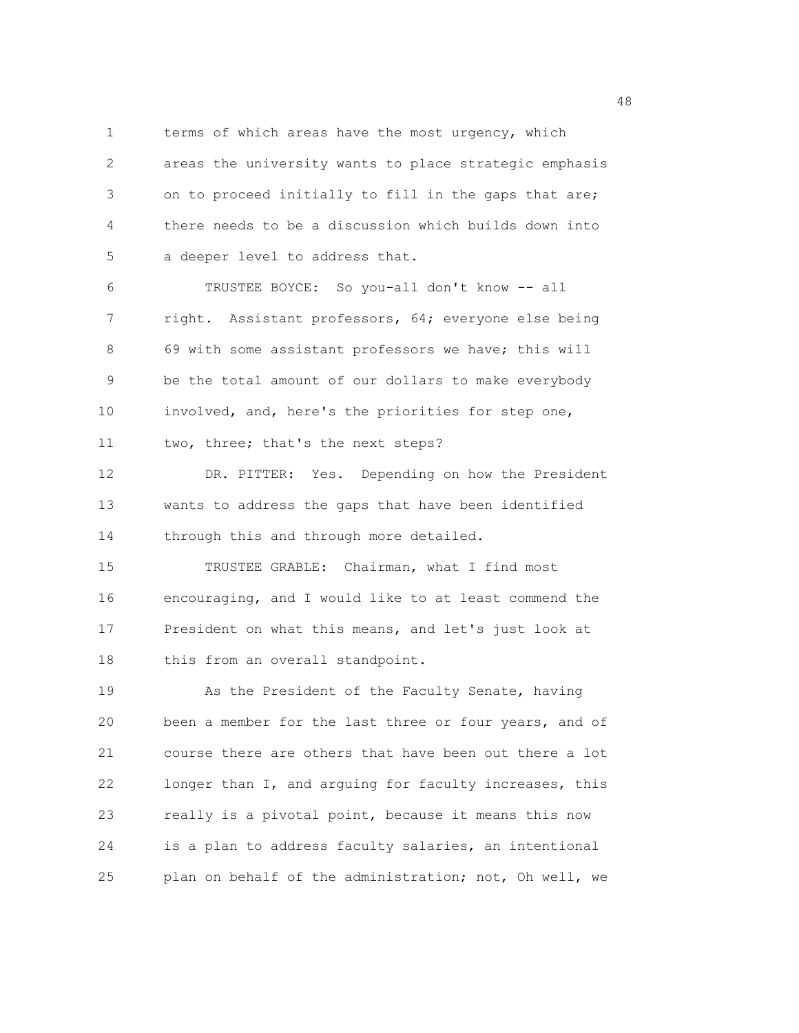terms of which areas have the most urgency, which areas the university wants to place strategic emphasis on to proceed initially to fill in the gaps that are; there needs to be a discussion which builds down into a deeper level to address that.

TRUSTEE BOYCE: So you-all don't know -- all right. Assistant professors, 64; everyone else being 69 with some assistant professors we have; this will be the total amount of our dollars to make everybody involved, and, here's the priorities for step one, two, three; that's the next steps?

DR. PITTER: Yes. Depending on how the President wants to address the gaps that have been identified through this and through more detailed.

TRUSTEE GRABLE: Chairman, what I find most encouraging, and I would like to at least commend the President on what this means, and let's just look at this from an overall standpoint.

As the President of the Faculty Senate, having been a member for the last three or four years, and of course there are others that have been out there a lot longer than I, and arguing for faculty increases, this really is a pivotal point, because it means this now is a plan to address faculty salaries, an intentional plan on behalf of the administration; not, Oh well, we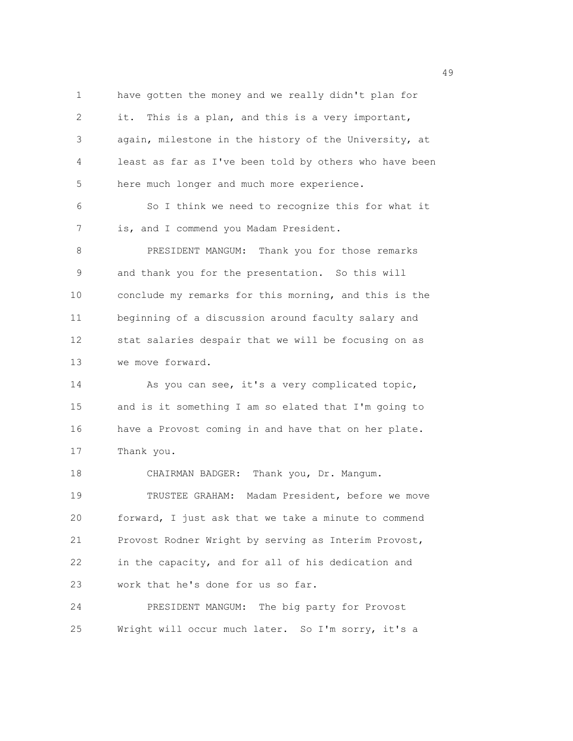have gotten the money and we really didn't plan for it. This is a plan, and this is a very important, again, milestone in the history of the University, at least as far as I've been told by others who have been here much longer and much more experience.

So I think we need to recognize this for what it is, and I commend you Madam President.

PRESIDENT MANGUM: Thank you for those remarks and thank you for the presentation. So this will conclude my remarks for this morning, and this is the beginning of a discussion around faculty salary and stat salaries despair that we will be focusing on as we move forward.

As you can see, it's a very complicated topic, and is it something I am so elated that I'm going to have a Provost coming in and have that on her plate. Thank you.

CHAIRMAN BADGER: Thank you, Dr. Mangum.

TRUSTEE GRAHAM: Madam President, before we move forward, I just ask that we take a minute to commend Provost Rodner Wright by serving as Interim Provost, in the capacity, and for all of his dedication and work that he's done for us so far.

PRESIDENT MANGUM: The big party for Provost Wright will occur much later. So I'm sorry, it's a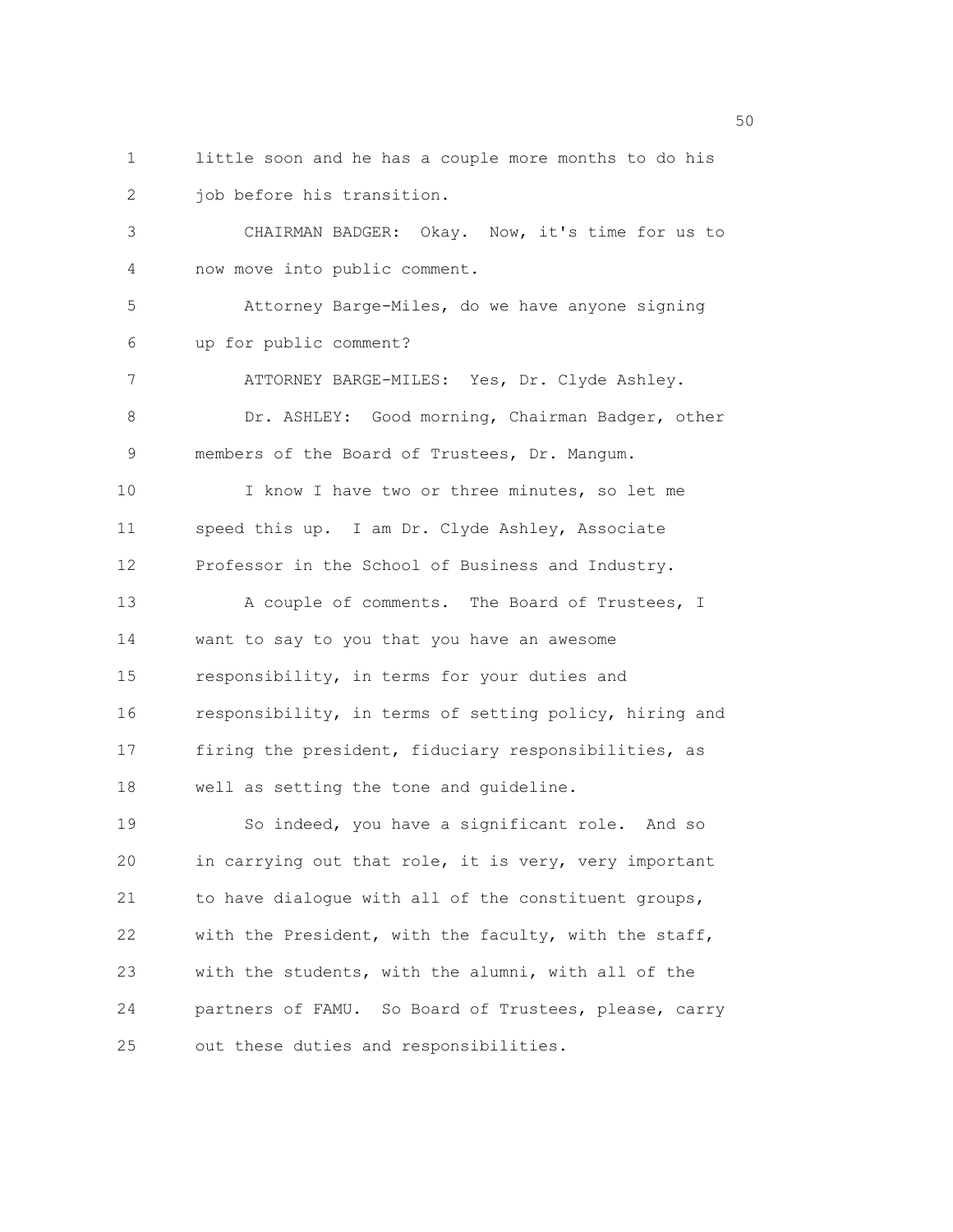little soon and he has a couple more months to do his job before his transition.

CHAIRMAN BADGER: Okay. Now, it's time for us to now move into public comment.

Attorney Barge-Miles, do we have anyone signing up for public comment?

ATTORNEY BARGE-MILES: Yes, Dr. Clyde Ashley.

Dr. ASHLEY: Good morning, Chairman Badger, other members of the Board of Trustees, Dr. Mangum.

I know I have two or three minutes, so let me speed this up. I am Dr. Clyde Ashley, Associate Professor in the School of Business and Industry.

A couple of comments. The Board of Trustees, I want to say to you that you have an awesome responsibility, in terms for your duties and responsibility, in terms of setting policy, hiring and firing the president, fiduciary responsibilities, as well as setting the tone and guideline.

So indeed, you have a significant role. And so in carrying out that role, it is very, very important to have dialogue with all of the constituent groups, with the President, with the faculty, with the staff, with the students, with the alumni, with all of the partners of FAMU. So Board of Trustees, please, carry out these duties and responsibilities.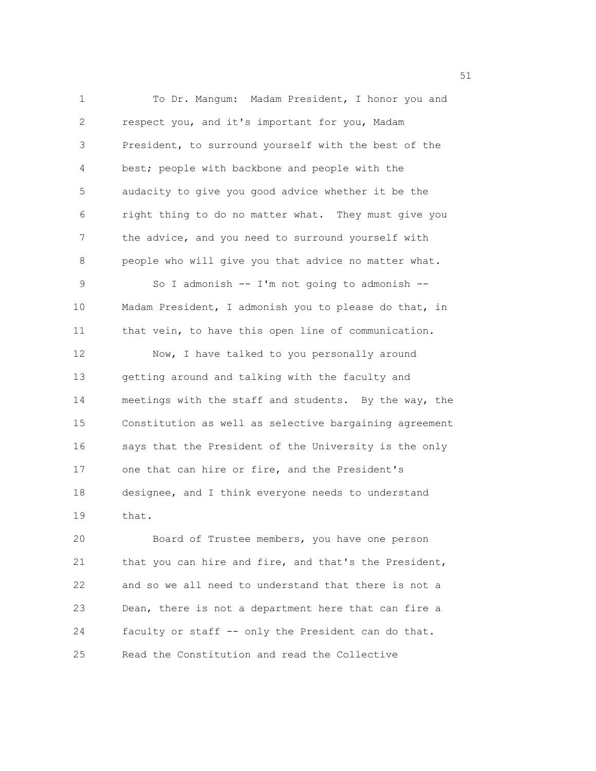To Dr. Mangum: Madam President, I honor you and respect you, and it's important for you, Madam President, to surround yourself with the best of the best; people with backbone and people with the audacity to give you good advice whether it be the right thing to do no matter what. They must give you the advice, and you need to surround yourself with people who will give you that advice no matter what.

So I admonish -- I'm not going to admonish -- Madam President, I admonish you to please do that, in that vein, to have this open line of communication.

Now, I have talked to you personally around getting around and talking with the faculty and meetings with the staff and students. By the way, the Constitution as well as selective bargaining agreement says that the President of the University is the only one that can hire or fire, and the President's designee, and I think everyone needs to understand that.

Board of Trustee members, you have one person that you can hire and fire, and that's the President, and so we all need to understand that there is not a Dean, there is not a department here that can fire a faculty or staff -- only the President can do that. Read the Constitution and read the Collective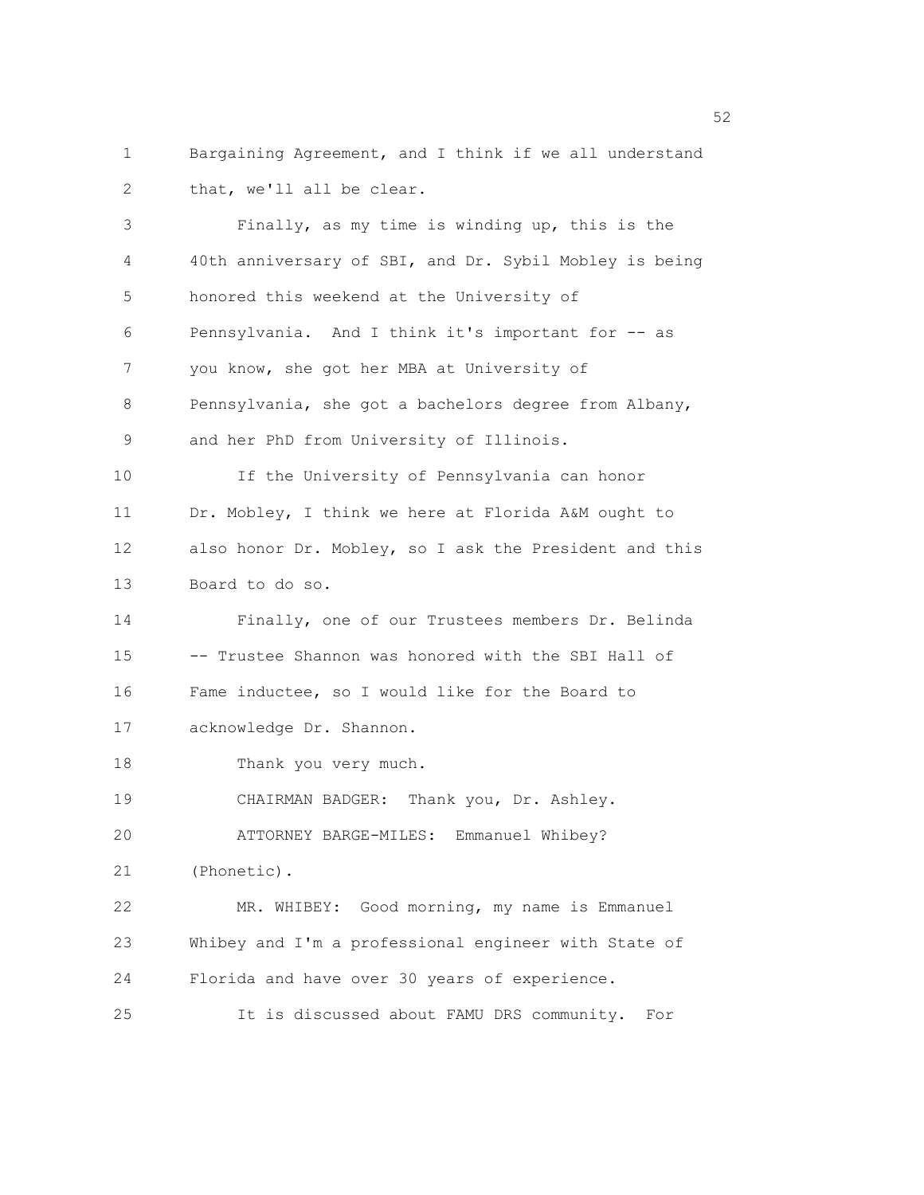Bargaining Agreement, and I think if we all understand that, we'll all be clear.

Finally, as my time is winding up, this is the 40th anniversary of SBI, and Dr. Sybil Mobley is being honored this weekend at the University of Pennsylvania. And I think it's important for -- as you know, she got her MBA at University of Pennsylvania, she got a bachelors degree from Albany, and her PhD from University of Illinois.

If the University of Pennsylvania can honor Dr. Mobley, I think we here at Florida A&M ought to also honor Dr. Mobley, so I ask the President and this Board to do so.

Finally, one of our Trustees members Dr. Belinda -- Trustee Shannon was honored with the SBI Hall of Fame inductee, so I would like for the Board to acknowledge Dr. Shannon.

Thank you very much.

CHAIRMAN BADGER: Thank you, Dr. Ashley.

ATTORNEY BARGE-MILES: Emmanuel Whibey? (Phonetic).

MR. WHIBEY: Good morning, my name is Emmanuel Whibey and I'm a professional engineer with State of Florida and have over 30 years of experience.

It is discussed about FAMU DRS community. For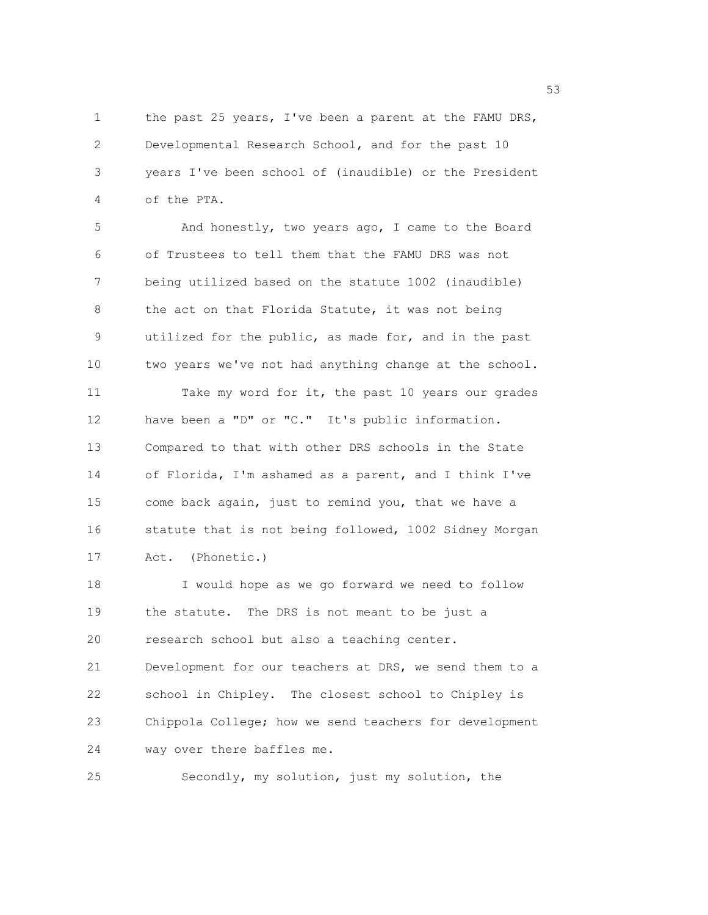the past 25 years, I've been a parent at the FAMU DRS, Developmental Research School, and for the past 10 years I've been school of (inaudible) or the President of the PTA.

And honestly, two years ago, I came to the Board of Trustees to tell them that the FAMU DRS was not being utilized based on the statute 1002 (inaudible) the act on that Florida Statute, it was not being utilized for the public, as made for, and in the past two years we've not had anything change at the school.

Take my word for it, the past 10 years our grades have been a "D" or "C." It's public information. Compared to that with other DRS schools in the State of Florida, I'm ashamed as a parent, and I think I've come back again, just to remind you, that we have a statute that is not being followed, 1002 Sidney Morgan Act. (Phonetic.)

I would hope as we go forward we need to follow the statute. The DRS is not meant to be just a research school but also a teaching center. Development for our teachers at DRS, we send them to a school in Chipley. The closest school to Chipley is Chippola College; how we send teachers for development way over there baffles me.

Secondly, my solution, just my solution, the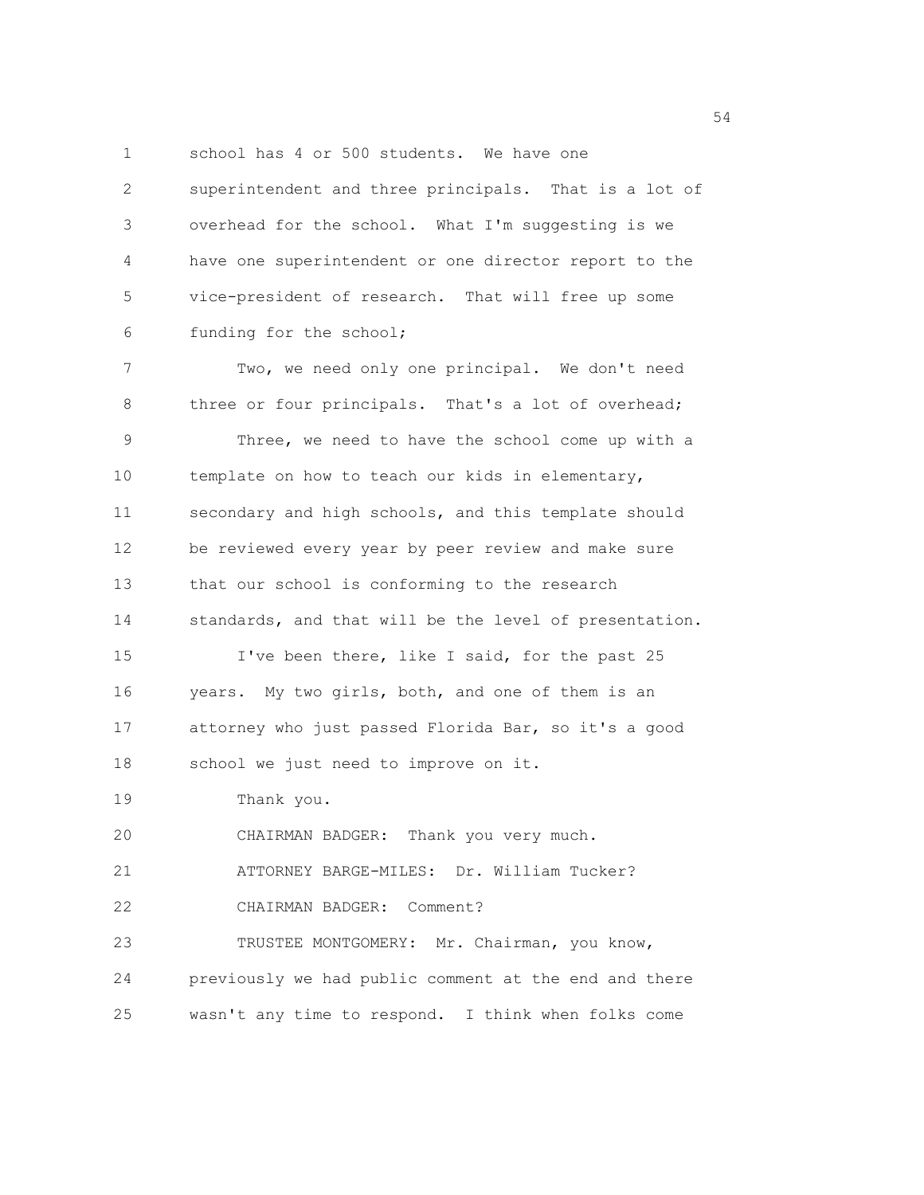school has 4 or 500 students. We have one superintendent and three principals. That is a lot of overhead for the school. What I'm suggesting is we have one superintendent or one director report to the vice-president of research. That will free up some funding for the school;

Two, we need only one principal. We don't need three or four principals. That's a lot of overhead;

Three, we need to have the school come up with a template on how to teach our kids in elementary, secondary and high schools, and this template should be reviewed every year by peer review and make sure that our school is conforming to the research standards, and that will be the level of presentation.

I've been there, like I said, for the past 25 years. My two girls, both, and one of them is an attorney who just passed Florida Bar, so it's a good school we just need to improve on it.

Thank you.

CHAIRMAN BADGER: Thank you very much.

ATTORNEY BARGE-MILES: Dr. William Tucker?

CHAIRMAN BADGER: Comment?

TRUSTEE MONTGOMERY: Mr. Chairman, you know, previously we had public comment at the end and there wasn't any time to respond. I think when folks come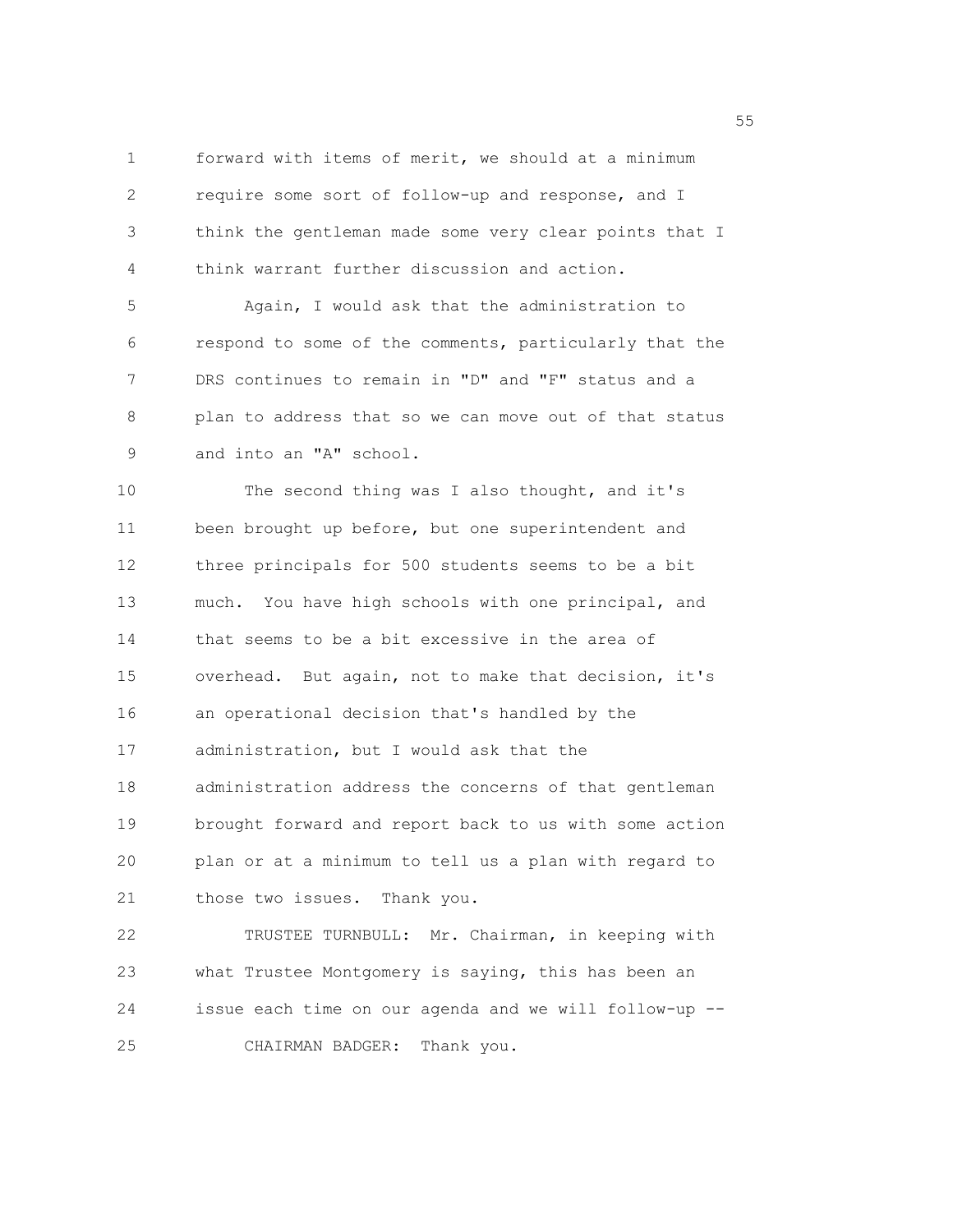forward with items of merit, we should at a minimum require some sort of follow-up and response, and I think the gentleman made some very clear points that I think warrant further discussion and action.

Again, I would ask that the administration to respond to some of the comments, particularly that the DRS continues to remain in "D" and "F" status and a plan to address that so we can move out of that status and into an "A" school.

The second thing was I also thought, and it's been brought up before, but one superintendent and three principals for 500 students seems to be a bit much. You have high schools with one principal, and that seems to be a bit excessive in the area of overhead. But again, not to make that decision, it's an operational decision that's handled by the administration, but I would ask that the administration address the concerns of that gentleman brought forward and report back to us with some action plan or at a minimum to tell us a plan with regard to those two issues. Thank you.

TRUSTEE TURNBULL: Mr. Chairman, in keeping with what Trustee Montgomery is saying, this has been an issue each time on our agenda and we will follow-up --

CHAIRMAN BADGER: Thank you.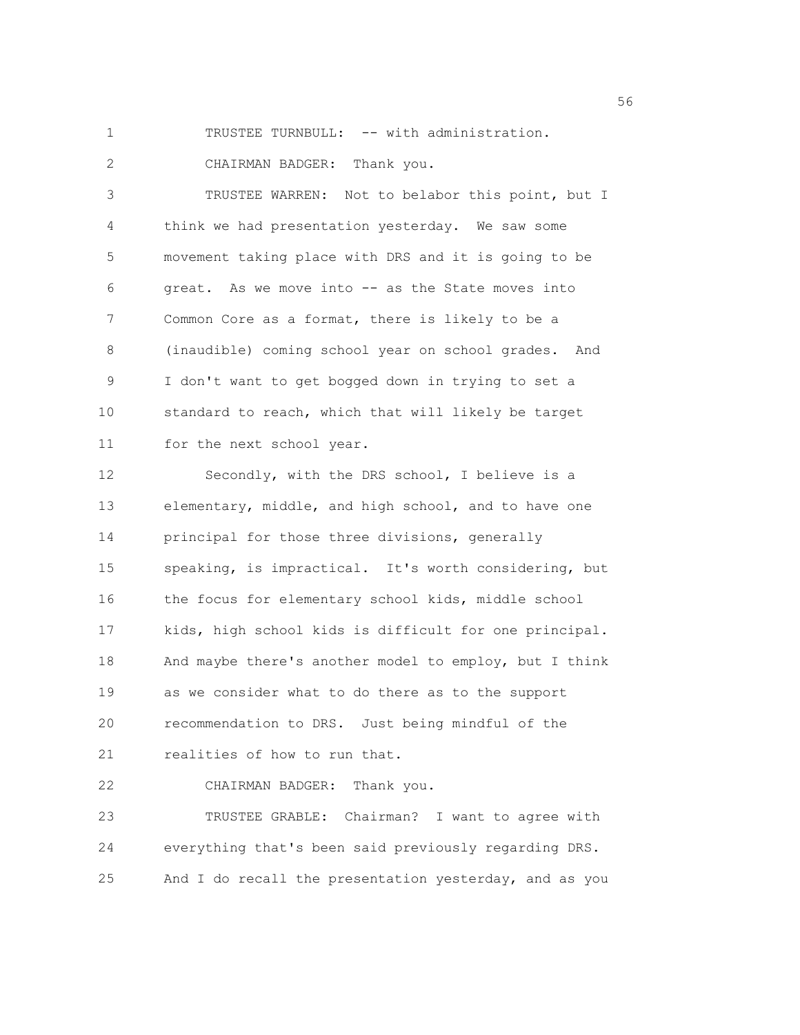TRUSTEE TURNBULL: -- with administration.

CHAIRMAN BADGER: Thank you.

TRUSTEE WARREN: Not to belabor this point, but I think we had presentation yesterday. We saw some movement taking place with DRS and it is going to be great. As we move into -- as the State moves into Common Core as a format, there is likely to be a (inaudible) coming school year on school grades. And I don't want to get bogged down in trying to set a standard to reach, which that will likely be target for the next school year.

Secondly, with the DRS school, I believe is a elementary, middle, and high school, and to have one principal for those three divisions, generally speaking, is impractical. It's worth considering, but the focus for elementary school kids, middle school kids, high school kids is difficult for one principal. And maybe there's another model to employ, but I think as we consider what to do there as to the support recommendation to DRS. Just being mindful of the realities of how to run that.

CHAIRMAN BADGER: Thank you.

TRUSTEE GRABLE: Chairman? I want to agree with everything that's been said previously regarding DRS. And I do recall the presentation yesterday, and as you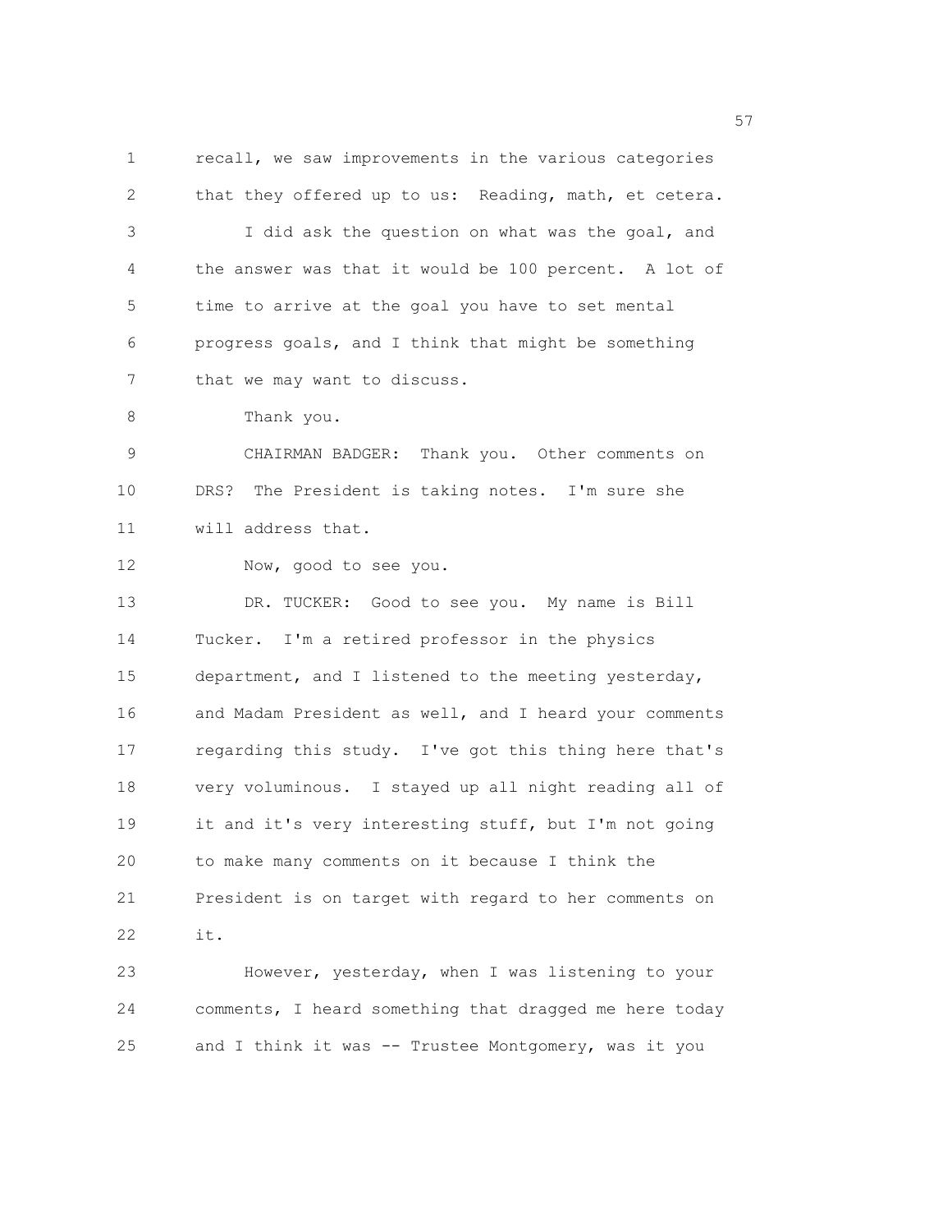recall, we saw improvements in the various categories that they offered up to us: Reading, math, et cetera.

I did ask the question on what was the goal, and the answer was that it would be 100 percent. A lot of time to arrive at the goal you have to set mental progress goals, and I think that might be something that we may want to discuss.

Thank you.

CHAIRMAN BADGER: Thank you. Other comments on DRS? The President is taking notes. I'm sure she will address that.

Now, good to see you.

DR. TUCKER: Good to see you. My name is Bill Tucker. I'm a retired professor in the physics department, and I listened to the meeting yesterday, and Madam President as well, and I heard your comments regarding this study. I've got this thing here that's very voluminous. I stayed up all night reading all of it and it's very interesting stuff, but I'm not going to make many comments on it because I think the President is on target with regard to her comments on it.

However, yesterday, when I was listening to your comments, I heard something that dragged me here today and I think it was -- Trustee Montgomery, was it you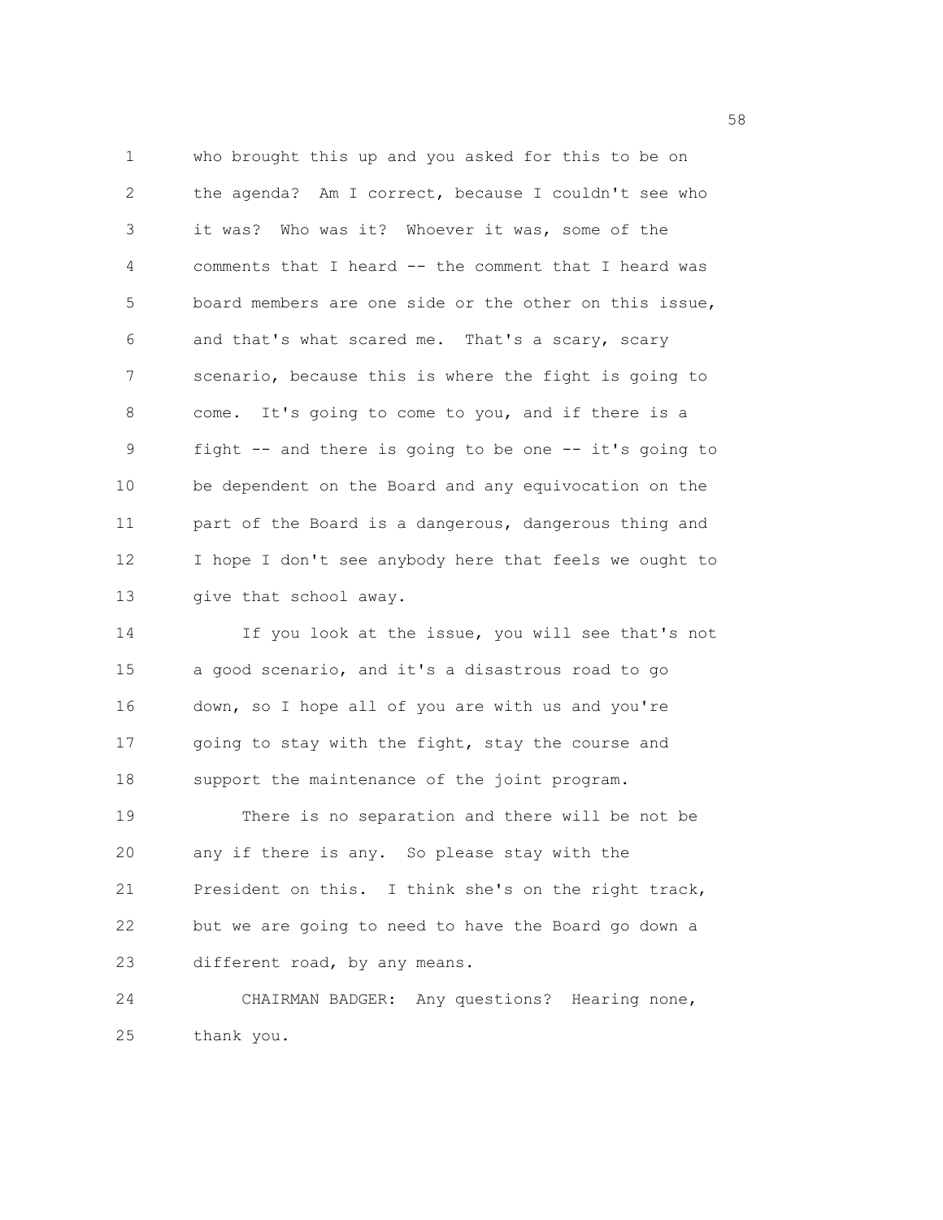who brought this up and you asked for this to be on the agenda? Am I correct, because I couldn't see who it was? Who was it? Whoever it was, some of the comments that I heard -- the comment that I heard was board members are one side or the other on this issue, and that's what scared me. That's a scary, scary scenario, because this is where the fight is going to come. It's going to come to you, and if there is a fight -- and there is going to be one -- it's going to be dependent on the Board and any equivocation on the part of the Board is a dangerous, dangerous thing and I hope I don't see anybody here that feels we ought to give that school away.

If you look at the issue, you will see that's not a good scenario, and it's a disastrous road to go down, so I hope all of you are with us and you're going to stay with the fight, stay the course and support the maintenance of the joint program.

There is no separation and there will be not be any if there is any. So please stay with the President on this. I think she's on the right track, but we are going to need to have the Board go down a different road, by any means.

CHAIRMAN BADGER: Any questions? Hearing none, thank you.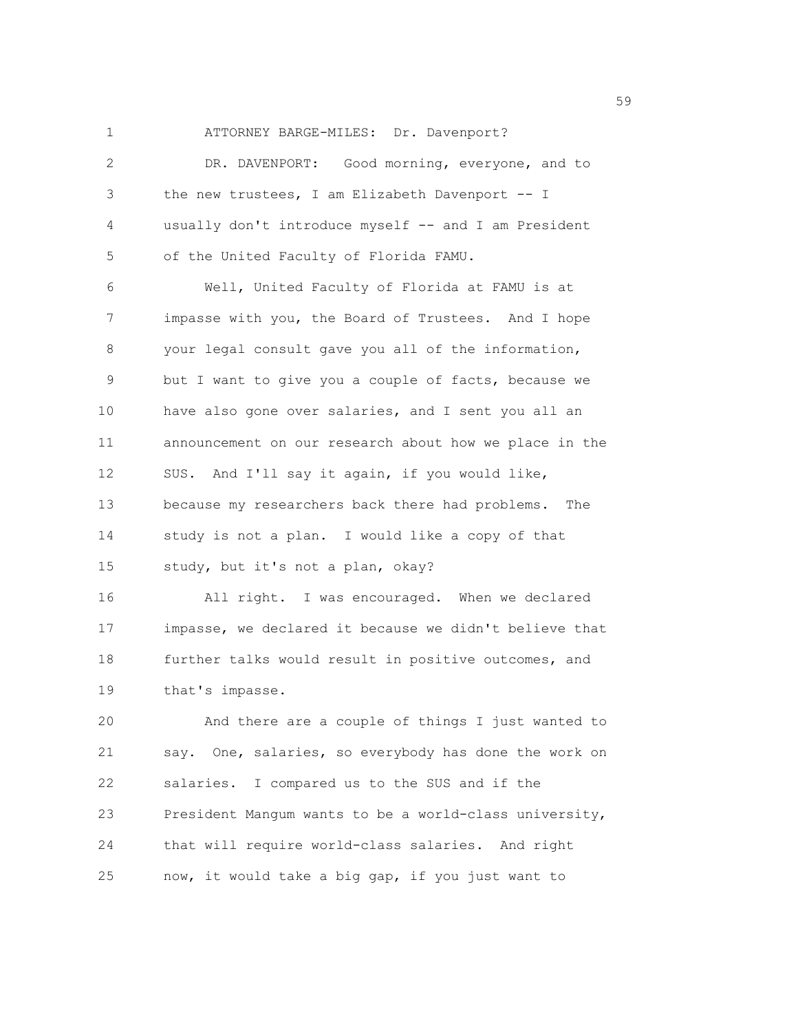ATTORNEY BARGE-MILES: Dr. Davenport?

DR. DAVENPORT: Good morning, everyone, and to the new trustees, I am Elizabeth Davenport -- I usually don't introduce myself -- and I am President of the United Faculty of Florida FAMU.

Well, United Faculty of Florida at FAMU is at impasse with you, the Board of Trustees. And I hope your legal consult gave you all of the information, but I want to give you a couple of facts, because we have also gone over salaries, and I sent you all an announcement on our research about how we place in the SUS. And I'll say it again, if you would like, because my researchers back there had problems. The study is not a plan. I would like a copy of that study, but it's not a plan, okay?

All right. I was encouraged. When we declared impasse, we declared it because we didn't believe that further talks would result in positive outcomes, and that's impasse.

And there are a couple of things I just wanted to say. One, salaries, so everybody has done the work on salaries. I compared us to the SUS and if the President Mangum wants to be a world-class university, that will require world-class salaries. And right now, it would take a big gap, if you just want to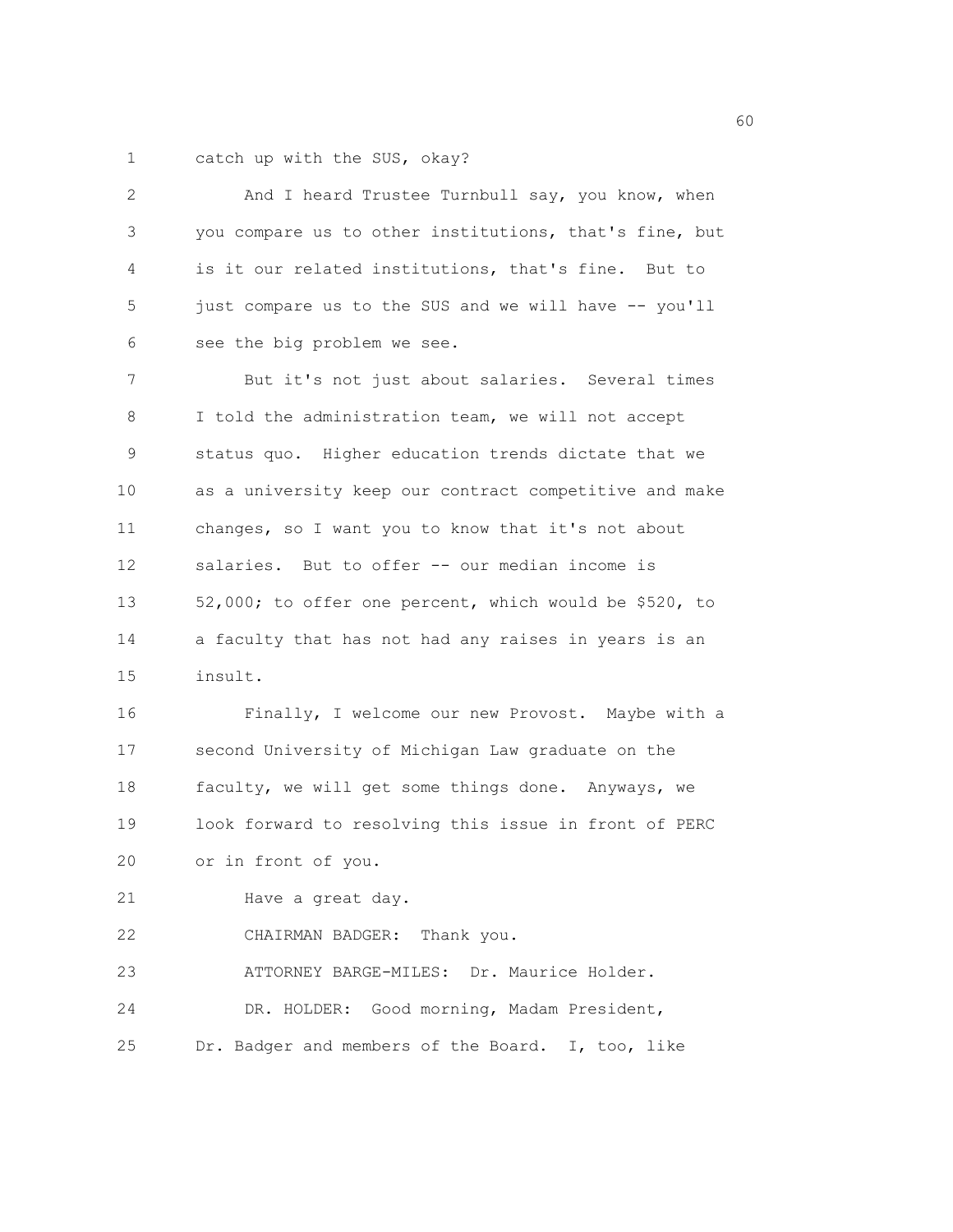catch up with the SUS, okay?

And I heard Trustee Turnbull say, you know, when you compare us to other institutions, that's fine, but is it our related institutions, that's fine. But to just compare us to the SUS and we will have -- you'll see the big problem we see.

But it's not just about salaries. Several times I told the administration team, we will not accept status quo. Higher education trends dictate that we as a university keep our contract competitive and make changes, so I want you to know that it's not about salaries. But to offer -- our median income is 52,000; to offer one percent, which would be $520, to a faculty that has not had any raises in years is an insult.

Finally, I welcome our new Provost. Maybe with a second University of Michigan Law graduate on the faculty, we will get some things done. Anyways, we look forward to resolving this issue in front of PERC or in front of you.

Have a great day.

CHAIRMAN BADGER: Thank you.

ATTORNEY BARGE-MILES: Dr. Maurice Holder.

DR. HOLDER: Good morning, Madam President, Dr. Badger and members of the Board. I, too, like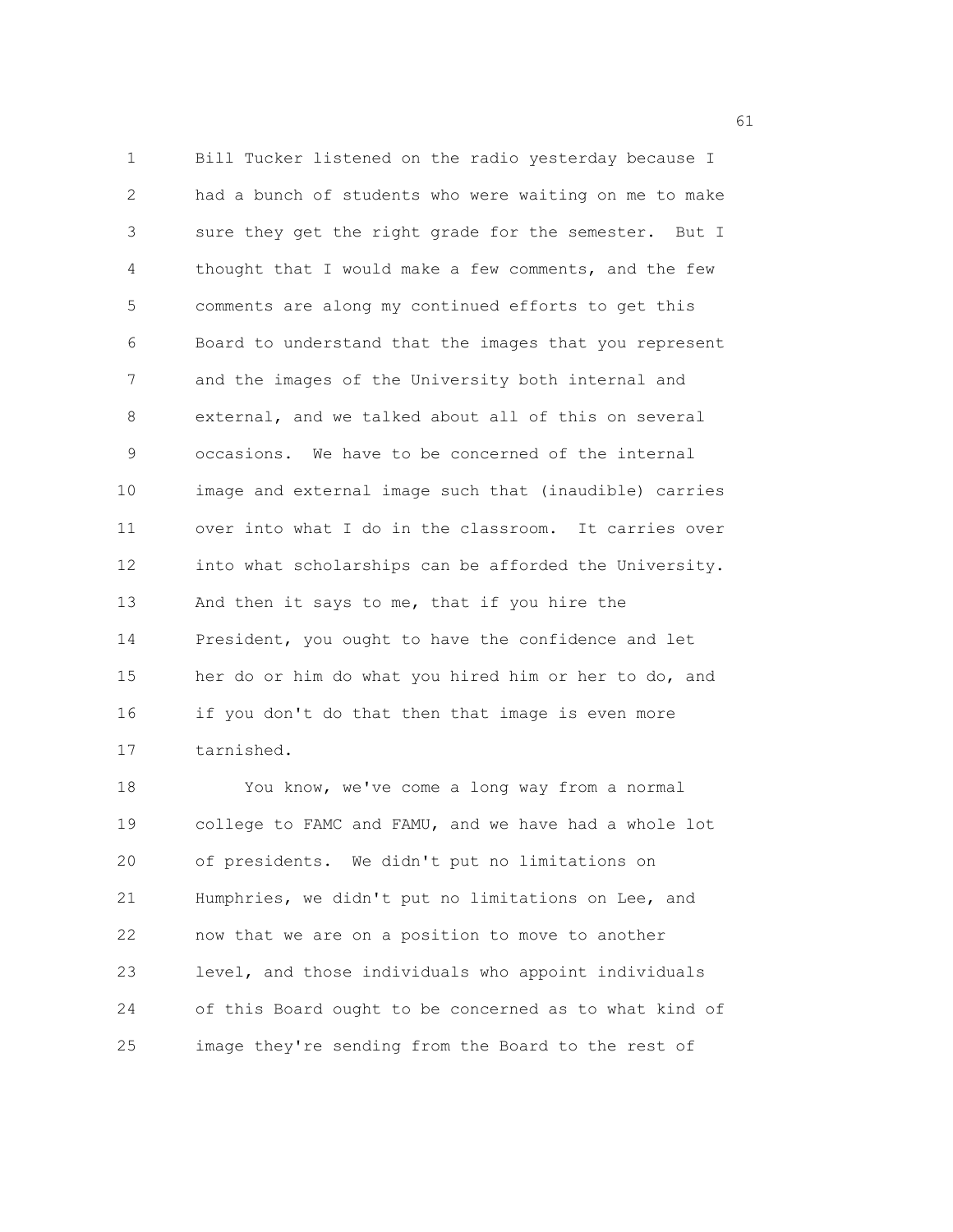Bill Tucker listened on the radio yesterday because I had a bunch of students who were waiting on me to make sure they get the right grade for the semester. But I thought that I would make a few comments, and the few comments are along my continued efforts to get this Board to understand that the images that you represent and the images of the University both internal and external, and we talked about all of this on several occasions. We have to be concerned of the internal image and external image such that (inaudible) carries over into what I do in the classroom. It carries over into what scholarships can be afforded the University. And then it says to me, that if you hire the President, you ought to have the confidence and let her do or him do what you hired him or her to do, and if you don't do that then that image is even more tarnished.

You know, we've come a long way from a normal college to FAMC and FAMU, and we have had a whole lot of presidents. We didn't put no limitations on Humphries, we didn't put no limitations on Lee, and now that we are on a position to move to another level, and those individuals who appoint individuals of this Board ought to be concerned as to what kind of image they're sending from the Board to the rest of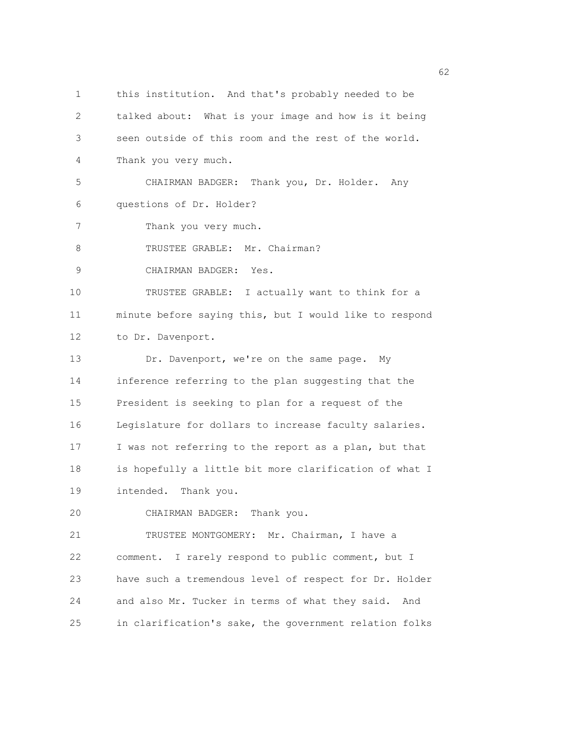this institution. And that's probably needed to be talked about: What is your image and how is it being seen outside of this room and the rest of the world. Thank you very much.

CHAIRMAN BADGER: Thank you, Dr. Holder. Any questions of Dr. Holder?

Thank you very much.

TRUSTEE GRABLE: Mr. Chairman?

CHAIRMAN BADGER: Yes.

TRUSTEE GRABLE: I actually want to think for a minute before saying this, but I would like to respond to Dr. Davenport.

Dr. Davenport, we're on the same page. My inference referring to the plan suggesting that the President is seeking to plan for a request of the Legislature for dollars to increase faculty salaries. I was not referring to the report as a plan, but that is hopefully a little bit more clarification of what I intended. Thank you.

CHAIRMAN BADGER: Thank you.

TRUSTEE MONTGOMERY: Mr. Chairman, I have a comment. I rarely respond to public comment, but I have such a tremendous level of respect for Dr. Holder and also Mr. Tucker in terms of what they said. And in clarification's sake, the government relation folks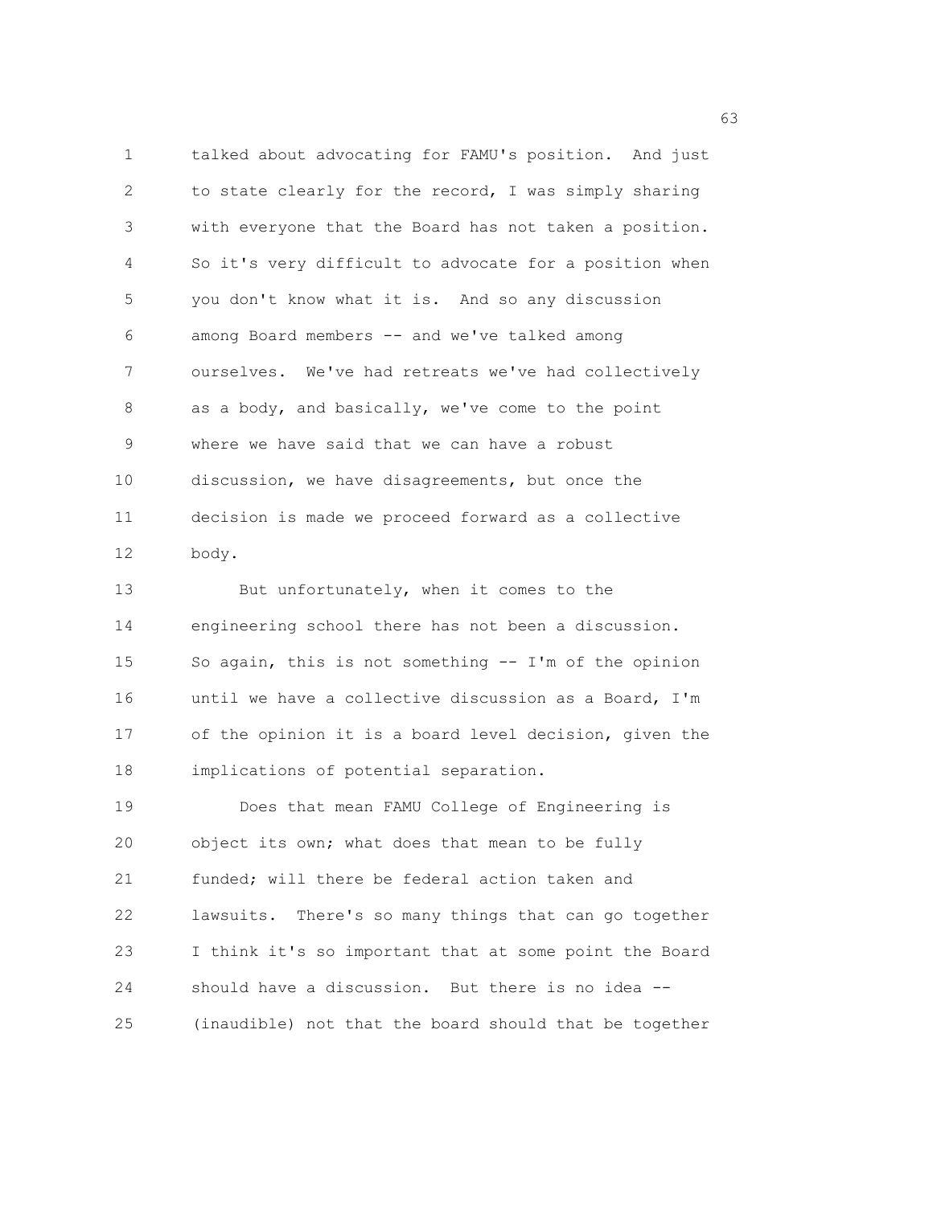talked about advocating for FAMU's position. And just to state clearly for the record, I was simply sharing with everyone that the Board has not taken a position. So it's very difficult to advocate for a position when you don't know what it is. And so any discussion among Board members -- and we've talked among ourselves. We've had retreats we've had collectively as a body, and basically, we've come to the point where we have said that we can have a robust discussion, we have disagreements, but once the decision is made we proceed forward as a collective body.

But unfortunately, when it comes to the engineering school there has not been a discussion. So again, this is not something -- I'm of the opinion until we have a collective discussion as a Board, I'm of the opinion it is a board level decision, given the implications of potential separation.

Does that mean FAMU College of Engineering is object its own; what does that mean to be fully funded; will there be federal action taken and lawsuits. There's so many things that can go together I think it's so important that at some point the Board should have a discussion. But there is no idea -- (inaudible) not that the board should that be together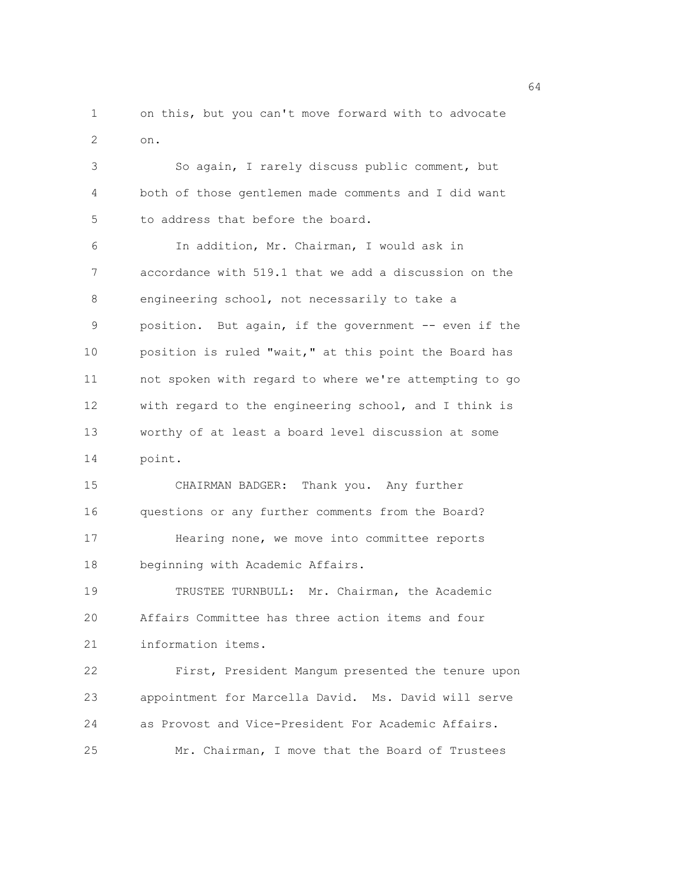on this, but you can't move forward with to advocate on.

So again, I rarely discuss public comment, but both of those gentlemen made comments and I did want to address that before the board.

In addition, Mr. Chairman, I would ask in accordance with 519.1 that we add a discussion on the engineering school, not necessarily to take a position. But again, if the government -- even if the position is ruled "wait," at this point the Board has not spoken with regard to where we're attempting to go with regard to the engineering school, and I think is worthy of at least a board level discussion at some point.

CHAIRMAN BADGER: Thank you. Any further questions or any further comments from the Board?

Hearing none, we move into committee reports beginning with Academic Affairs.

TRUSTEE TURNBULL: Mr. Chairman, the Academic Affairs Committee has three action items and four information items.

First, President Mangum presented the tenure upon appointment for Marcella David. Ms. David will serve as Provost and Vice-President For Academic Affairs.

Mr. Chairman, I move that the Board of Trustees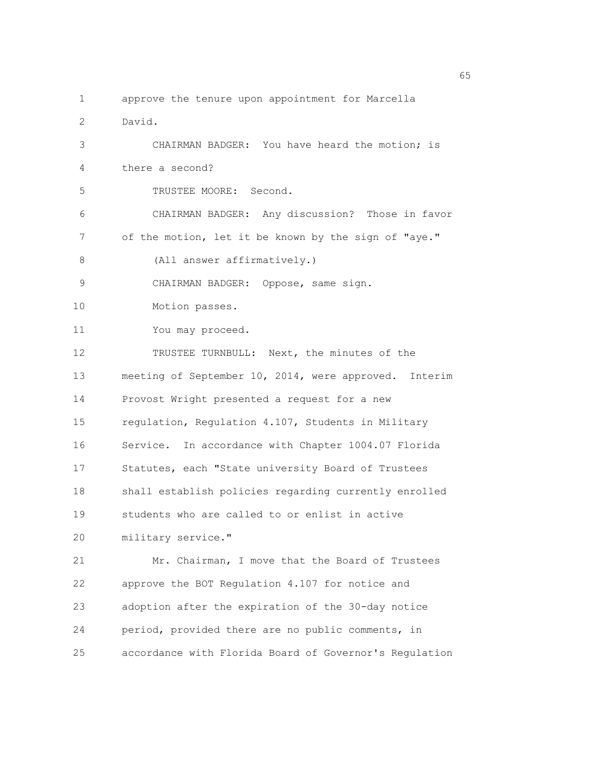approve the tenure upon appointment for Marcella David.

CHAIRMAN BADGER: You have heard the motion; is there a second?

TRUSTEE MOORE: Second.

CHAIRMAN BADGER: Any discussion? Those in favor of the motion, let it be known by the sign of "aye."

(All answer affirmatively.)

CHAIRMAN BADGER: Oppose, same sign.

Motion passes.

You may proceed.

TRUSTEE TURNBULL: Next, the minutes of the meeting of September 10, 2014, were approved. Interim Provost Wright presented a request for a new regulation, Regulation 4.107, Students in Military Service. In accordance with Chapter 1004.07 Florida Statutes, each "State university Board of Trustees shall establish policies regarding currently enrolled students who are called to or enlist in active military service."

Mr. Chairman, I move that the Board of Trustees approve the BOT Regulation 4.107 for notice and adoption after the expiration of the 30-day notice period, provided there are no public comments, in accordance with Florida Board of Governor's Regulation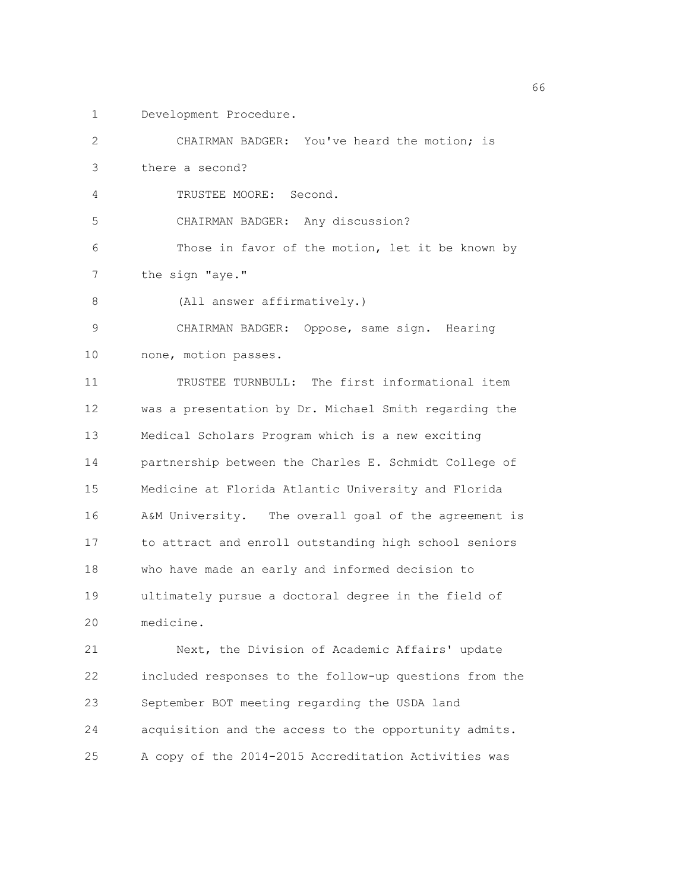Development Procedure.

CHAIRMAN BADGER: You've heard the motion; is there a second?

TRUSTEE MOORE: Second.

CHAIRMAN BADGER: Any discussion?

Those in favor of the motion, let it be known by the sign "aye."

(All answer affirmatively.)

CHAIRMAN BADGER: Oppose, same sign. Hearing none, motion passes.

TRUSTEE TURNBULL: The first informational item was a presentation by Dr. Michael Smith regarding the Medical Scholars Program which is a new exciting partnership between the Charles E. Schmidt College of Medicine at Florida Atlantic University and Florida A&M University. The overall goal of the agreement is to attract and enroll outstanding high school seniors who have made an early and informed decision to ultimately pursue a doctoral degree in the field of medicine.

Next, the Division of Academic Affairs' update included responses to the follow-up questions from the September BOT meeting regarding the USDA land acquisition and the access to the opportunity admits. A copy of the 2014-2015 Accreditation Activities was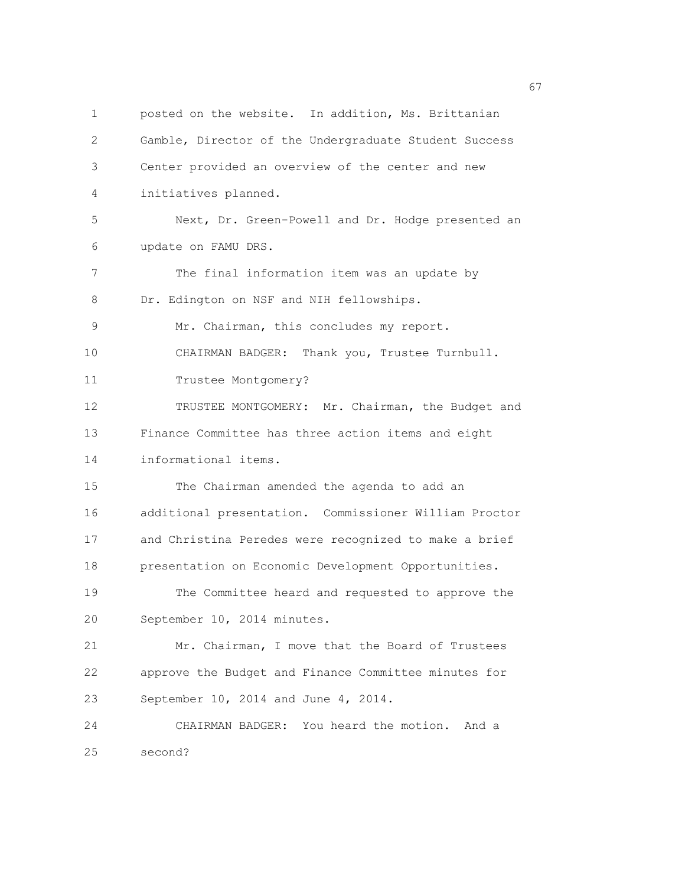posted on the website. In addition, Ms. Brittanian Gamble, Director of the Undergraduate Student Success Center provided an overview of the center and new initiatives planned.

Next, Dr. Green-Powell and Dr. Hodge presented an update on FAMU DRS.

The final information item was an update by Dr. Edington on NSF and NIH fellowships.

Mr. Chairman, this concludes my report.

CHAIRMAN BADGER: Thank you, Trustee Turnbull.

Trustee Montgomery?

TRUSTEE MONTGOMERY: Mr. Chairman, the Budget and Finance Committee has three action items and eight informational items.

The Chairman amended the agenda to add an additional presentation. Commissioner William Proctor and Christina Peredes were recognized to make a brief presentation on Economic Development Opportunities.

The Committee heard and requested to approve the September 10, 2014 minutes.

Mr. Chairman, I move that the Board of Trustees approve the Budget and Finance Committee minutes for September 10, 2014 and June 4, 2014.

CHAIRMAN BADGER: You heard the motion. And a second?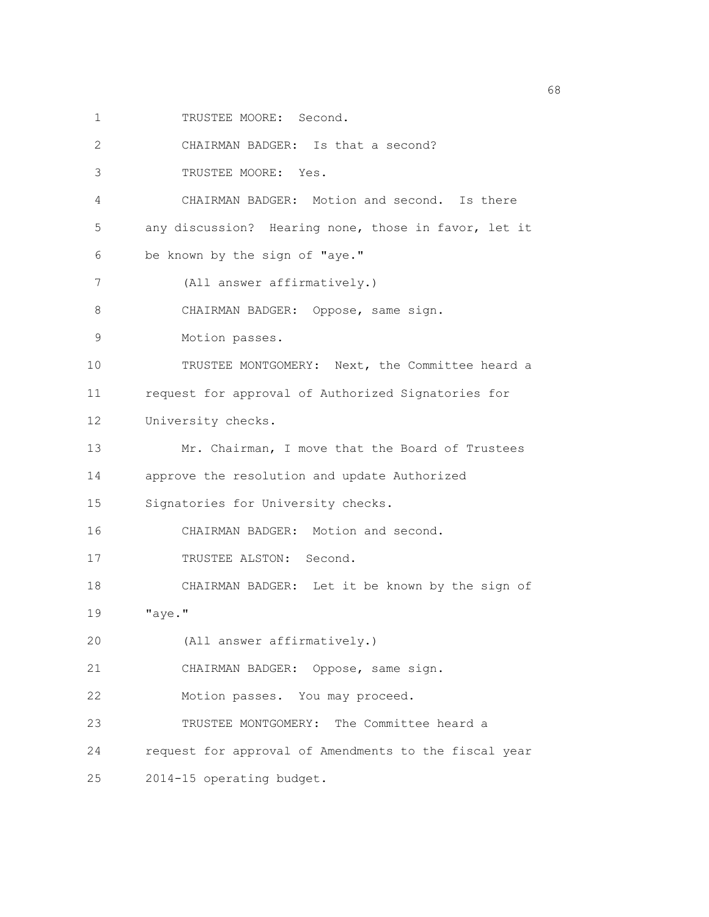TRUSTEE MOORE: Second.

CHAIRMAN BADGER: Is that a second?

TRUSTEE MOORE: Yes.

CHAIRMAN BADGER: Motion and second. Is there any discussion? Hearing none, those in favor, let it be known by the sign of "aye."

(All answer affirmatively.)

CHAIRMAN BADGER: Oppose, same sign.

Motion passes.

TRUSTEE MONTGOMERY: Next, the Committee heard a request for approval of Authorized Signatories for University checks.

Mr. Chairman, I move that the Board of Trustees approve the resolution and update Authorized Signatories for University checks.

CHAIRMAN BADGER: Motion and second.

TRUSTEE ALSTON: Second.

CHAIRMAN BADGER: Let it be known by the sign of "aye."

(All answer affirmatively.)

CHAIRMAN BADGER: Oppose, same sign.

Motion passes. You may proceed.

TRUSTEE MONTGOMERY: The Committee heard a request for approval of Amendments to the fiscal year 2014-15 operating budget.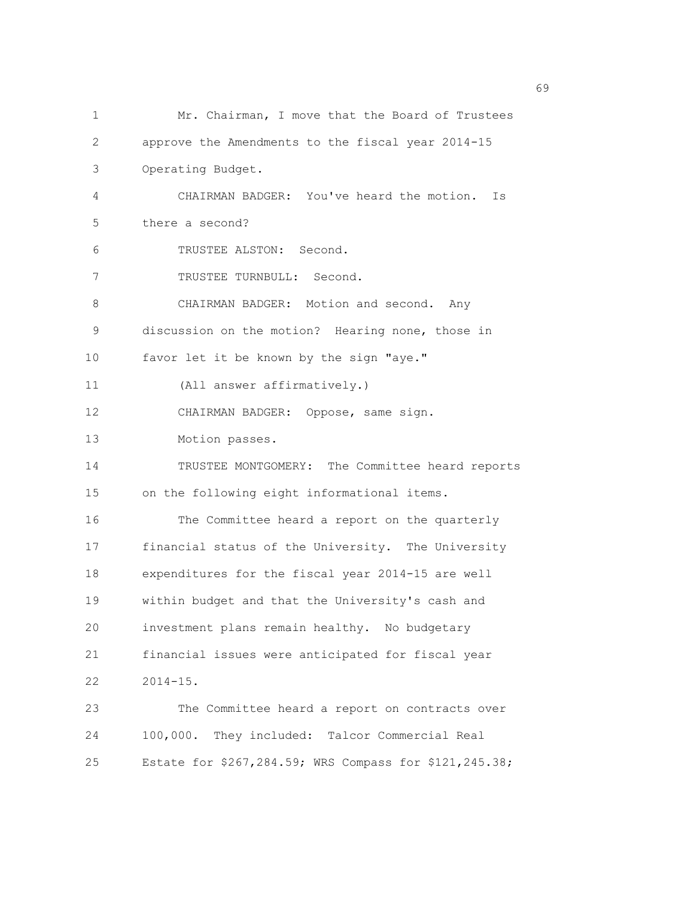Mr. Chairman, I move that the Board of Trustees approve the Amendments to the fiscal year 2014-15 Operating Budget.

CHAIRMAN BADGER: You've heard the motion. Is there a second?

TRUSTEE ALSTON: Second.

TRUSTEE TURNBULL: Second.

CHAIRMAN BADGER: Motion and second. Any discussion on the motion? Hearing none, those in favor let it be known by the sign "aye."

(All answer affirmatively.)

CHAIRMAN BADGER: Oppose, same sign.

Motion passes.

TRUSTEE MONTGOMERY: The Committee heard reports on the following eight informational items.

The Committee heard a report on the quarterly financial status of the University. The University expenditures for the fiscal year 2014-15 are well within budget and that the University's cash and investment plans remain healthy. No budgetary financial issues were anticipated for fiscal year 2014-15.

The Committee heard a report on contracts over 100,000. They included: Talcor Commercial Real Estate for $267,284.59; WRS Compass for $121,245.38;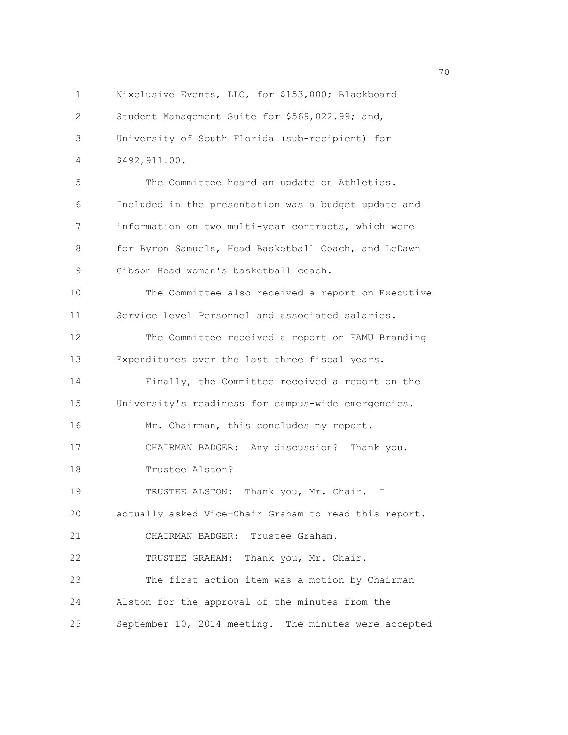Nixclusive Events, LLC, for $153,000; Blackboard Student Management Suite for $569,022.99; and, University of South Florida (sub-recipient) for $492,911.00.

The Committee heard an update on Athletics. Included in the presentation was a budget update and information on two multi-year contracts, which were for Byron Samuels, Head Basketball Coach, and LeDawn Gibson Head women's basketball coach.

The Committee also received a report on Executive Service Level Personnel and associated salaries.

The Committee received a report on FAMU Branding Expenditures over the last three fiscal years.

Finally, the Committee received a report on the University's readiness for campus-wide emergencies.

Mr. Chairman, this concludes my report.

CHAIRMAN BADGER: Any discussion? Thank you.

Trustee Alston?

TRUSTEE ALSTON: Thank you, Mr. Chair. I actually asked Vice-Chair Graham to read this report.

CHAIRMAN BADGER: Trustee Graham.

TRUSTEE GRAHAM: Thank you, Mr. Chair.

The first action item was a motion by Chairman Alston for the approval of the minutes from the September 10, 2014 meeting. The minutes were accepted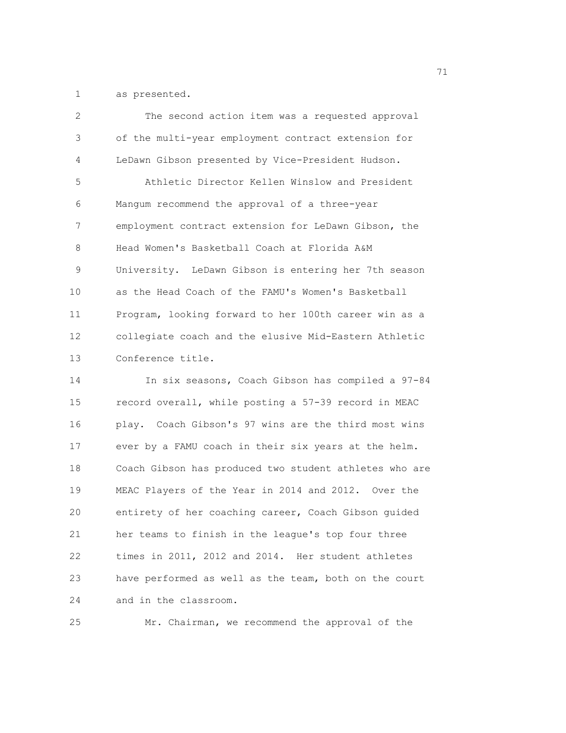as presented.

The second action item was a requested approval of the multi-year employment contract extension for LeDawn Gibson presented by Vice-President Hudson.

Athletic Director Kellen Winslow and President Mangum recommend the approval of a three-year employment contract extension for LeDawn Gibson, the Head Women's Basketball Coach at Florida A&M University. LeDawn Gibson is entering her 7th season as the Head Coach of the FAMU's Women's Basketball Program, looking forward to her 100th career win as a collegiate coach and the elusive Mid-Eastern Athletic Conference title.

In six seasons, Coach Gibson has compiled a 97-84 record overall, while posting a 57-39 record in MEAC play. Coach Gibson's 97 wins are the third most wins ever by a FAMU coach in their six years at the helm. Coach Gibson has produced two student athletes who are MEAC Players of the Year in 2014 and 2012. Over the entirety of her coaching career, Coach Gibson guided her teams to finish in the league's top four three times in 2011, 2012 and 2014. Her student athletes have performed as well as the team, both on the court and in the classroom.

Mr. Chairman, we recommend the approval of the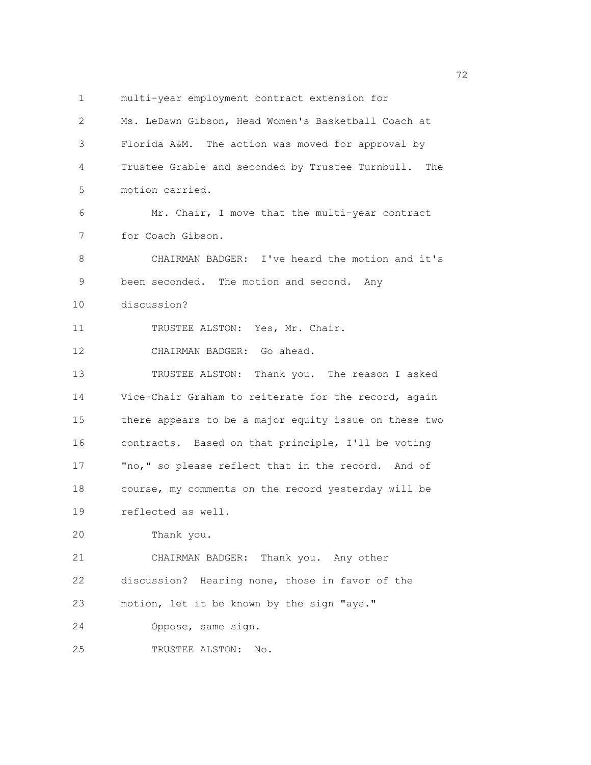multi-year employment contract extension for Ms. LeDawn Gibson, Head Women's Basketball Coach at Florida A&M. The action was moved for approval by Trustee Grable and seconded by Trustee Turnbull. The motion carried.

Mr. Chair, I move that the multi-year contract for Coach Gibson.

CHAIRMAN BADGER: I've heard the motion and it's been seconded. The motion and second. Any discussion?

TRUSTEE ALSTON: Yes, Mr. Chair.

CHAIRMAN BADGER: Go ahead.

TRUSTEE ALSTON: Thank you. The reason I asked Vice-Chair Graham to reiterate for the record, again there appears to be a major equity issue on these two contracts. Based on that principle, I'll be voting "no," so please reflect that in the record. And of course, my comments on the record yesterday will be reflected as well.

Thank you.

CHAIRMAN BADGER: Thank you. Any other discussion? Hearing none, those in favor of the motion, let it be known by the sign "aye."

Oppose, same sign.

TRUSTEE ALSTON: No.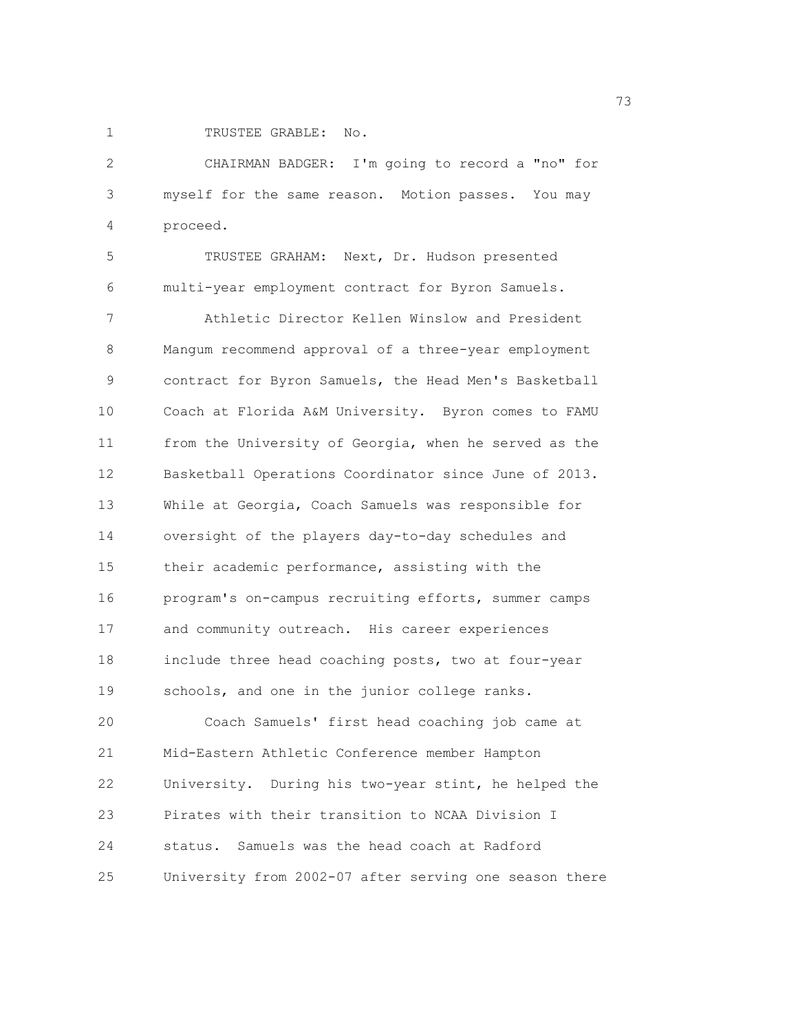TRUSTEE GRABLE: No.

CHAIRMAN BADGER: I'm going to record a "no" for myself for the same reason. Motion passes. You may proceed.

TRUSTEE GRAHAM: Next, Dr. Hudson presented multi-year employment contract for Byron Samuels.

Athletic Director Kellen Winslow and President Mangum recommend approval of a three-year employment contract for Byron Samuels, the Head Men's Basketball Coach at Florida A&M University. Byron comes to FAMU from the University of Georgia, when he served as the Basketball Operations Coordinator since June of 2013. While at Georgia, Coach Samuels was responsible for oversight of the players day-to-day schedules and their academic performance, assisting with the program's on-campus recruiting efforts, summer camps and community outreach. His career experiences include three head coaching posts, two at four-year schools, and one in the junior college ranks.

Coach Samuels' first head coaching job came at Mid-Eastern Athletic Conference member Hampton University. During his two-year stint, he helped the Pirates with their transition to NCAA Division I status. Samuels was the head coach at Radford University from 2002-07 after serving one season there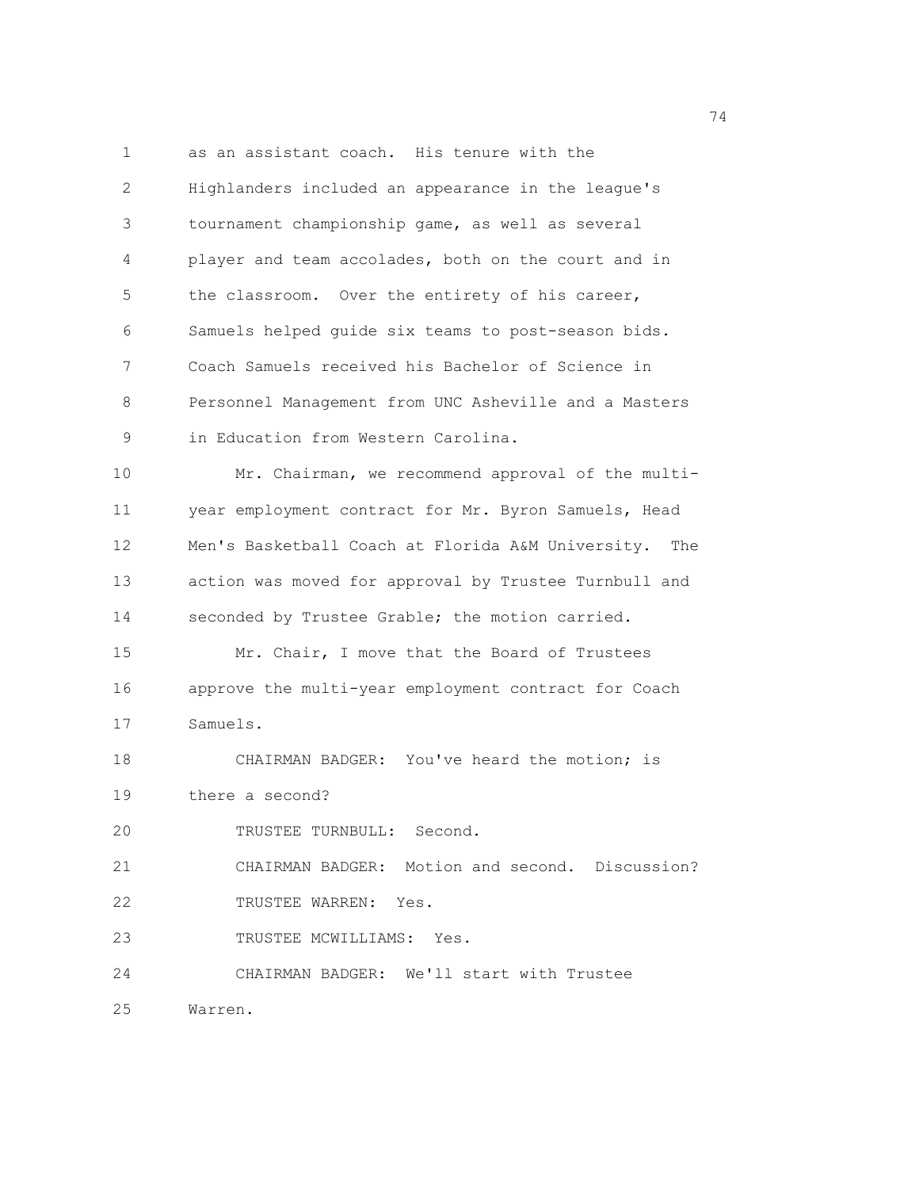as an assistant coach. His tenure with the Highlanders included an appearance in the league's tournament championship game, as well as several player and team accolades, both on the court and in the classroom. Over the entirety of his career, Samuels helped guide six teams to post-season bids. Coach Samuels received his Bachelor of Science in Personnel Management from UNC Asheville and a Masters in Education from Western Carolina.

Mr. Chairman, we recommend approval of the multi-year employment contract for Mr. Byron Samuels, Head Men's Basketball Coach at Florida A&M University. The action was moved for approval by Trustee Turnbull and seconded by Trustee Grable; the motion carried.

Mr. Chair, I move that the Board of Trustees approve the multi-year employment contract for Coach Samuels.

CHAIRMAN BADGER: You've heard the motion; is there a second?

TRUSTEE TURNBULL: Second.

CHAIRMAN BADGER: Motion and second. Discussion?

TRUSTEE WARREN: Yes.

TRUSTEE MCWILLIAMS: Yes.

CHAIRMAN BADGER: We'll start with Trustee Warren.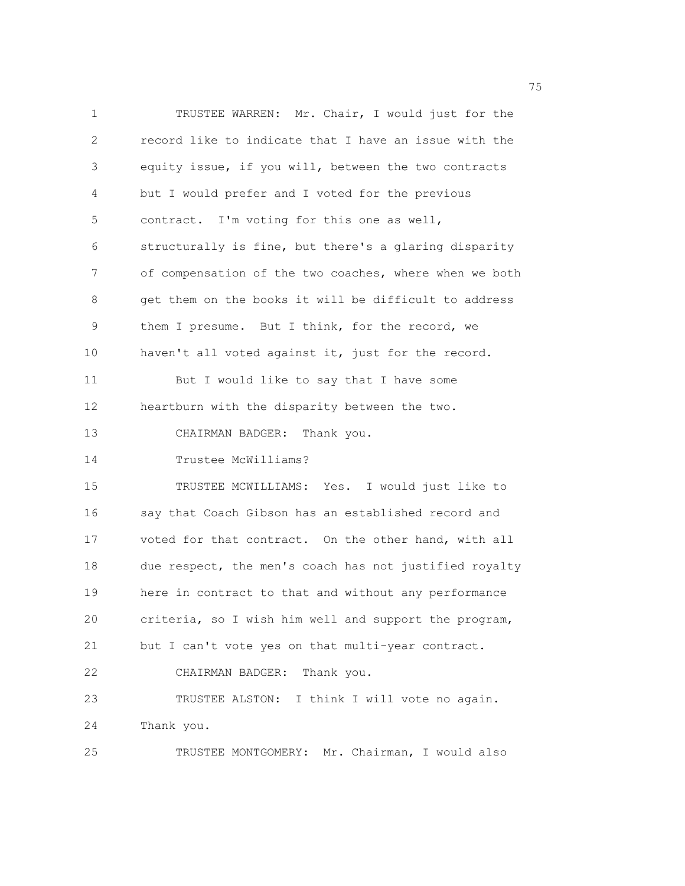TRUSTEE WARREN: Mr. Chair, I would just for the record like to indicate that I have an issue with the equity issue, if you will, between the two contracts but I would prefer and I voted for the previous contract. I'm voting for this one as well, structurally is fine, but there's a glaring disparity of compensation of the two coaches, where when we both get them on the books it will be difficult to address them I presume. But I think, for the record, we haven't all voted against it, just for the record.

But I would like to say that I have some heartburn with the disparity between the two.

CHAIRMAN BADGER: Thank you.

Trustee McWilliams?

TRUSTEE MCWILLIAMS: Yes. I would just like to say that Coach Gibson has an established record and voted for that contract. On the other hand, with all due respect, the men's coach has not justified royalty here in contract to that and without any performance criteria, so I wish him well and support the program, but I can't vote yes on that multi-year contract.

CHAIRMAN BADGER: Thank you.

TRUSTEE ALSTON: I think I will vote no again. Thank you.

TRUSTEE MONTGOMERY: Mr. Chairman, I would also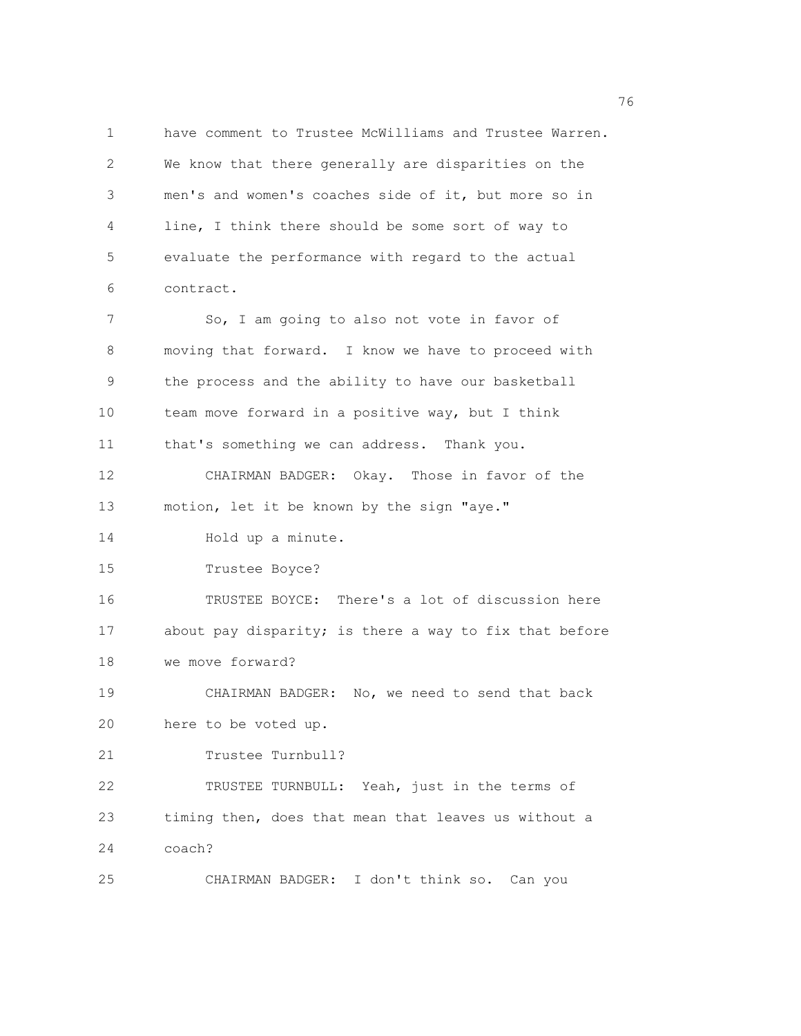have comment to Trustee McWilliams and Trustee Warren. We know that there generally are disparities on the men's and women's coaches side of it, but more so in line, I think there should be some sort of way to evaluate the performance with regard to the actual contract.

So, I am going to also not vote in favor of moving that forward. I know we have to proceed with the process and the ability to have our basketball team move forward in a positive way, but I think that's something we can address. Thank you.

CHAIRMAN BADGER: Okay. Those in favor of the motion, let it be known by the sign "aye."

Hold up a minute.

Trustee Boyce?

TRUSTEE BOYCE: There's a lot of discussion here about pay disparity; is there a way to fix that before we move forward?

CHAIRMAN BADGER: No, we need to send that back here to be voted up.

Trustee Turnbull?

TRUSTEE TURNBULL: Yeah, just in the terms of timing then, does that mean that leaves us without a coach?

CHAIRMAN BADGER: I don't think so. Can you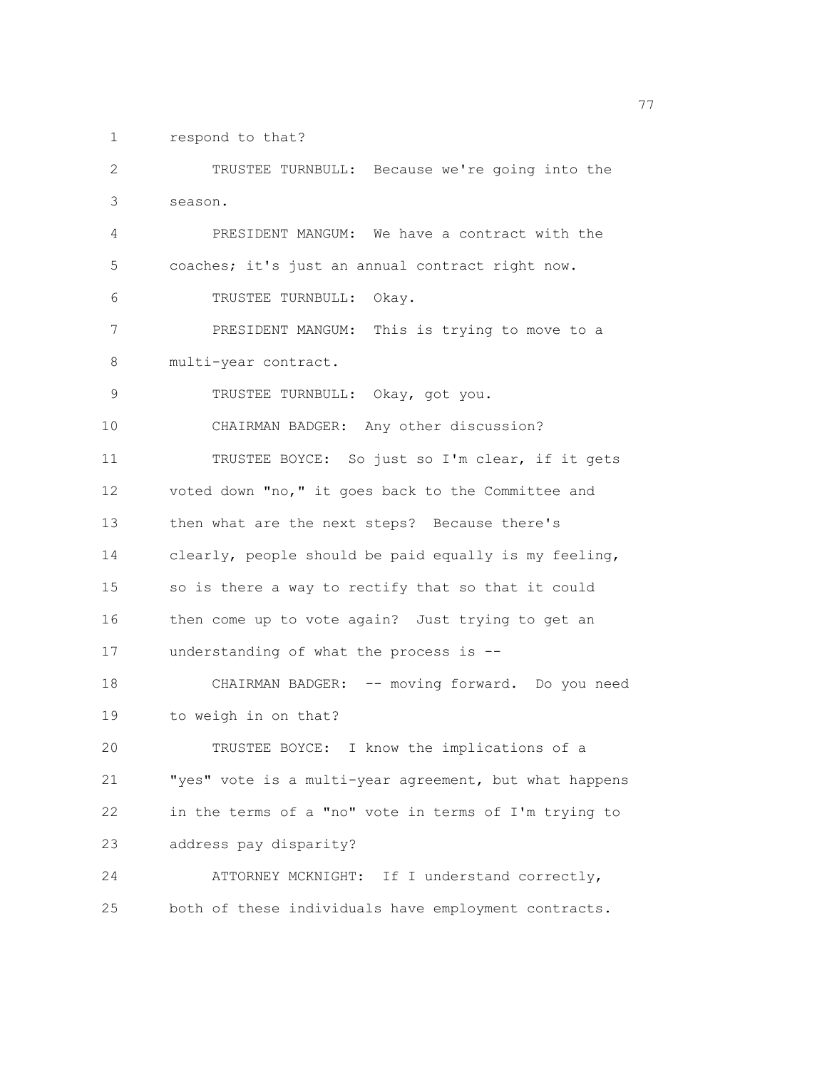respond to that?

TRUSTEE TURNBULL: Because we're going into the season.

PRESIDENT MANGUM: We have a contract with the coaches; it's just an annual contract right now.

TRUSTEE TURNBULL: Okay.

PRESIDENT MANGUM: This is trying to move to a multi-year contract.

TRUSTEE TURNBULL: Okay, got you.

CHAIRMAN BADGER: Any other discussion?

TRUSTEE BOYCE: So just so I'm clear, if it gets voted down "no," it goes back to the Committee and then what are the next steps? Because there's clearly, people should be paid equally is my feeling, so is there a way to rectify that so that it could then come up to vote again? Just trying to get an understanding of what the process is --

CHAIRMAN BADGER: -- moving forward. Do you need to weigh in on that?

TRUSTEE BOYCE: I know the implications of a "yes" vote is a multi-year agreement, but what happens in the terms of a "no" vote in terms of I'm trying to address pay disparity?

ATTORNEY MCKNIGHT: If I understand correctly, both of these individuals have employment contracts.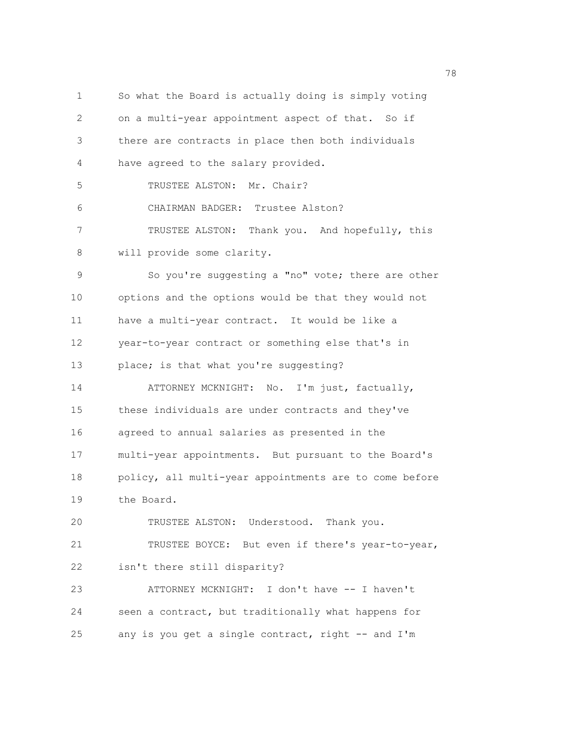So what the Board is actually doing is simply voting on a multi-year appointment aspect of that. So if there are contracts in place then both individuals have agreed to the salary provided.

TRUSTEE ALSTON: Mr. Chair?

CHAIRMAN BADGER: Trustee Alston?

TRUSTEE ALSTON: Thank you. And hopefully, this will provide some clarity.

So you're suggesting a "no" vote; there are other options and the options would be that they would not have a multi-year contract. It would be like a year-to-year contract or something else that's in place; is that what you're suggesting?

ATTORNEY MCKNIGHT: No. I'm just, factually, these individuals are under contracts and they've agreed to annual salaries as presented in the multi-year appointments. But pursuant to the Board's policy, all multi-year appointments are to come before the Board.

TRUSTEE ALSTON: Understood. Thank you.

TRUSTEE BOYCE: But even if there's year-to-year, isn't there still disparity?

ATTORNEY MCKNIGHT: I don't have -- I haven't seen a contract, but traditionally what happens for any is you get a single contract, right -- and I'm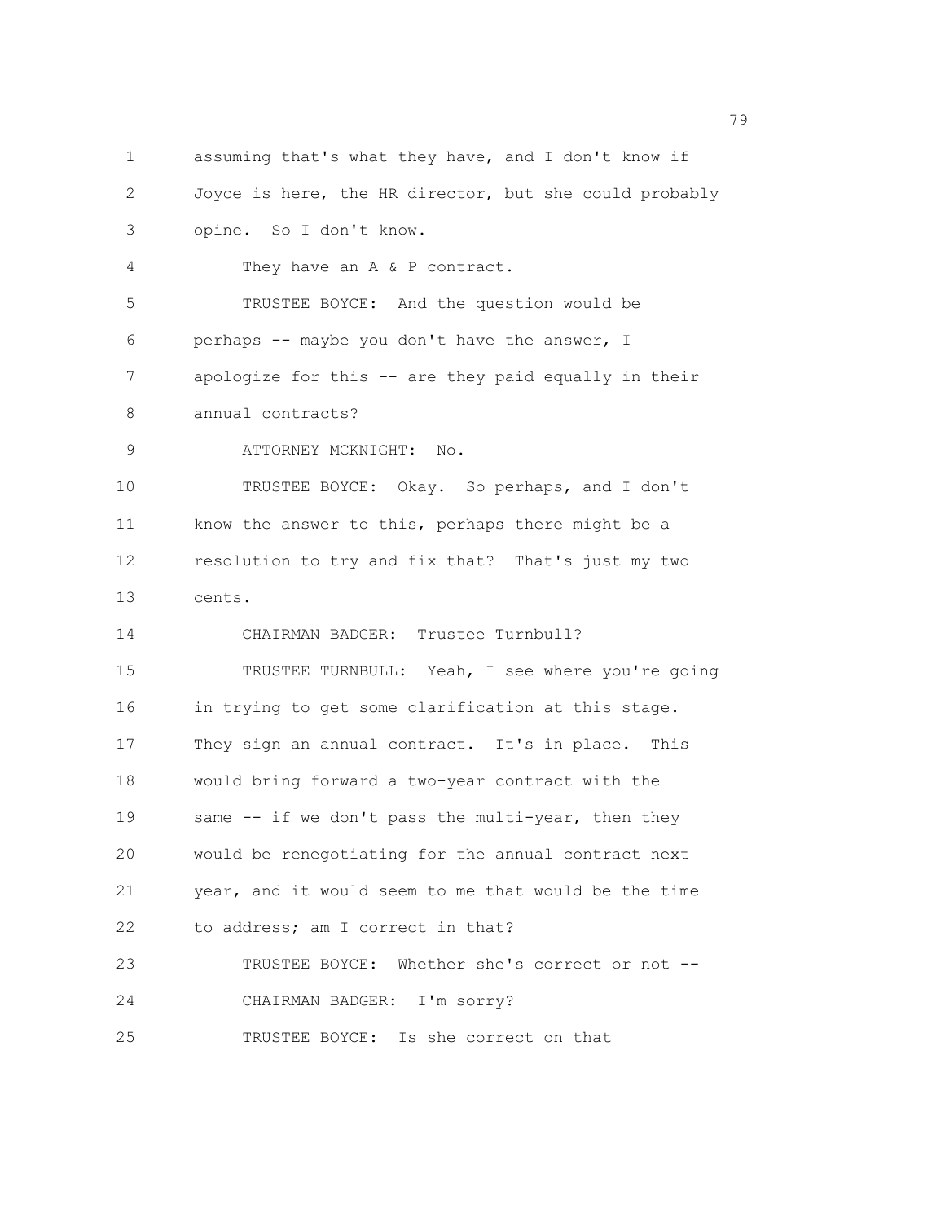1 assuming that's what they have, and I don't know if
2 Joyce is here, the HR director, but she could probably
3 opine. So I don't know.
4 They have an A & P contract.
5 TRUSTEE BOYCE: And the question would be
6 perhaps -- maybe you don't have the answer, I
7 apologize for this -- are they paid equally in their
8 annual contracts?
9 ATTORNEY MCKNIGHT: No.
10 TRUSTEE BOYCE: Okay. So perhaps, and I don't
11 know the answer to this, perhaps there might be a
12 resolution to try and fix that? That's just my two
13 cents.
14 CHAIRMAN BADGER: Trustee Turnbull?
15 TRUSTEE TURNBULL: Yeah, I see where you're going
16 in trying to get some clarification at this stage.
17 They sign an annual contract. It's in place. This
18 would bring forward a two-year contract with the
19 same -- if we don't pass the multi-year, then they
20 would be renegotiating for the annual contract next
21 year, and it would seem to me that would be the time
22 to address; am I correct in that?
23 TRUSTEE BOYCE: Whether she's correct or not --
24 CHAIRMAN BADGER: I'm sorry?
25 TRUSTEE BOYCE: Is she correct on that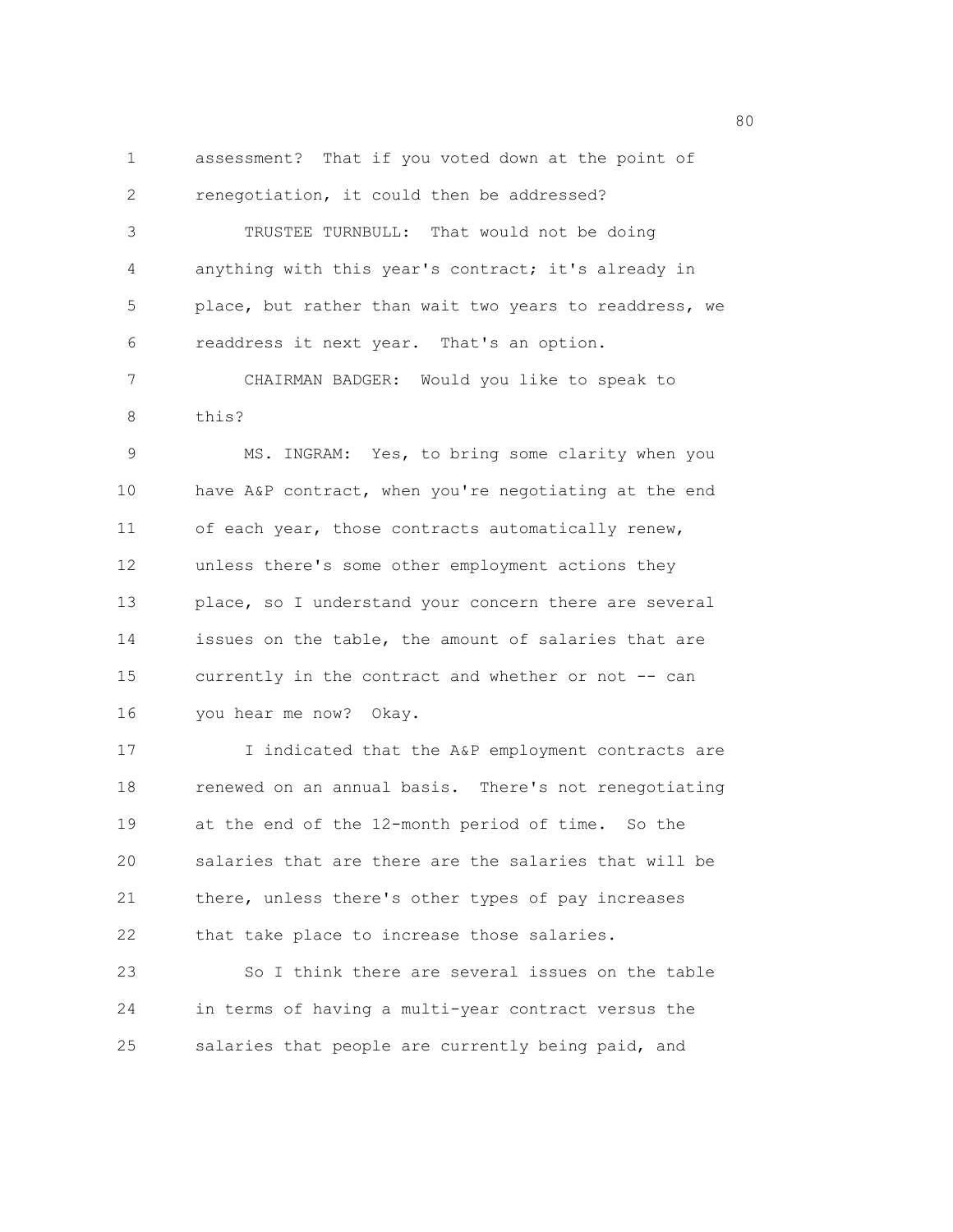assessment? That if you voted down at the point of renegotiation, it could then be addressed?

TRUSTEE TURNBULL: That would not be doing anything with this year's contract; it's already in place, but rather than wait two years to readdress, we readdress it next year. That's an option.

CHAIRMAN BADGER: Would you like to speak to this?

MS. INGRAM: Yes, to bring some clarity when you have A&P contract, when you're negotiating at the end of each year, those contracts automatically renew, unless there's some other employment actions they place, so I understand your concern there are several issues on the table, the amount of salaries that are currently in the contract and whether or not -- can you hear me now? Okay.

I indicated that the A&P employment contracts are renewed on an annual basis. There's not renegotiating at the end of the 12-month period of time. So the salaries that are there are the salaries that will be there, unless there's other types of pay increases that take place to increase those salaries.

So I think there are several issues on the table in terms of having a multi-year contract versus the salaries that people are currently being paid, and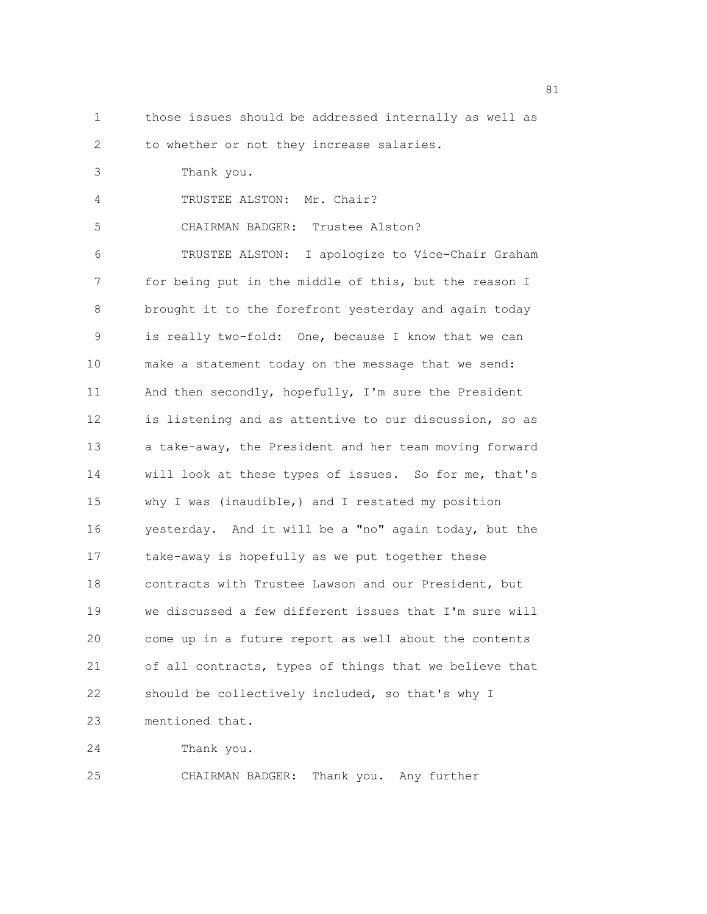those issues should be addressed internally as well as to whether or not they increase salaries.

Thank you.

TRUSTEE ALSTON: Mr. Chair?

CHAIRMAN BADGER: Trustee Alston?

TRUSTEE ALSTON: I apologize to Vice-Chair Graham for being put in the middle of this, but the reason I brought it to the forefront yesterday and again today is really two-fold: One, because I know that we can make a statement today on the message that we send: And then secondly, hopefully, I'm sure the President is listening and as attentive to our discussion, so as a take-away, the President and her team moving forward will look at these types of issues. So for me, that's why I was (inaudible,) and I restated my position yesterday. And it will be a "no" again today, but the take-away is hopefully as we put together these contracts with Trustee Lawson and our President, but we discussed a few different issues that I'm sure will come up in a future report as well about the contents of all contracts, types of things that we believe that should be collectively included, so that's why I mentioned that.

Thank you.

CHAIRMAN BADGER: Thank you. Any further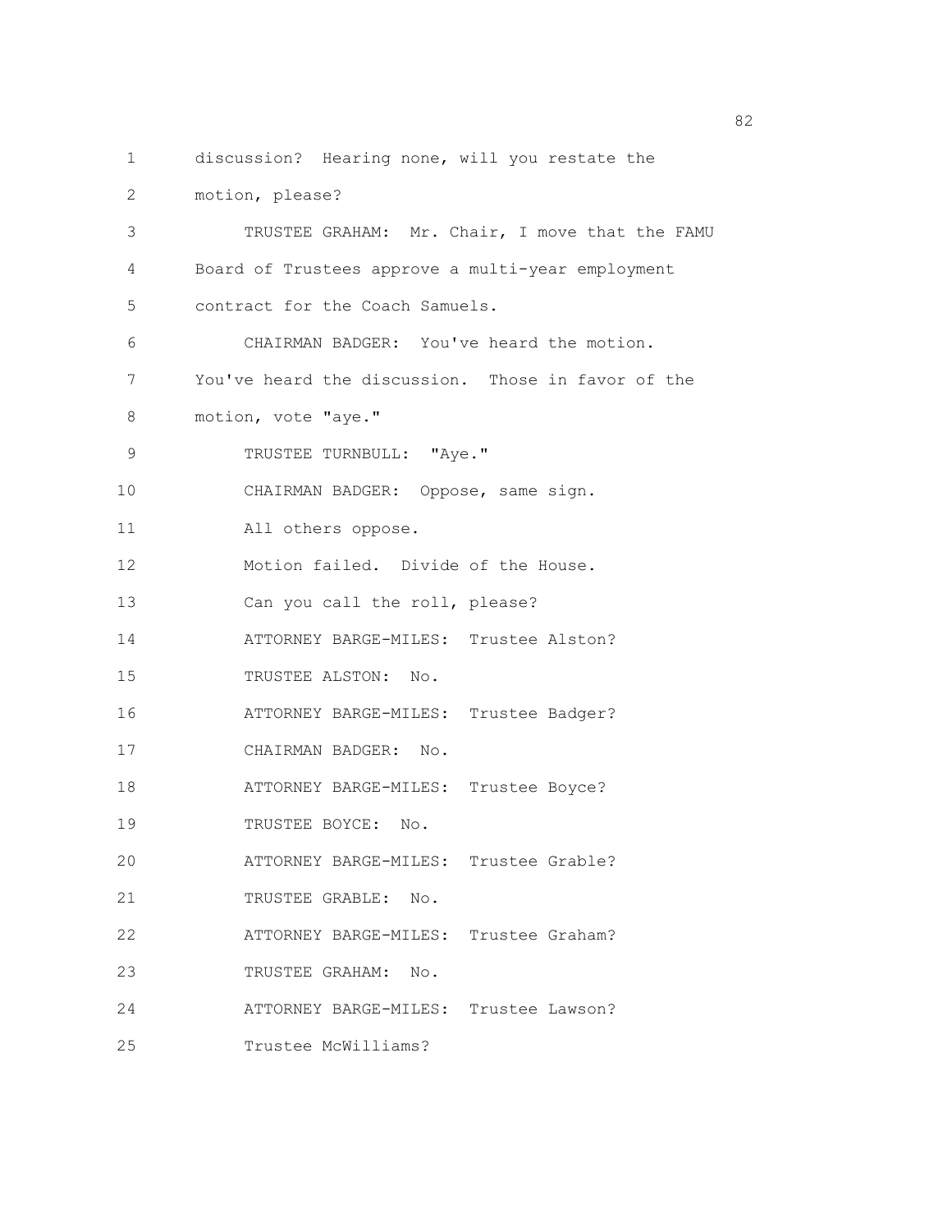discussion? Hearing none, will you restate the motion, please?

TRUSTEE GRAHAM: Mr. Chair, I move that the FAMU Board of Trustees approve a multi-year employment contract for the Coach Samuels.

CHAIRMAN BADGER: You've heard the motion. You've heard the discussion. Those in favor of the motion, vote "aye."

TRUSTEE TURNBULL: "Aye."

CHAIRMAN BADGER: Oppose, same sign.

All others oppose.

Motion failed. Divide of the House.

Can you call the roll, please?

ATTORNEY BARGE-MILES: Trustee Alston?

TRUSTEE ALSTON: No.

ATTORNEY BARGE-MILES: Trustee Badger?

CHAIRMAN BADGER: No.

ATTORNEY BARGE-MILES: Trustee Boyce?

TRUSTEE BOYCE: No.

ATTORNEY BARGE-MILES: Trustee Grable?

TRUSTEE GRABLE: No.

ATTORNEY BARGE-MILES: Trustee Graham?

TRUSTEE GRAHAM: No.

ATTORNEY BARGE-MILES: Trustee Lawson?

Trustee McWilliams?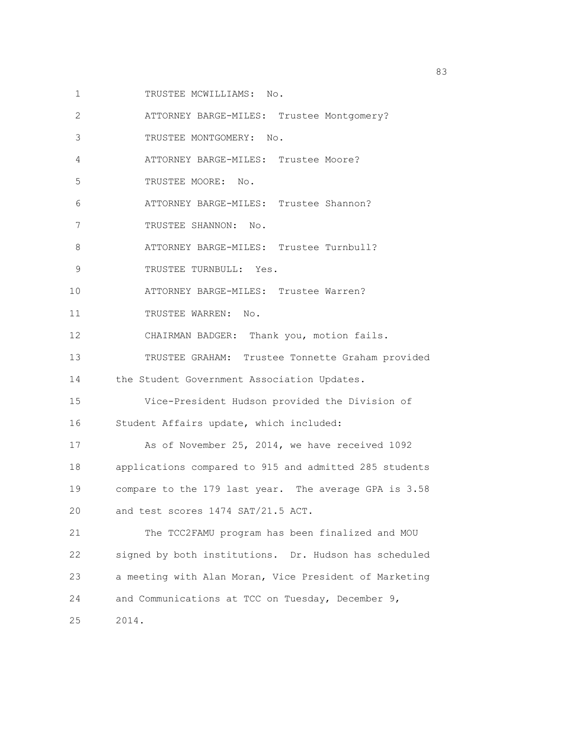TRUSTEE MCWILLIAMS: No.

ATTORNEY BARGE-MILES: Trustee Montgomery?

TRUSTEE MONTGOMERY: No.

ATTORNEY BARGE-MILES: Trustee Moore?

TRUSTEE MOORE: No.

ATTORNEY BARGE-MILES: Trustee Shannon?

TRUSTEE SHANNON: No.

ATTORNEY BARGE-MILES: Trustee Turnbull?

TRUSTEE TURNBULL: Yes.

ATTORNEY BARGE-MILES: Trustee Warren?

TRUSTEE WARREN: No.

CHAIRMAN BADGER: Thank you, motion fails.

TRUSTEE GRAHAM: Trustee Tonnette Graham provided the Student Government Association Updates.

Vice-President Hudson provided the Division of Student Affairs update, which included:

As of November 25, 2014, we have received 1092 applications compared to 915 and admitted 285 students compare to the 179 last year. The average GPA is 3.58 and test scores 1474 SAT/21.5 ACT.

The TCC2FAMU program has been finalized and MOU signed by both institutions. Dr. Hudson has scheduled a meeting with Alan Moran, Vice President of Marketing and Communications at TCC on Tuesday, December 9, 2014.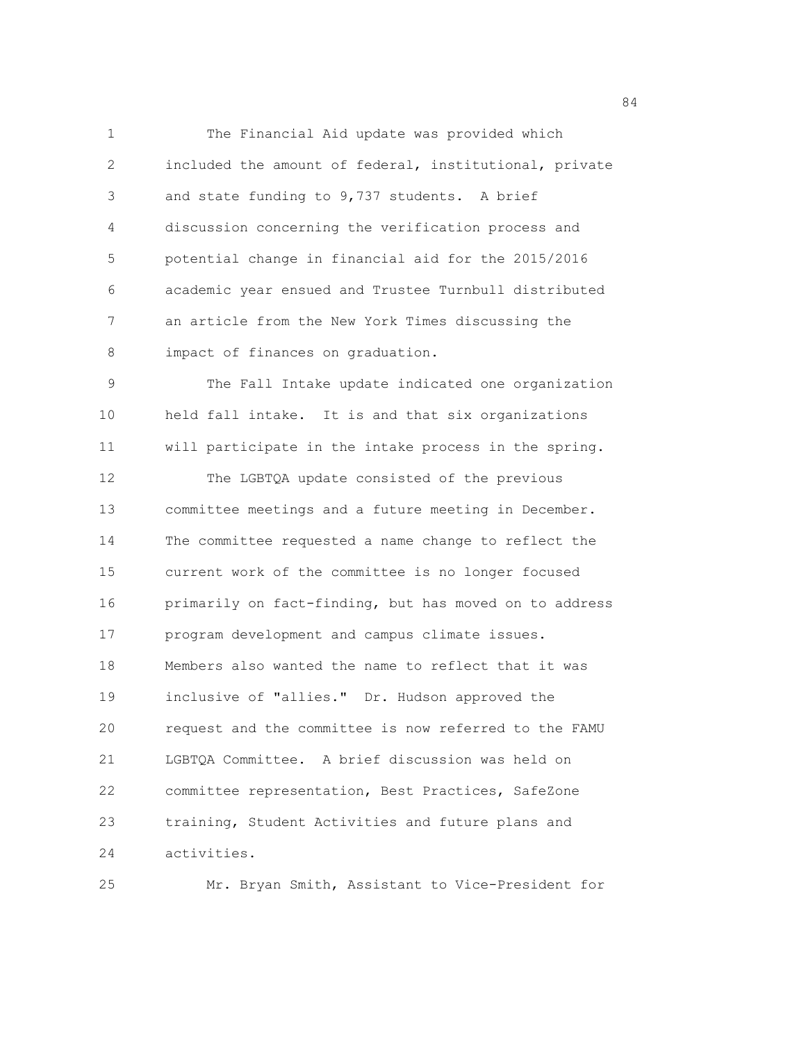The Financial Aid update was provided which included the amount of federal, institutional, private and state funding to 9,737 students. A brief discussion concerning the verification process and potential change in financial aid for the 2015/2016 academic year ensued and Trustee Turnbull distributed an article from the New York Times discussing the impact of finances on graduation.

The Fall Intake update indicated one organization held fall intake. It is and that six organizations will participate in the intake process in the spring.

The LGBTQA update consisted of the previous committee meetings and a future meeting in December. The committee requested a name change to reflect the current work of the committee is no longer focused primarily on fact-finding, but has moved on to address program development and campus climate issues. Members also wanted the name to reflect that it was inclusive of "allies." Dr. Hudson approved the request and the committee is now referred to the FAMU LGBTQA Committee. A brief discussion was held on committee representation, Best Practices, SafeZone training, Student Activities and future plans and activities.

Mr. Bryan Smith, Assistant to Vice-President for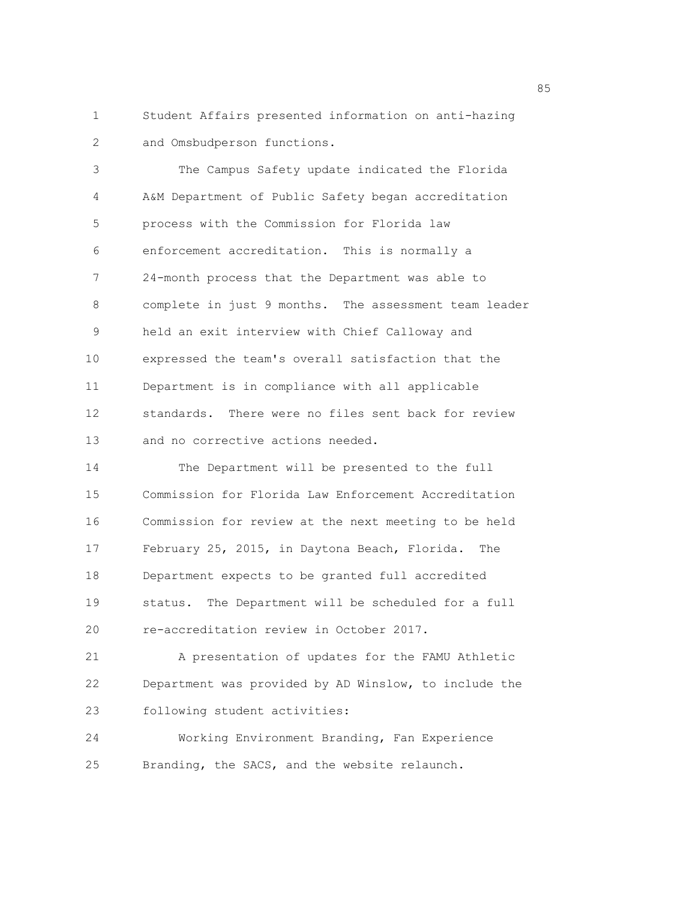Student Affairs presented information on anti-hazing and Omsbudperson functions.

The Campus Safety update indicated the Florida A&M Department of Public Safety began accreditation process with the Commission for Florida law enforcement accreditation. This is normally a 24-month process that the Department was able to complete in just 9 months. The assessment team leader held an exit interview with Chief Calloway and expressed the team's overall satisfaction that the Department is in compliance with all applicable standards. There were no files sent back for review and no corrective actions needed.

The Department will be presented to the full Commission for Florida Law Enforcement Accreditation Commission for review at the next meeting to be held February 25, 2015, in Daytona Beach, Florida. The Department expects to be granted full accredited status. The Department will be scheduled for a full re-accreditation review in October 2017.

A presentation of updates for the FAMU Athletic Department was provided by AD Winslow, to include the following student activities:

Working Environment Branding, Fan Experience Branding, the SACS, and the website relaunch.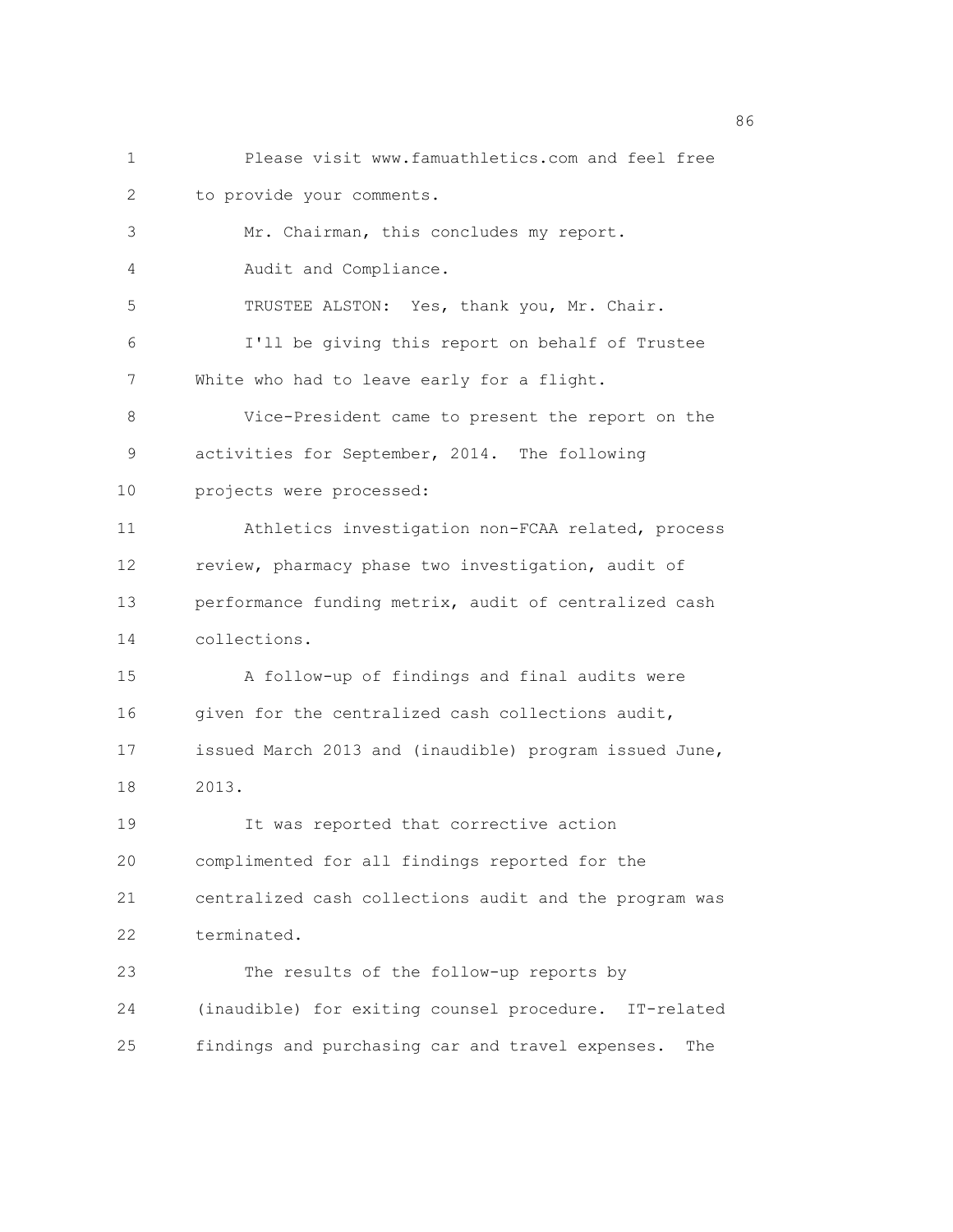Please visit www.famuathletics.com and feel free to provide your comments.

Mr. Chairman, this concludes my report.

Audit and Compliance.

TRUSTEE ALSTON: Yes, thank you, Mr. Chair.

I'll be giving this report on behalf of Trustee White who had to leave early for a flight.

Vice-President came to present the report on the activities for September, 2014. The following projects were processed:

Athletics investigation non-FCAA related, process review, pharmacy phase two investigation, audit of performance funding metrix, audit of centralized cash collections.

A follow-up of findings and final audits were given for the centralized cash collections audit, issued March 2013 and (inaudible) program issued June, 2013.

It was reported that corrective action complimented for all findings reported for the centralized cash collections audit and the program was terminated.

The results of the follow-up reports by (inaudible) for exiting counsel procedure. IT-related findings and purchasing car and travel expenses. The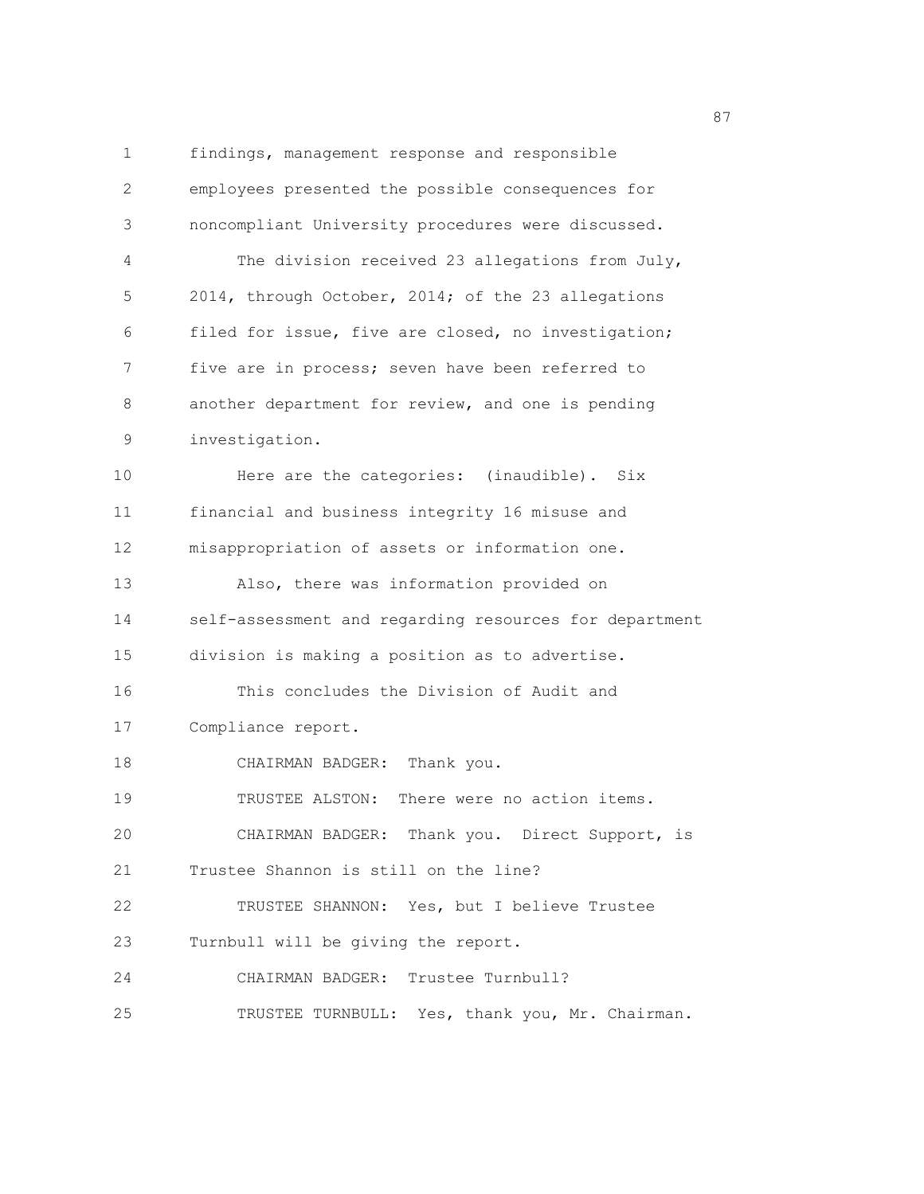findings, management response and responsible employees presented the possible consequences for noncompliant University procedures were discussed.

The division received 23 allegations from July, 2014, through October, 2014; of the 23 allegations filed for issue, five are closed, no investigation; five are in process; seven have been referred to another department for review, and one is pending investigation.

Here are the categories: (inaudible). Six financial and business integrity 16 misuse and misappropriation of assets or information one.

Also, there was information provided on self-assessment and regarding resources for department division is making a position as to advertise.

This concludes the Division of Audit and Compliance report.

CHAIRMAN BADGER: Thank you.

TRUSTEE ALSTON: There were no action items.

CHAIRMAN BADGER: Thank you. Direct Support, is Trustee Shannon is still on the line?

TRUSTEE SHANNON: Yes, but I believe Trustee Turnbull will be giving the report.

CHAIRMAN BADGER: Trustee Turnbull?

TRUSTEE TURNBULL: Yes, thank you, Mr. Chairman.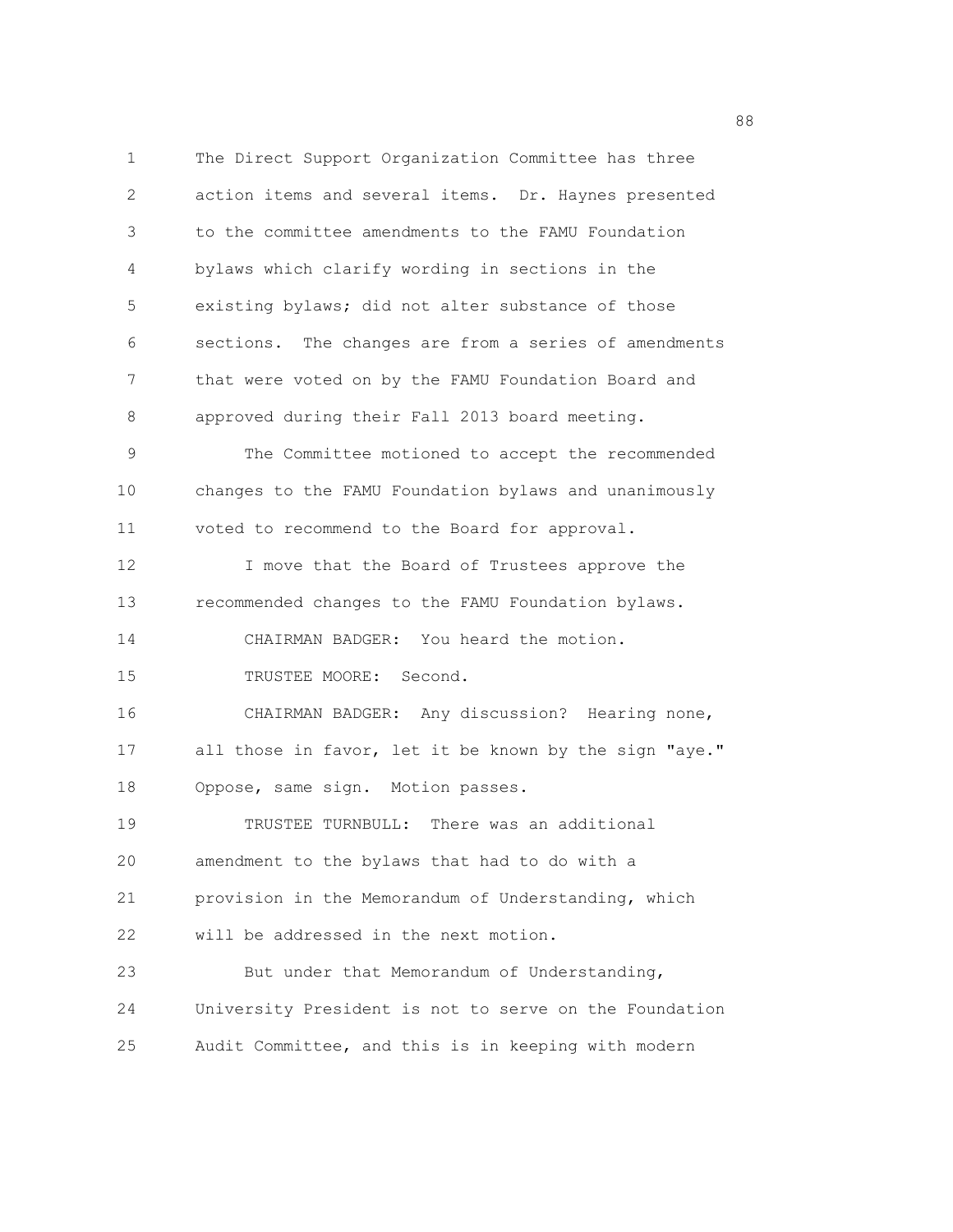The Direct Support Organization Committee has three action items and several items. Dr. Haynes presented to the committee amendments to the FAMU Foundation bylaws which clarify wording in sections in the existing bylaws; did not alter substance of those sections. The changes are from a series of amendments that were voted on by the FAMU Foundation Board and approved during their Fall 2013 board meeting.

The Committee motioned to accept the recommended changes to the FAMU Foundation bylaws and unanimously voted to recommend to the Board for approval.

I move that the Board of Trustees approve the recommended changes to the FAMU Foundation bylaws.

CHAIRMAN BADGER: You heard the motion.

TRUSTEE MOORE: Second.

CHAIRMAN BADGER: Any discussion? Hearing none, all those in favor, let it be known by the sign "aye." Oppose, same sign. Motion passes.

TRUSTEE TURNBULL: There was an additional amendment to the bylaws that had to do with a provision in the Memorandum of Understanding, which will be addressed in the next motion.

But under that Memorandum of Understanding, University President is not to serve on the Foundation Audit Committee, and this is in keeping with modern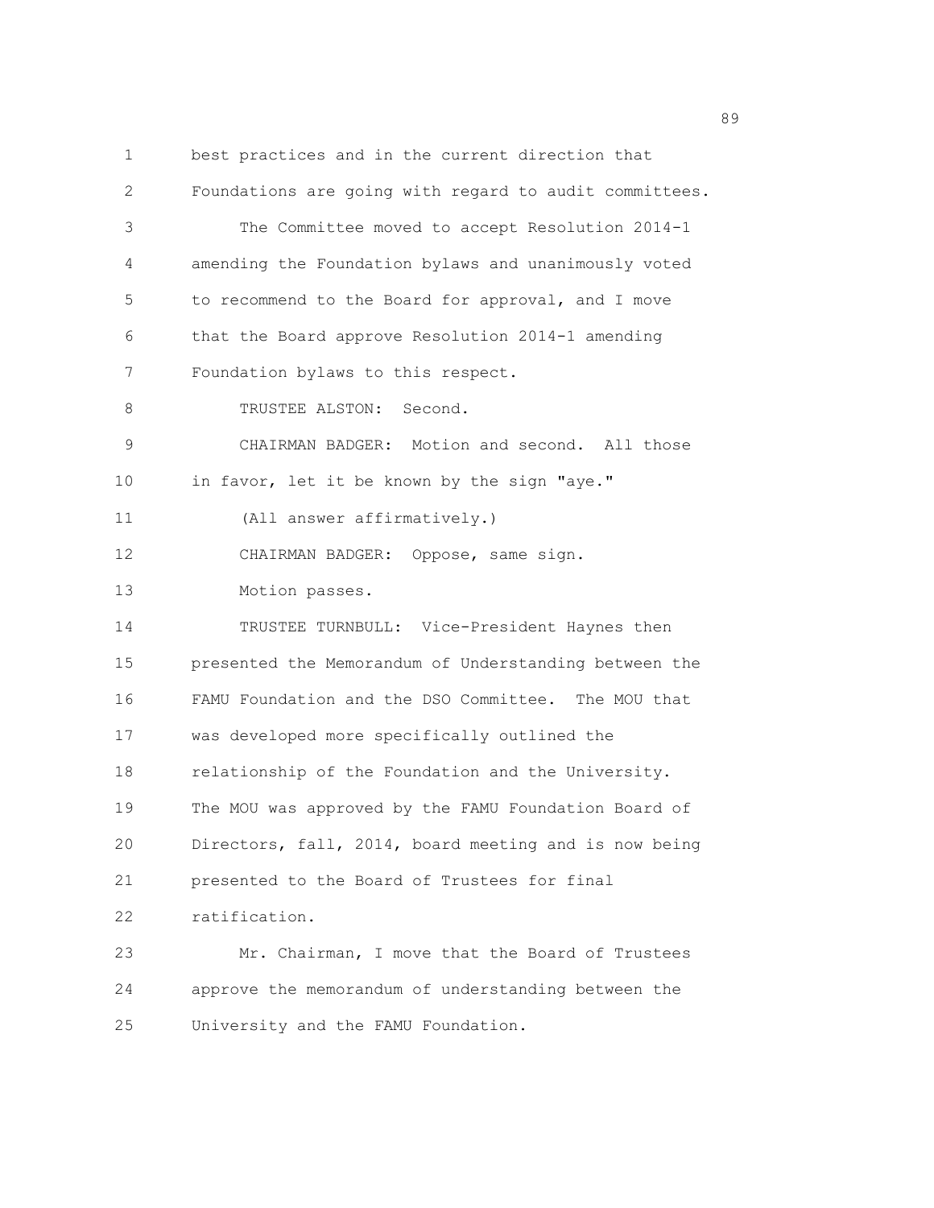best practices and in the current direction that Foundations are going with regard to audit committees.

The Committee moved to accept Resolution 2014-1 amending the Foundation bylaws and unanimously voted to recommend to the Board for approval, and I move that the Board approve Resolution 2014-1 amending Foundation bylaws to this respect.

TRUSTEE ALSTON: Second.

CHAIRMAN BADGER: Motion and second. All those in favor, let it be known by the sign "aye."

(All answer affirmatively.)

CHAIRMAN BADGER: Oppose, same sign.

Motion passes.

TRUSTEE TURNBULL: Vice-President Haynes then presented the Memorandum of Understanding between the FAMU Foundation and the DSO Committee. The MOU that was developed more specifically outlined the relationship of the Foundation and the University. The MOU was approved by the FAMU Foundation Board of Directors, fall, 2014, board meeting and is now being presented to the Board of Trustees for final ratification.

Mr. Chairman, I move that the Board of Trustees approve the memorandum of understanding between the University and the FAMU Foundation.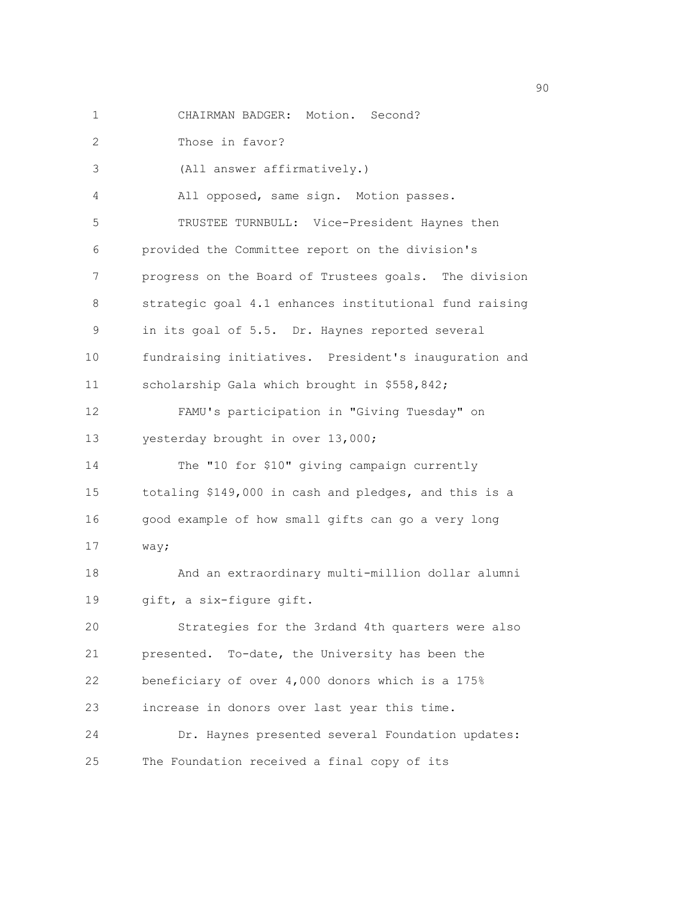CHAIRMAN BADGER: Motion. Second?

Those in favor?

(All answer affirmatively.)

All opposed, same sign. Motion passes.

TRUSTEE TURNBULL: Vice-President Haynes then provided the Committee report on the division's progress on the Board of Trustees goals. The division strategic goal 4.1 enhances institutional fund raising in its goal of 5.5. Dr. Haynes reported several fundraising initiatives. President's inauguration and scholarship Gala which brought in $558,842;

FAMU's participation in "Giving Tuesday" on yesterday brought in over 13,000;

The "10 for $10" giving campaign currently totaling $149,000 in cash and pledges, and this is a good example of how small gifts can go a very long way;

And an extraordinary multi-million dollar alumni gift, a six-figure gift.

Strategies for the 3rdand 4th quarters were also presented. To-date, the University has been the beneficiary of over 4,000 donors which is a 175% increase in donors over last year this time.

Dr. Haynes presented several Foundation updates: The Foundation received a final copy of its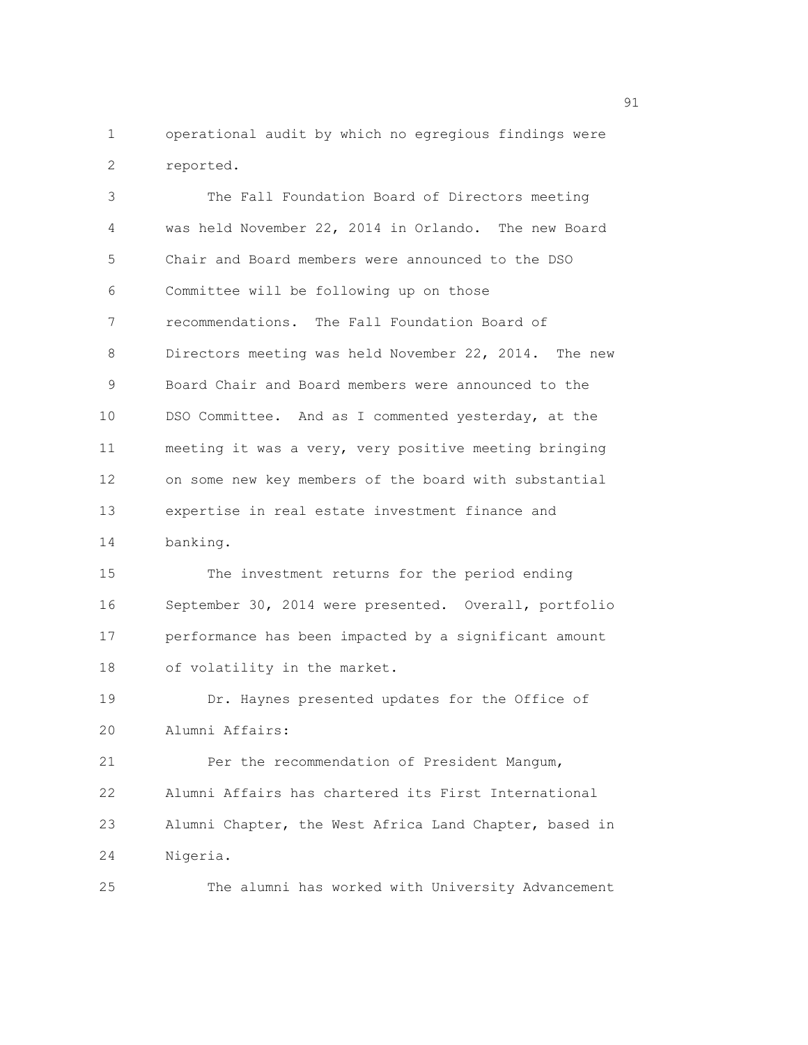operational audit by which no egregious findings were reported.

The Fall Foundation Board of Directors meeting was held November 22, 2014 in Orlando. The new Board Chair and Board members were announced to the DSO Committee will be following up on those recommendations. The Fall Foundation Board of Directors meeting was held November 22, 2014. The new Board Chair and Board members were announced to the DSO Committee. And as I commented yesterday, at the meeting it was a very, very positive meeting bringing on some new key members of the board with substantial expertise in real estate investment finance and banking.

The investment returns for the period ending September 30, 2014 were presented. Overall, portfolio performance has been impacted by a significant amount of volatility in the market.

Dr. Haynes presented updates for the Office of Alumni Affairs:

Per the recommendation of President Mangum, Alumni Affairs has chartered its First International Alumni Chapter, the West Africa Land Chapter, based in Nigeria.

The alumni has worked with University Advancement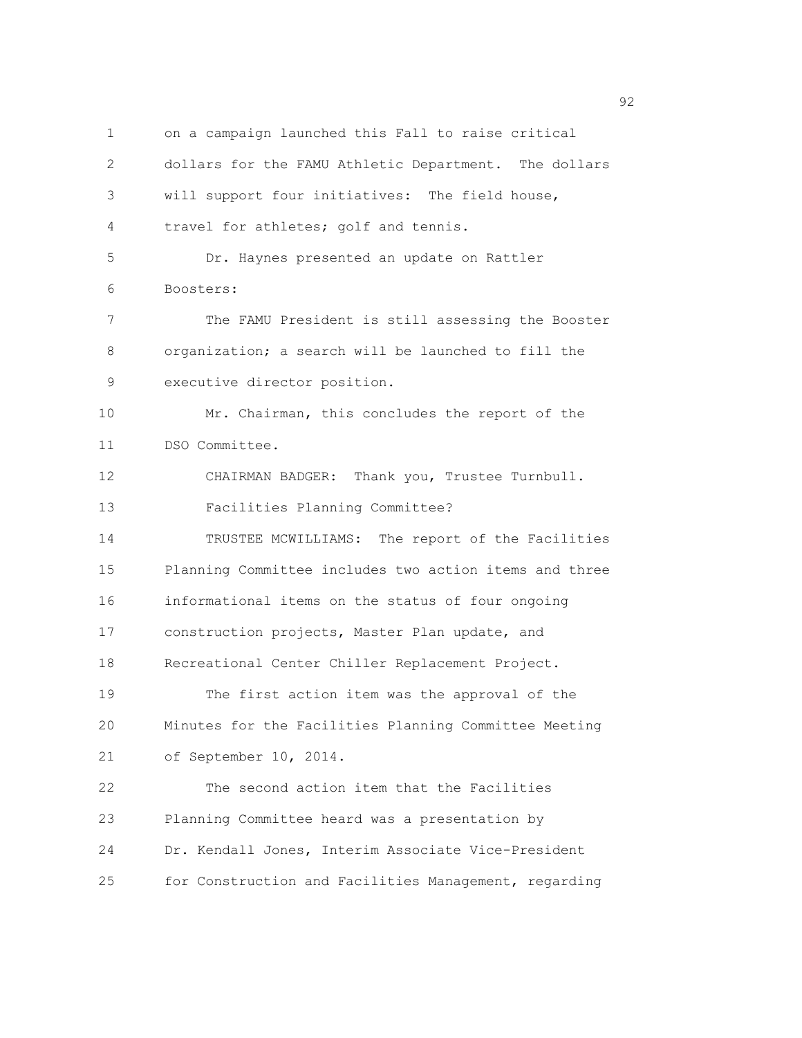on a campaign launched this Fall to raise critical dollars for the FAMU Athletic Department. The dollars will support four initiatives: The field house, travel for athletes; golf and tennis.

Dr. Haynes presented an update on Rattler Boosters:

The FAMU President is still assessing the Booster organization; a search will be launched to fill the executive director position.

Mr. Chairman, this concludes the report of the DSO Committee.

CHAIRMAN BADGER: Thank you, Trustee Turnbull.

Facilities Planning Committee?

TRUSTEE MCWILLIAMS: The report of the Facilities Planning Committee includes two action items and three informational items on the status of four ongoing construction projects, Master Plan update, and Recreational Center Chiller Replacement Project.

The first action item was the approval of the Minutes for the Facilities Planning Committee Meeting of September 10, 2014.

The second action item that the Facilities Planning Committee heard was a presentation by Dr. Kendall Jones, Interim Associate Vice-President for Construction and Facilities Management, regarding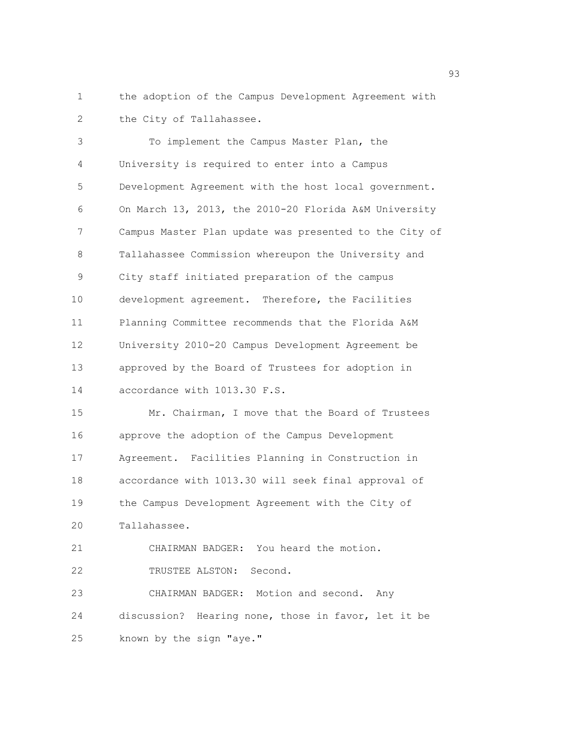the adoption of the Campus Development Agreement with the City of Tallahassee.

To implement the Campus Master Plan, the University is required to enter into a Campus Development Agreement with the host local government. On March 13, 2013, the 2010-20 Florida A&M University Campus Master Plan update was presented to the City of Tallahassee Commission whereupon the University and City staff initiated preparation of the campus development agreement. Therefore, the Facilities Planning Committee recommends that the Florida A&M University 2010-20 Campus Development Agreement be approved by the Board of Trustees for adoption in accordance with 1013.30 F.S.

Mr. Chairman, I move that the Board of Trustees approve the adoption of the Campus Development Agreement. Facilities Planning in Construction in accordance with 1013.30 will seek final approval of the Campus Development Agreement with the City of Tallahassee.

CHAIRMAN BADGER: You heard the motion.

TRUSTEE ALSTON: Second.

CHAIRMAN BADGER: Motion and second. Any discussion? Hearing none, those in favor, let it be known by the sign "aye."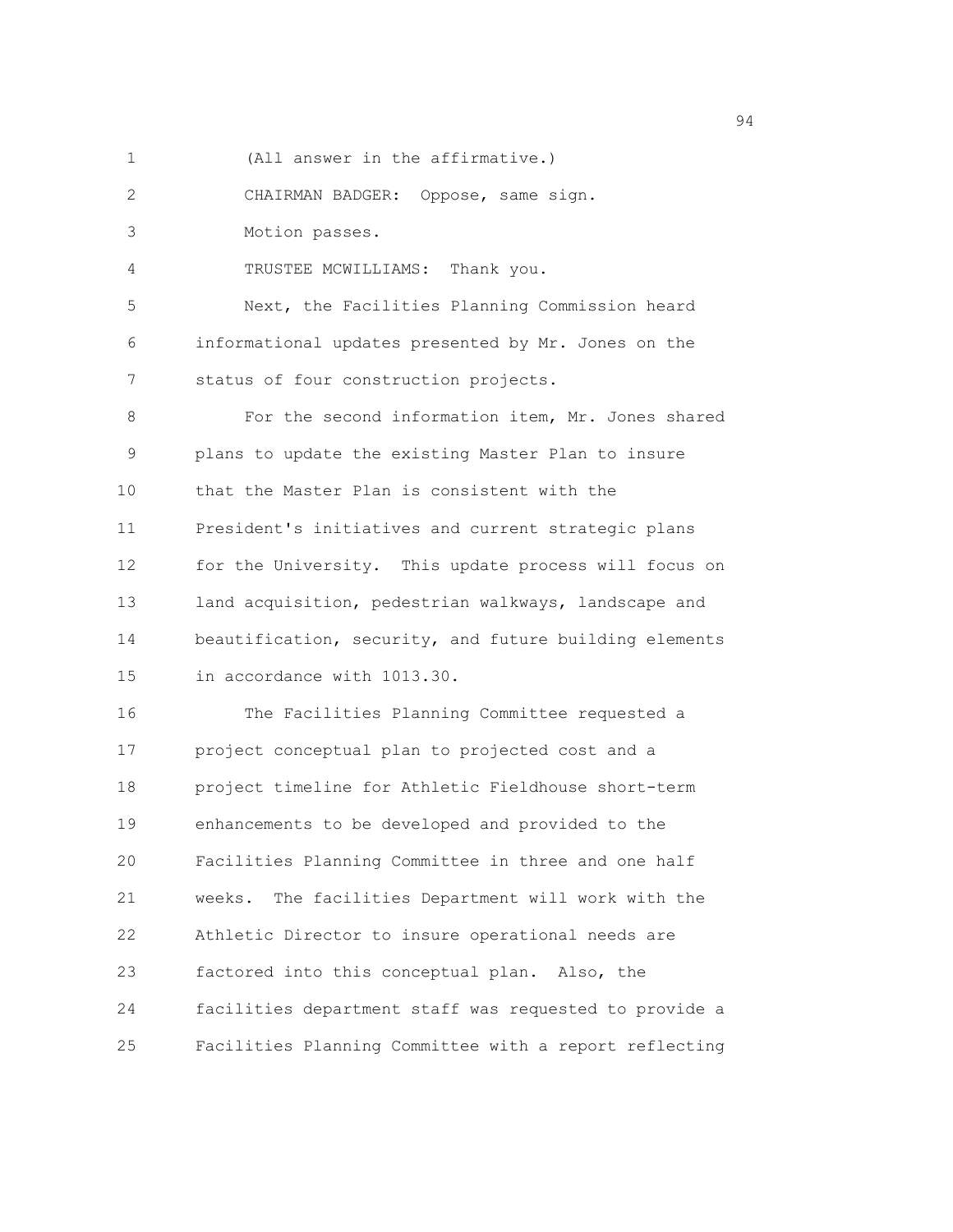(All answer in the affirmative.)

CHAIRMAN BADGER: Oppose, same sign.

Motion passes.

TRUSTEE MCWILLIAMS: Thank you.

Next, the Facilities Planning Commission heard informational updates presented by Mr. Jones on the status of four construction projects.

For the second information item, Mr. Jones shared plans to update the existing Master Plan to insure that the Master Plan is consistent with the President's initiatives and current strategic plans for the University. This update process will focus on land acquisition, pedestrian walkways, landscape and beautification, security, and future building elements in accordance with 1013.30.

The Facilities Planning Committee requested a project conceptual plan to projected cost and a project timeline for Athletic Fieldhouse short-term enhancements to be developed and provided to the Facilities Planning Committee in three and one half weeks. The facilities Department will work with the Athletic Director to insure operational needs are factored into this conceptual plan. Also, the facilities department staff was requested to provide a Facilities Planning Committee with a report reflecting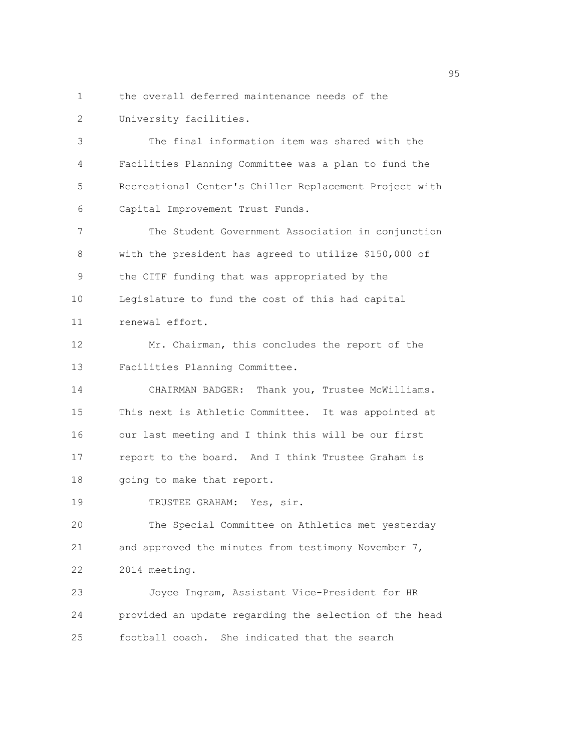the overall deferred maintenance needs of the University facilities.

The final information item was shared with the Facilities Planning Committee was a plan to fund the Recreational Center's Chiller Replacement Project with Capital Improvement Trust Funds.

The Student Government Association in conjunction with the president has agreed to utilize $150,000 of the CITF funding that was appropriated by the Legislature to fund the cost of this had capital renewal effort.

Mr. Chairman, this concludes the report of the Facilities Planning Committee.

CHAIRMAN BADGER: Thank you, Trustee McWilliams. This next is Athletic Committee. It was appointed at our last meeting and I think this will be our first report to the board. And I think Trustee Graham is going to make that report.

TRUSTEE GRAHAM: Yes, sir.

The Special Committee on Athletics met yesterday and approved the minutes from testimony November 7, 2014 meeting.

Joyce Ingram, Assistant Vice-President for HR provided an update regarding the selection of the head football coach. She indicated that the search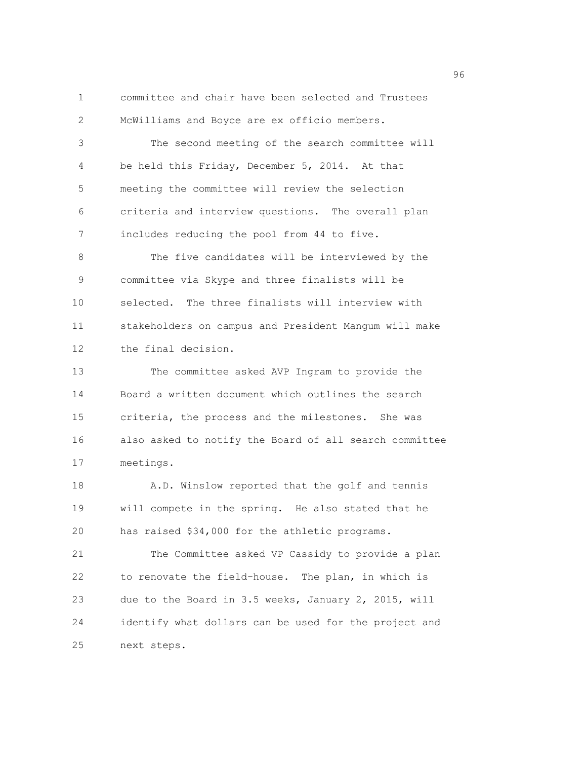committee and chair have been selected and Trustees McWilliams and Boyce are ex officio members.

The second meeting of the search committee will be held this Friday, December 5, 2014. At that meeting the committee will review the selection criteria and interview questions. The overall plan includes reducing the pool from 44 to five.

The five candidates will be interviewed by the committee via Skype and three finalists will be selected. The three finalists will interview with stakeholders on campus and President Mangum will make the final decision.

The committee asked AVP Ingram to provide the Board a written document which outlines the search criteria, the process and the milestones. She was also asked to notify the Board of all search committee meetings.

A.D. Winslow reported that the golf and tennis will compete in the spring. He also stated that he has raised $34,000 for the athletic programs.

The Committee asked VP Cassidy to provide a plan to renovate the field-house. The plan, in which is due to the Board in 3.5 weeks, January 2, 2015, will identify what dollars can be used for the project and next steps.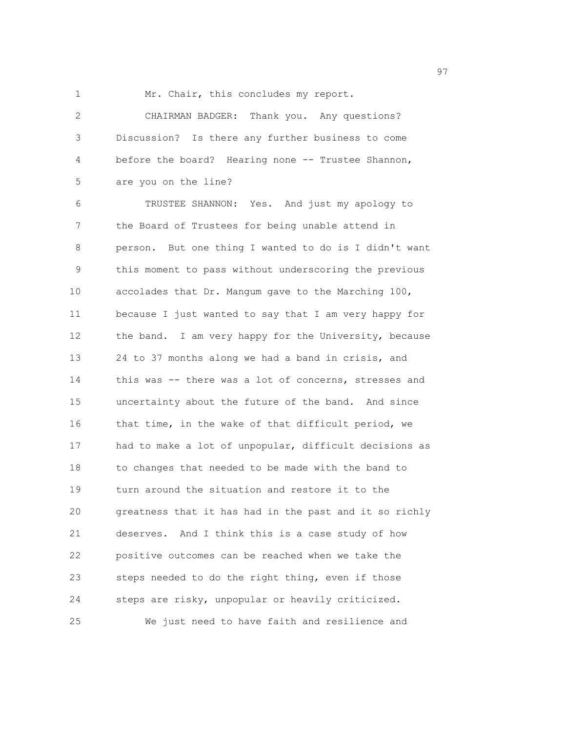Mr. Chair, this concludes my report.

CHAIRMAN BADGER: Thank you. Any questions? Discussion? Is there any further business to come before the board? Hearing none -- Trustee Shannon, are you on the line?

TRUSTEE SHANNON: Yes. And just my apology to the Board of Trustees for being unable attend in person. But one thing I wanted to do is I didn't want this moment to pass without underscoring the previous accolades that Dr. Mangum gave to the Marching 100, because I just wanted to say that I am very happy for the band. I am very happy for the University, because 24 to 37 months along we had a band in crisis, and this was -- there was a lot of concerns, stresses and uncertainty about the future of the band. And since that time, in the wake of that difficult period, we had to make a lot of unpopular, difficult decisions as to changes that needed to be made with the band to turn around the situation and restore it to the greatness that it has had in the past and it so richly deserves. And I think this is a case study of how positive outcomes can be reached when we take the steps needed to do the right thing, even if those steps are risky, unpopular or heavily criticized.

We just need to have faith and resilience and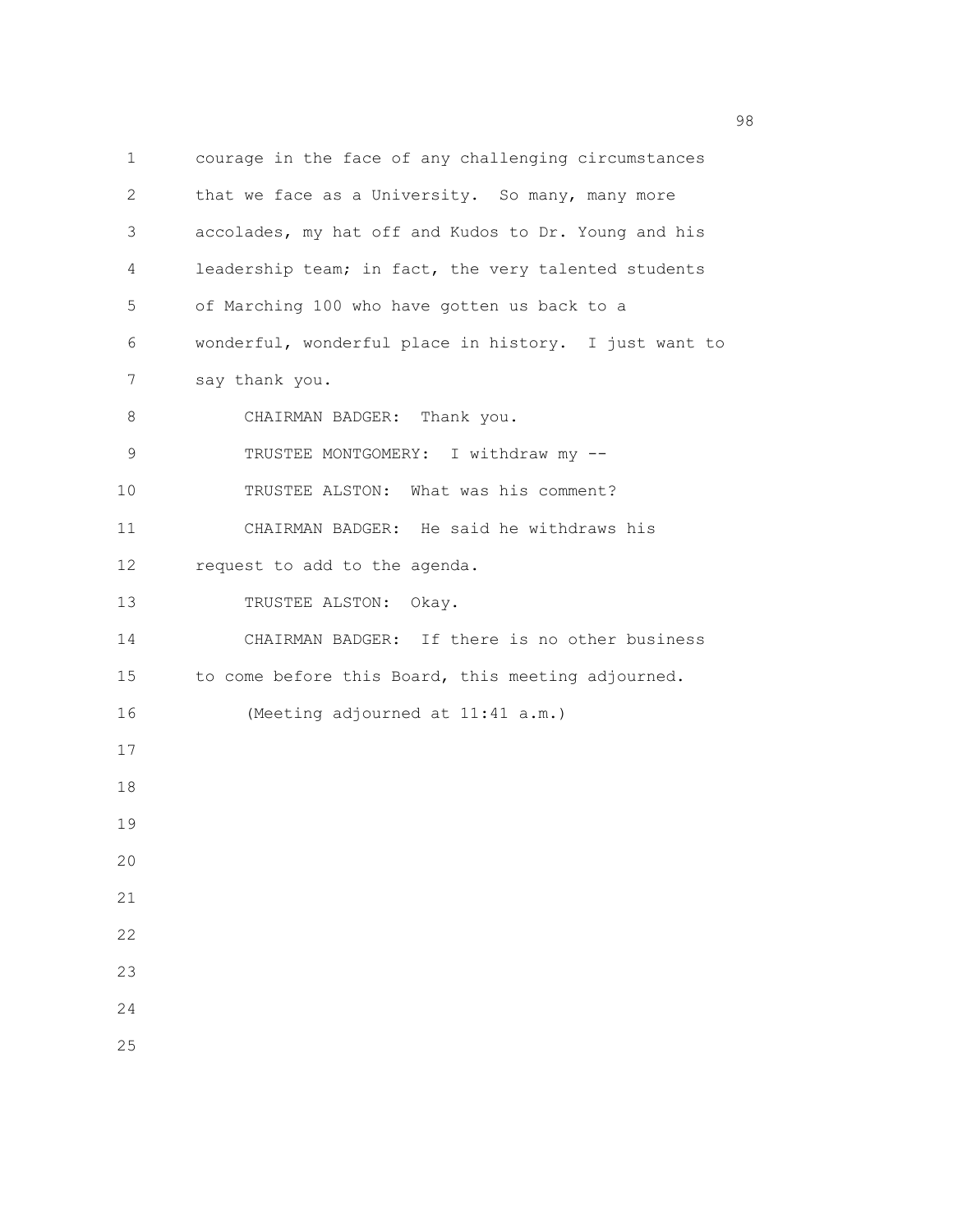courage in the face of any challenging circumstances that we face as a University. So many, many more accolades, my hat off and Kudos to Dr. Young and his leadership team; in fact, the very talented students of Marching 100 who have gotten us back to a wonderful, wonderful place in history. I just want to say thank you.

CHAIRMAN BADGER: Thank you.

TRUSTEE MONTGOMERY: I withdraw my --

TRUSTEE ALSTON: What was his comment?

CHAIRMAN BADGER: He said he withdraws his request to add to the agenda.

TRUSTEE ALSTON: Okay.

CHAIRMAN BADGER: If there is no other business to come before this Board, this meeting adjourned.

(Meeting adjourned at 11:41 a.m.)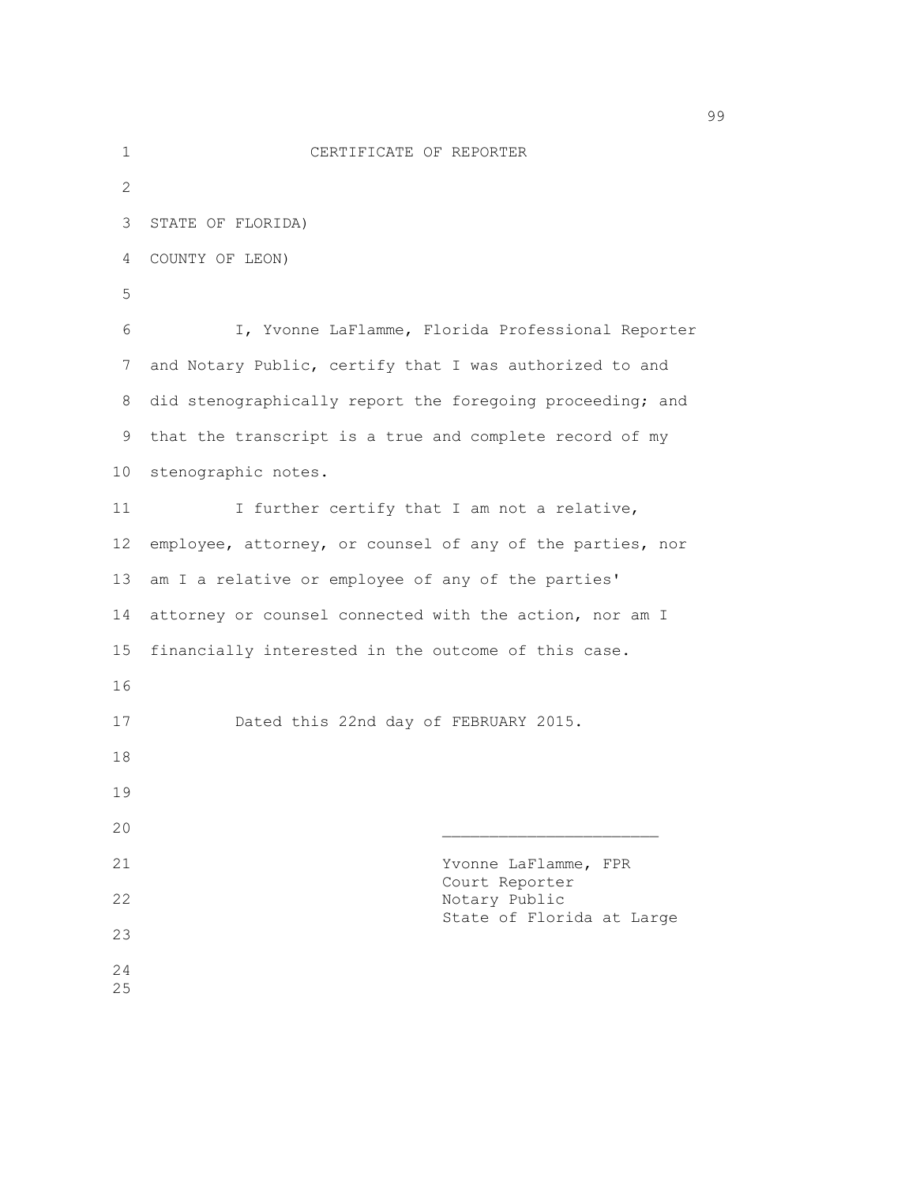# CERTIFICATE OF REPORTER

STATE OF FLORIDA)
COUNTY OF LEON)

I, Yvonne LaFlamme, Florida Professional Reporter and Notary Public, certify that I was authorized to and did stenographically report the foregoing proceeding; and that the transcript is a true and complete record of my stenographic notes.

I further certify that I am not a relative, employee, attorney, or counsel of any of the parties, nor am I a relative or employee of any of the parties' attorney or counsel connected with the action, nor am I financially interested in the outcome of this case.

Dated this 22nd day of FEBRUARY 2015.

______________________

Yvonne LaFlamme, FPR
Court Reporter
Notary Public
State of Florida at Large